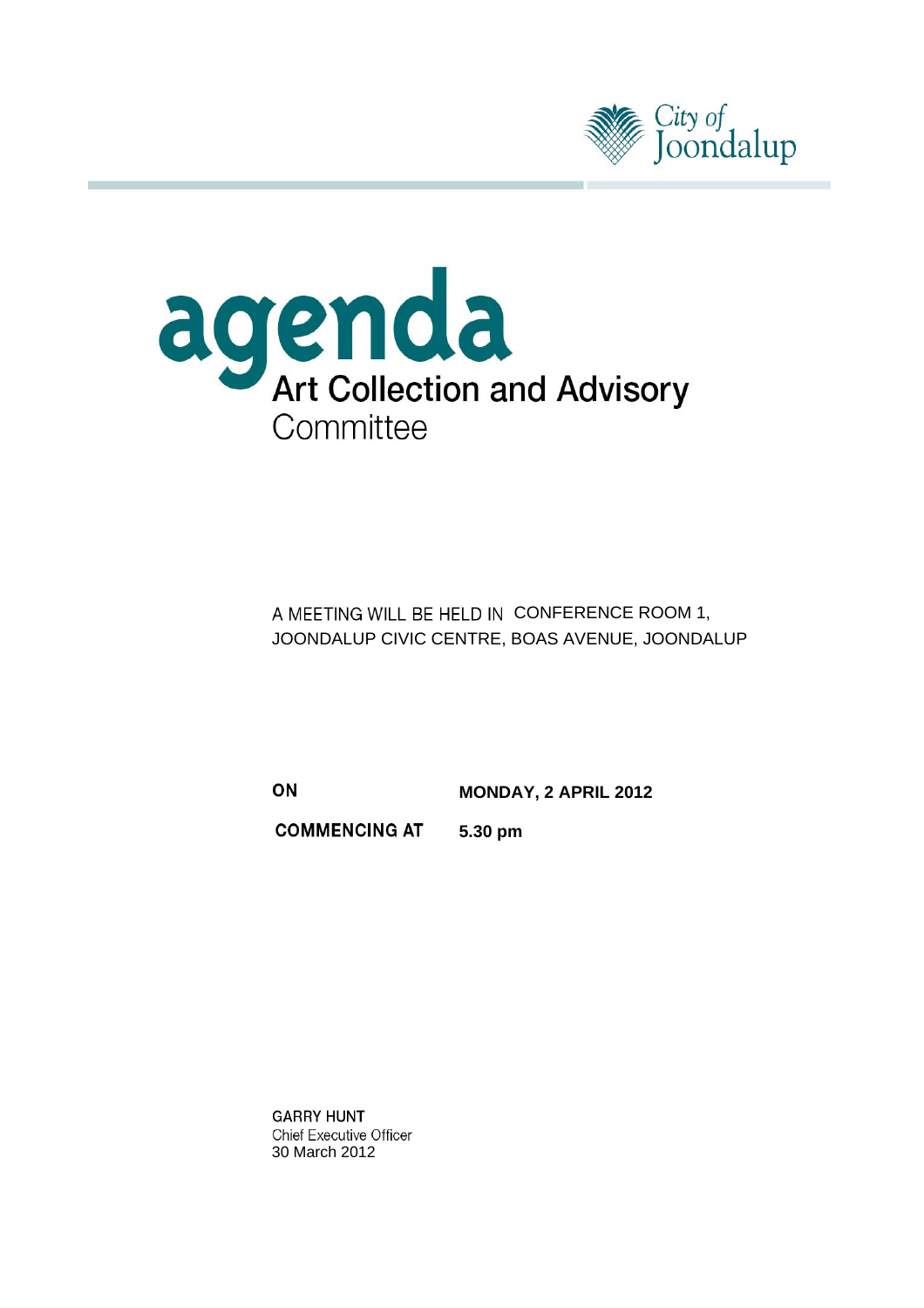City of Joondalup

# agenda

## Art Collection and Advisory Committee

A MEETING WILL BE HELD IN CONFERENCE ROOM 1, JOONDALUP CIVIC CENTRE, BOAS AVENUE, JOONDALUP

**ON** **MONDAY, 2 APRIL 2012**

**COMMENCING AT** **5.30 pm**

GARRY HUNT
Chief Executive Officer
30 March 2012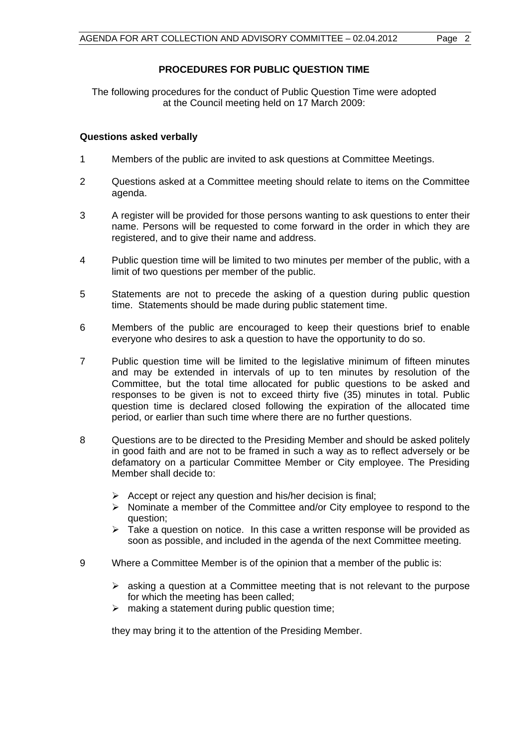## PROCEDURES FOR PUBLIC QUESTION TIME

The following procedures for the conduct of Public Question Time were adopted at the Council meeting held on 17 March 2009:

**Questions asked verbally**

1. Members of the public are invited to ask questions at Committee Meetings.

2. Questions asked at a Committee meeting should relate to items on the Committee agenda.

3. A register will be provided for those persons wanting to ask questions to enter their name. Persons will be requested to come forward in the order in which they are registered, and to give their name and address.

4. Public question time will be limited to two minutes per member of the public, with a limit of two questions per member of the public.

5. Statements are not to precede the asking of a question during public question time. Statements should be made during public statement time.

6. Members of the public are encouraged to keep their questions brief to enable everyone who desires to ask a question to have the opportunity to do so.

7. Public question time will be limited to the legislative minimum of fifteen minutes and may be extended in intervals of up to ten minutes by resolution of the Committee, but the total time allocated for public questions to be asked and responses to be given is not to exceed thirty five (35) minutes in total. Public question time is declared closed following the expiration of the allocated time period, or earlier than such time where there are no further questions.

8. Questions are to be directed to the Presiding Member and should be asked politely in good faith and are not to be framed in such a way as to reflect adversely or be defamatory on a particular Committee Member or City employee. The Presiding Member shall decide to:

   - Accept or reject any question and his/her decision is final;
   - Nominate a member of the Committee and/or City employee to respond to the question;
   - Take a question on notice. In this case a written response will be provided as soon as possible, and included in the agenda of the next Committee meeting.

9. Where a Committee Member is of the opinion that a member of the public is:

   - asking a question at a Committee meeting that is not relevant to the purpose for which the meeting has been called;
   - making a statement during public question time;

   they may bring it to the attention of the Presiding Member.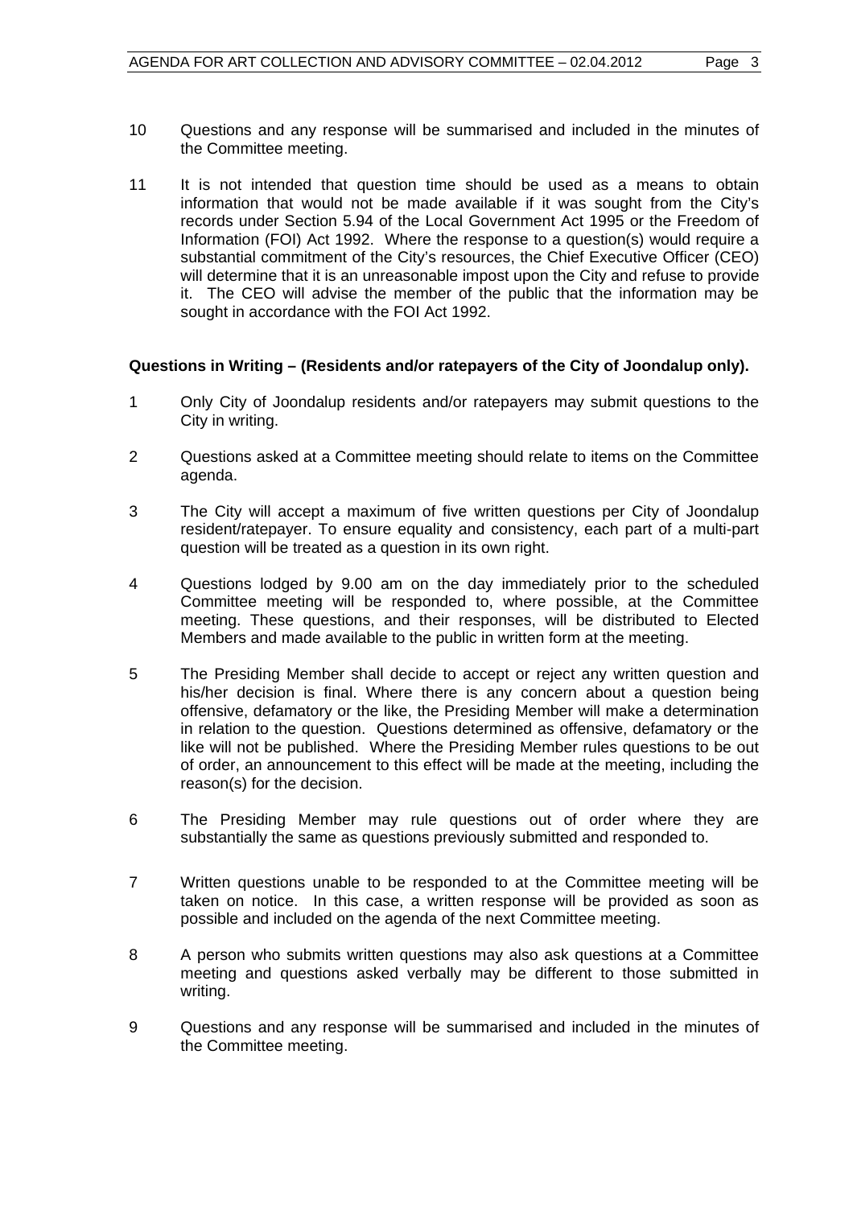10 Questions and any response will be summarised and included in the minutes of the Committee meeting.

11 It is not intended that question time should be used as a means to obtain information that would not be made available if it was sought from the City's records under Section 5.94 of the Local Government Act 1995 or the Freedom of Information (FOI) Act 1992. Where the response to a question(s) would require a substantial commitment of the City's resources, the Chief Executive Officer (CEO) will determine that it is an unreasonable impost upon the City and refuse to provide it. The CEO will advise the member of the public that the information may be sought in accordance with the FOI Act 1992.

**Questions in Writing – (Residents and/or ratepayers of the City of Joondalup only).**

1 Only City of Joondalup residents and/or ratepayers may submit questions to the City in writing.

2 Questions asked at a Committee meeting should relate to items on the Committee agenda.

3 The City will accept a maximum of five written questions per City of Joondalup resident/ratepayer. To ensure equality and consistency, each part of a multi-part question will be treated as a question in its own right.

4 Questions lodged by 9.00 am on the day immediately prior to the scheduled Committee meeting will be responded to, where possible, at the Committee meeting. These questions, and their responses, will be distributed to Elected Members and made available to the public in written form at the meeting.

5 The Presiding Member shall decide to accept or reject any written question and his/her decision is final. Where there is any concern about a question being offensive, defamatory or the like, the Presiding Member will make a determination in relation to the question. Questions determined as offensive, defamatory or the like will not be published. Where the Presiding Member rules questions to be out of order, an announcement to this effect will be made at the meeting, including the reason(s) for the decision.

6 The Presiding Member may rule questions out of order where they are substantially the same as questions previously submitted and responded to.

7 Written questions unable to be responded to at the Committee meeting will be taken on notice. In this case, a written response will be provided as soon as possible and included on the agenda of the next Committee meeting.

8 A person who submits written questions may also ask questions at a Committee meeting and questions asked verbally may be different to those submitted in writing.

9 Questions and any response will be summarised and included in the minutes of the Committee meeting.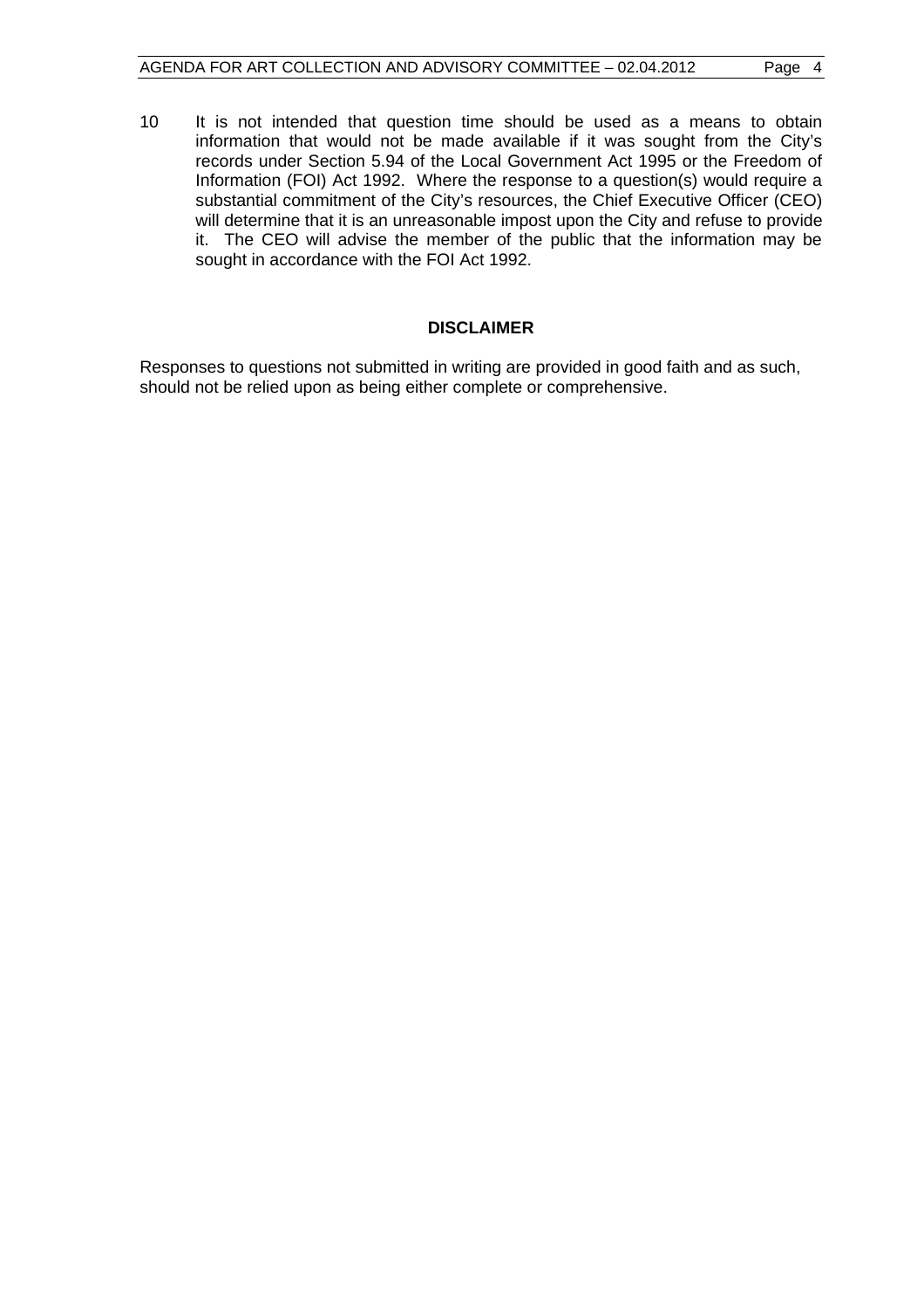10 It is not intended that question time should be used as a means to obtain information that would not be made available if it was sought from the City's records under Section 5.94 of the Local Government Act 1995 or the Freedom of Information (FOI) Act 1992. Where the response to a question(s) would require a substantial commitment of the City's resources, the Chief Executive Officer (CEO) will determine that it is an unreasonable impost upon the City and refuse to provide it. The CEO will advise the member of the public that the information may be sought in accordance with the FOI Act 1992.

## DISCLAIMER

Responses to questions not submitted in writing are provided in good faith and as such, should not be relied upon as being either complete or comprehensive.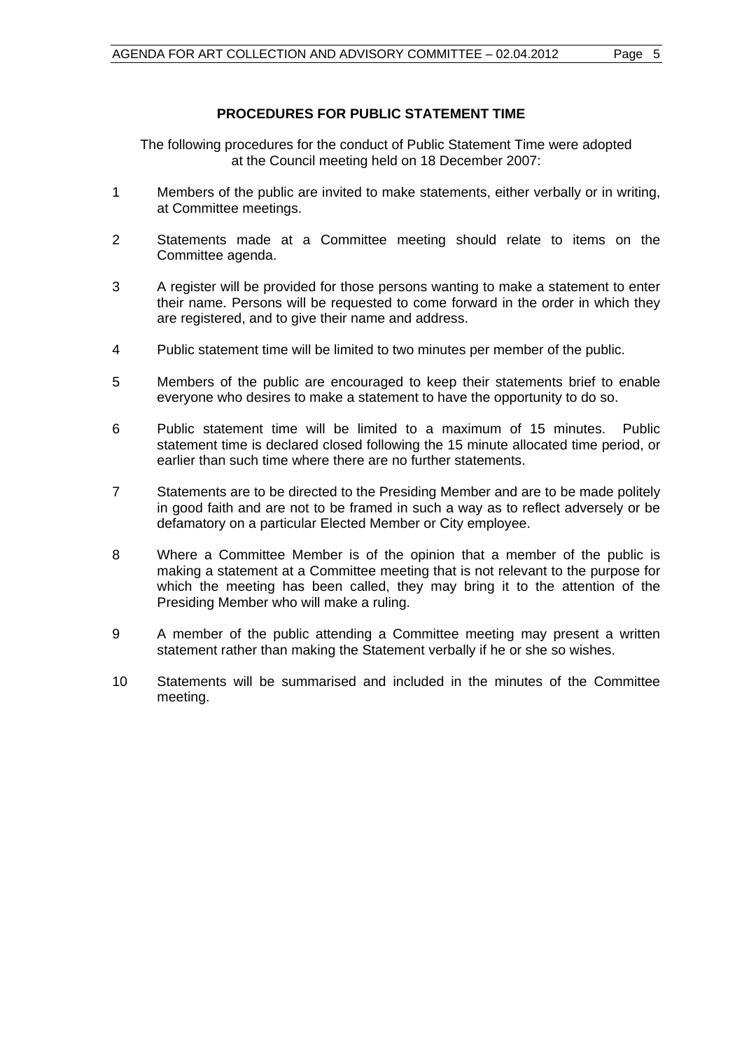## PROCEDURES FOR PUBLIC STATEMENT TIME

The following procedures for the conduct of Public Statement Time were adopted at the Council meeting held on 18 December 2007:

1. Members of the public are invited to make statements, either verbally or in writing, at Committee meetings.

2. Statements made at a Committee meeting should relate to items on the Committee agenda.

3. A register will be provided for those persons wanting to make a statement to enter their name. Persons will be requested to come forward in the order in which they are registered, and to give their name and address.

4. Public statement time will be limited to two minutes per member of the public.

5. Members of the public are encouraged to keep their statements brief to enable everyone who desires to make a statement to have the opportunity to do so.

6. Public statement time will be limited to a maximum of 15 minutes. Public statement time is declared closed following the 15 minute allocated time period, or earlier than such time where there are no further statements.

7. Statements are to be directed to the Presiding Member and are to be made politely in good faith and are not to be framed in such a way as to reflect adversely or be defamatory on a particular Elected Member or City employee.

8. Where a Committee Member is of the opinion that a member of the public is making a statement at a Committee meeting that is not relevant to the purpose for which the meeting has been called, they may bring it to the attention of the Presiding Member who will make a ruling.

9. A member of the public attending a Committee meeting may present a written statement rather than making the Statement verbally if he or she so wishes.

10. Statements will be summarised and included in the minutes of the Committee meeting.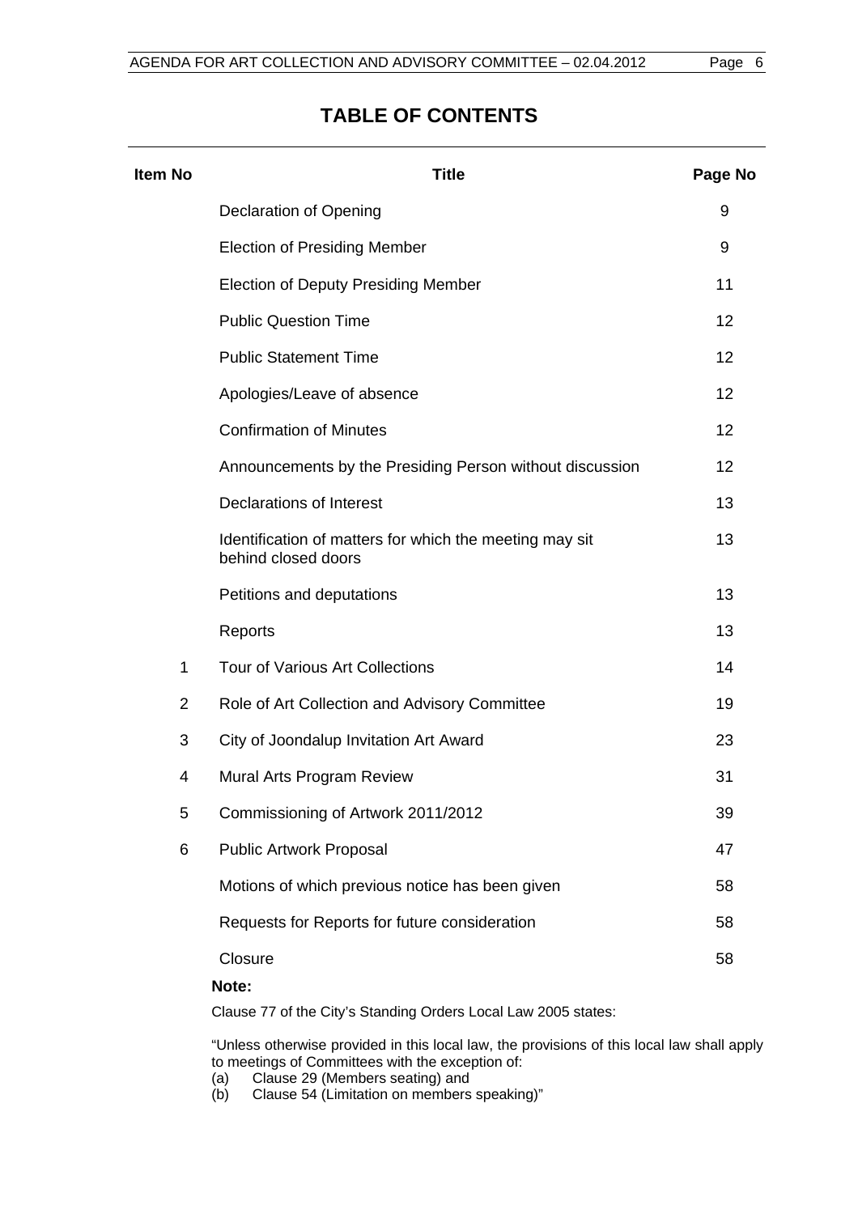# TABLE OF CONTENTS

| Item No | Title | Page No |
|---|---|---|
| | Declaration of Opening | 9 |
| | Election of Presiding Member | 9 |
| | Election of Deputy Presiding Member | 11 |
| | Public Question Time | 12 |
| | Public Statement Time | 12 |
| | Apologies/Leave of absence | 12 |
| | Confirmation of Minutes | 12 |
| | Announcements by the Presiding Person without discussion | 12 |
| | Declarations of Interest | 13 |
| | Identification of matters for which the meeting may sit behind closed doors | 13 |
| | Petitions and deputations | 13 |
| | Reports | 13 |
| 1 | Tour of Various Art Collections | 14 |
| 2 | Role of Art Collection and Advisory Committee | 19 |
| 3 | City of Joondalup Invitation Art Award | 23 |
| 4 | Mural Arts Program Review | 31 |
| 5 | Commissioning of Artwork 2011/2012 | 39 |
| 6 | Public Artwork Proposal | 47 |
| | Motions of which previous notice has been given | 58 |
| | Requests for Reports for future consideration | 58 |
| | Closure | 58 |

**Note:**

Clause 77 of the City's Standing Orders Local Law 2005 states:

"Unless otherwise provided in this local law, the provisions of this local law shall apply to meetings of Committees with the exception of:
(a) Clause 29 (Members seating) and
(b) Clause 54 (Limitation on members speaking)"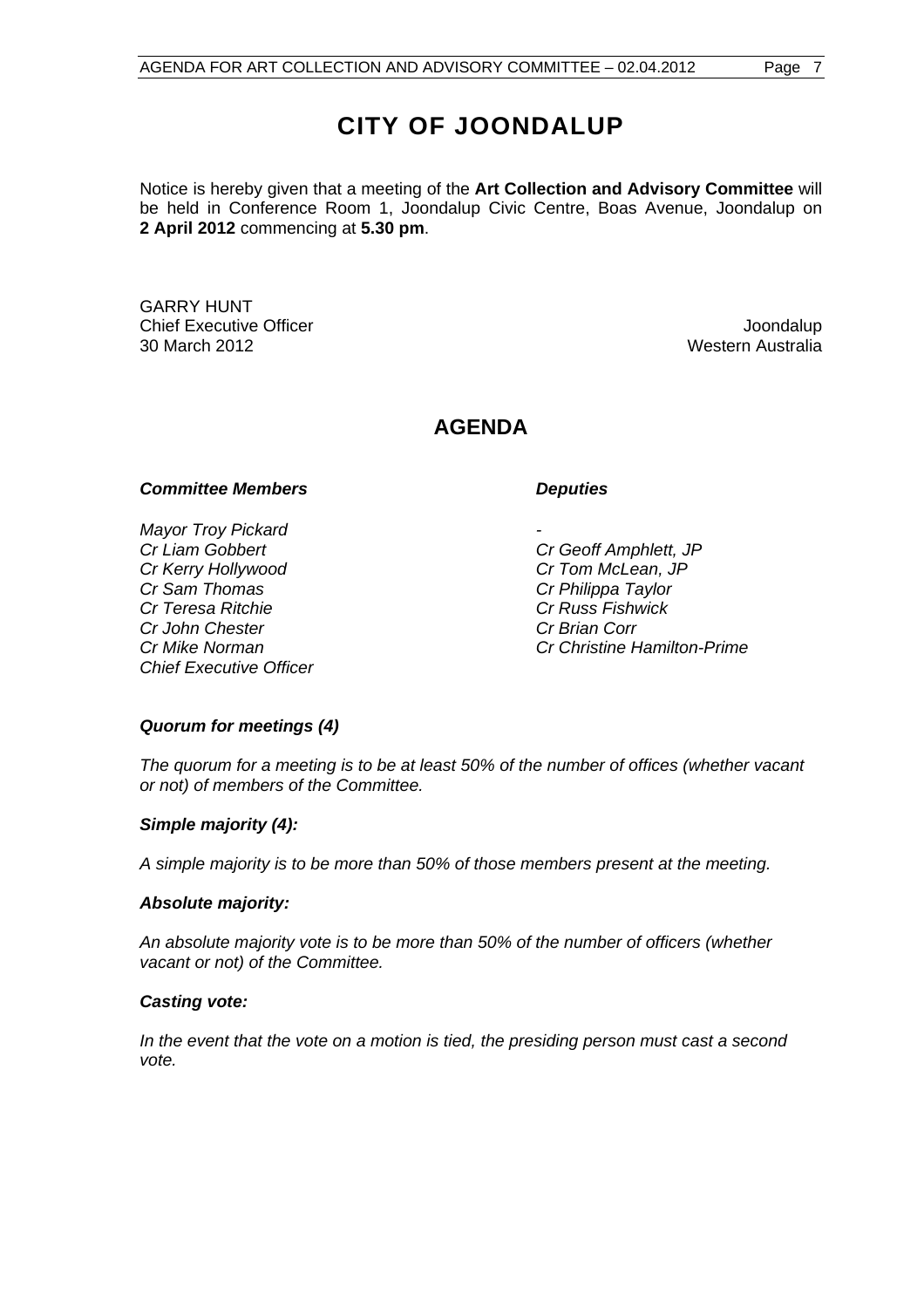# CITY OF JOONDALUP

Notice is hereby given that a meeting of the **Art Collection and Advisory Committee** will be held in Conference Room 1, Joondalup Civic Centre, Boas Avenue, Joondalup on **2 April 2012** commencing at **5.30 pm**.

GARRY HUNT
Chief Executive Officer
30 March 2012

Joondalup
Western Australia

## AGENDA

| ***Committee Members*** | ***Deputies*** |
|---|---|
| *Mayor Troy Pickard* | - |
| *Cr Liam Gobbert* | *Cr Geoff Amphlett, JP* |
| *Cr Kerry Hollywood* | *Cr Tom McLean, JP* |
| *Cr Sam Thomas* | *Cr Philippa Taylor* |
| *Cr Teresa Ritchie* | *Cr Russ Fishwick* |
| *Cr John Chester* | *Cr Brian Corr* |
| *Cr Mike Norman* | *Cr Christine Hamilton-Prime* |
| *Chief Executive Officer* | |

***Quorum for meetings (4)***

*The quorum for a meeting is to be at least 50% of the number of offices (whether vacant or not) of members of the Committee.*

***Simple majority (4):***

*A simple majority is to be more than 50% of those members present at the meeting.*

***Absolute majority:***

*An absolute majority vote is to be more than 50% of the number of officers (whether vacant or not) of the Committee.*

***Casting vote:***

*In the event that the vote on a motion is tied, the presiding person must cast a second vote.*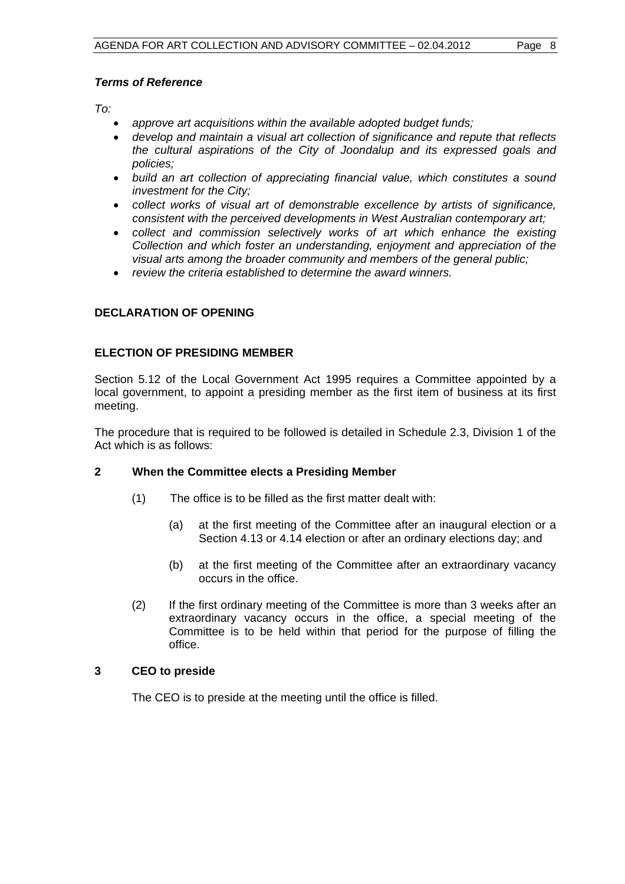***Terms of Reference***

*To:*

- *approve art acquisitions within the available adopted budget funds;*
- *develop and maintain a visual art collection of significance and repute that reflects the cultural aspirations of the City of Joondalup and its expressed goals and policies;*
- *build an art collection of appreciating financial value, which constitutes a sound investment for the City;*
- *collect works of visual art of demonstrable excellence by artists of significance, consistent with the perceived developments in West Australian contemporary art;*
- *collect and commission selectively works of art which enhance the existing Collection and which foster an understanding, enjoyment and appreciation of the visual arts among the broader community and members of the general public;*
- *review the criteria established to determine the award winners.*

## DECLARATION OF OPENING

## ELECTION OF PRESIDING MEMBER

Section 5.12 of the Local Government Act 1995 requires a Committee appointed by a local government, to appoint a presiding member as the first item of business at its first meeting.

The procedure that is required to be followed is detailed in Schedule 2.3, Division 1 of the Act which is as follows:

### 2 When the Committee elects a Presiding Member

(1) The office is to be filled as the first matter dealt with:

  (a) at the first meeting of the Committee after an inaugural election or a Section 4.13 or 4.14 election or after an ordinary elections day; and

  (b) at the first meeting of the Committee after an extraordinary vacancy occurs in the office.

(2) If the first ordinary meeting of the Committee is more than 3 weeks after an extraordinary vacancy occurs in the office, a special meeting of the Committee is to be held within that period for the purpose of filling the office.

### 3 CEO to preside

The CEO is to preside at the meeting until the office is filled.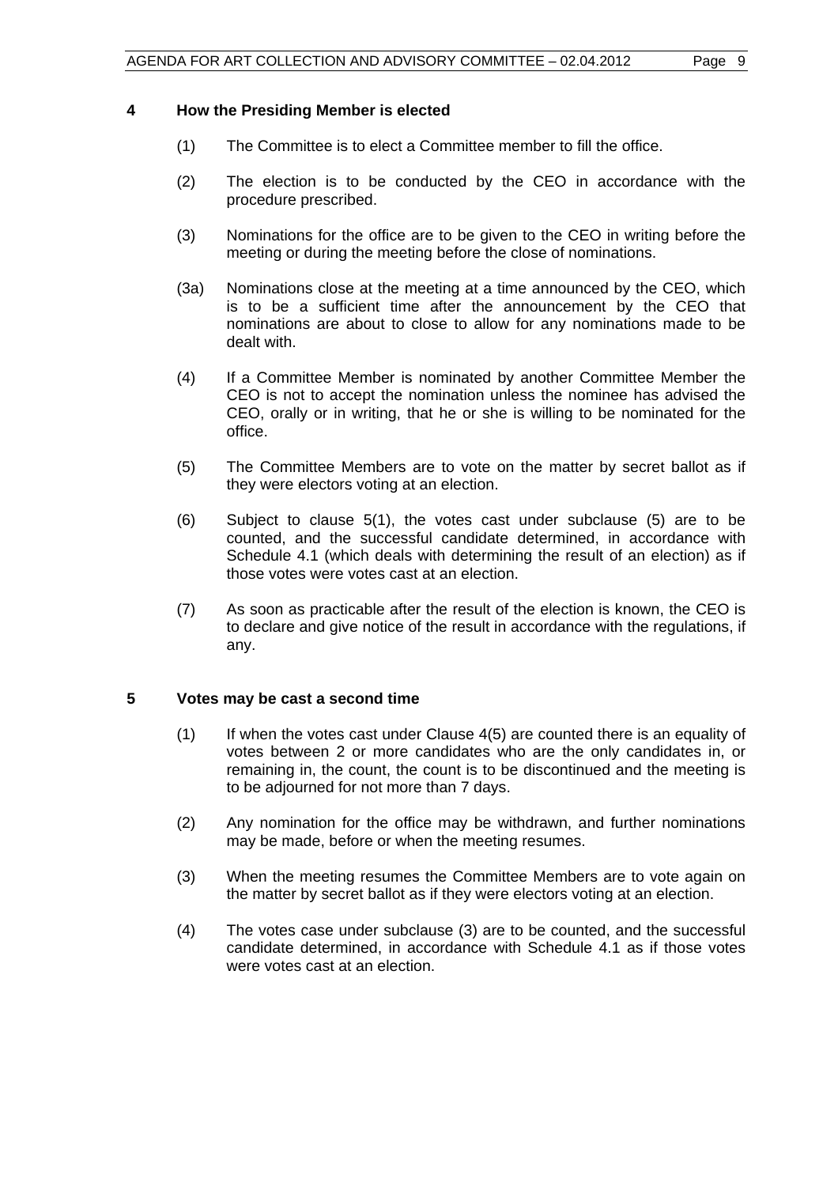## 4 How the Presiding Member is elected

(1) The Committee is to elect a Committee member to fill the office.

(2) The election is to be conducted by the CEO in accordance with the procedure prescribed.

(3) Nominations for the office are to be given to the CEO in writing before the meeting or during the meeting before the close of nominations.

(3a) Nominations close at the meeting at a time announced by the CEO, which is to be a sufficient time after the announcement by the CEO that nominations are about to close to allow for any nominations made to be dealt with.

(4) If a Committee Member is nominated by another Committee Member the CEO is not to accept the nomination unless the nominee has advised the CEO, orally or in writing, that he or she is willing to be nominated for the office.

(5) The Committee Members are to vote on the matter by secret ballot as if they were electors voting at an election.

(6) Subject to clause 5(1), the votes cast under subclause (5) are to be counted, and the successful candidate determined, in accordance with Schedule 4.1 (which deals with determining the result of an election) as if those votes were votes cast at an election.

(7) As soon as practicable after the result of the election is known, the CEO is to declare and give notice of the result in accordance with the regulations, if any.

## 5 Votes may be cast a second time

(1) If when the votes cast under Clause 4(5) are counted there is an equality of votes between 2 or more candidates who are the only candidates in, or remaining in, the count, the count is to be discontinued and the meeting is to be adjourned for not more than 7 days.

(2) Any nomination for the office may be withdrawn, and further nominations may be made, before or when the meeting resumes.

(3) When the meeting resumes the Committee Members are to vote again on the matter by secret ballot as if they were electors voting at an election.

(4) The votes case under subclause (3) are to be counted, and the successful candidate determined, in accordance with Schedule 4.1 as if those votes were votes cast at an election.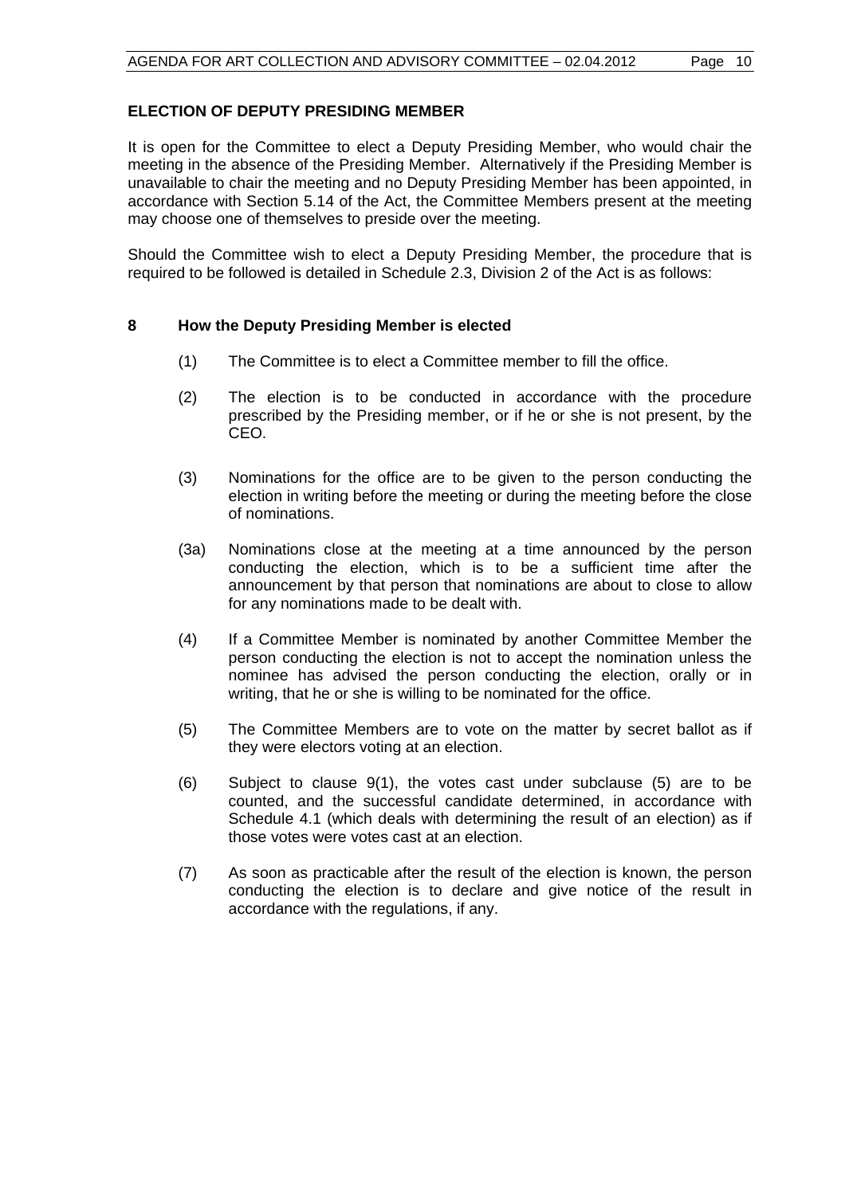## ELECTION OF DEPUTY PRESIDING MEMBER

It is open for the Committee to elect a Deputy Presiding Member, who would chair the meeting in the absence of the Presiding Member. Alternatively if the Presiding Member is unavailable to chair the meeting and no Deputy Presiding Member has been appointed, in accordance with Section 5.14 of the Act, the Committee Members present at the meeting may choose one of themselves to preside over the meeting.

Should the Committee wish to elect a Deputy Presiding Member, the procedure that is required to be followed is detailed in Schedule 2.3, Division 2 of the Act is as follows:

### 8 How the Deputy Presiding Member is elected

(1) The Committee is to elect a Committee member to fill the office.

(2) The election is to be conducted in accordance with the procedure prescribed by the Presiding member, or if he or she is not present, by the CEO.

(3) Nominations for the office are to be given to the person conducting the election in writing before the meeting or during the meeting before the close of nominations.

(3a) Nominations close at the meeting at a time announced by the person conducting the election, which is to be a sufficient time after the announcement by that person that nominations are about to close to allow for any nominations made to be dealt with.

(4) If a Committee Member is nominated by another Committee Member the person conducting the election is not to accept the nomination unless the nominee has advised the person conducting the election, orally or in writing, that he or she is willing to be nominated for the office.

(5) The Committee Members are to vote on the matter by secret ballot as if they were electors voting at an election.

(6) Subject to clause 9(1), the votes cast under subclause (5) are to be counted, and the successful candidate determined, in accordance with Schedule 4.1 (which deals with determining the result of an election) as if those votes were votes cast at an election.

(7) As soon as practicable after the result of the election is known, the person conducting the election is to declare and give notice of the result in accordance with the regulations, if any.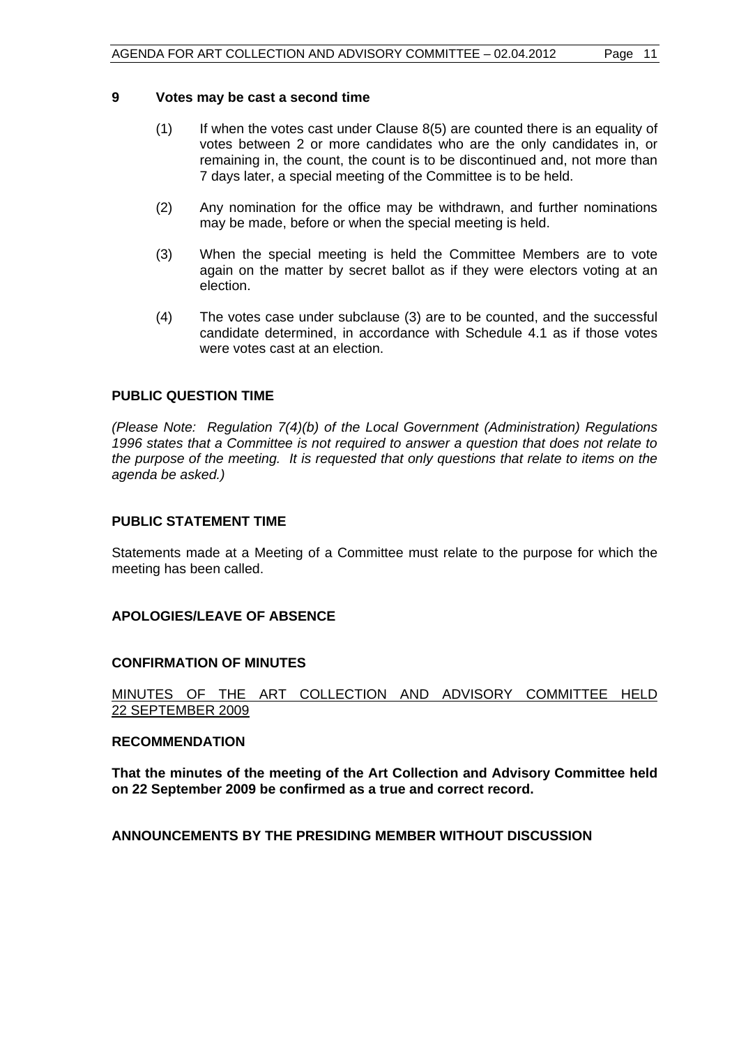## 9 Votes may be cast a second time

(1) If when the votes cast under Clause 8(5) are counted there is an equality of votes between 2 or more candidates who are the only candidates in, or remaining in, the count, the count is to be discontinued and, not more than 7 days later, a special meeting of the Committee is to be held.

(2) Any nomination for the office may be withdrawn, and further nominations may be made, before or when the special meeting is held.

(3) When the special meeting is held the Committee Members are to vote again on the matter by secret ballot as if they were electors voting at an election.

(4) The votes case under subclause (3) are to be counted, and the successful candidate determined, in accordance with Schedule 4.1 as if those votes were votes cast at an election.

## PUBLIC QUESTION TIME

*(Please Note: Regulation 7(4)(b) of the Local Government (Administration) Regulations 1996 states that a Committee is not required to answer a question that does not relate to the purpose of the meeting. It is requested that only questions that relate to items on the agenda be asked.)*

## PUBLIC STATEMENT TIME

Statements made at a Meeting of a Committee must relate to the purpose for which the meeting has been called.

## APOLOGIES/LEAVE OF ABSENCE

## CONFIRMATION OF MINUTES

MINUTES OF THE ART COLLECTION AND ADVISORY COMMITTEE HELD 22 SEPTEMBER 2009

### RECOMMENDATION

**That the minutes of the meeting of the Art Collection and Advisory Committee held on 22 September 2009 be confirmed as a true and correct record.**

## ANNOUNCEMENTS BY THE PRESIDING MEMBER WITHOUT DISCUSSION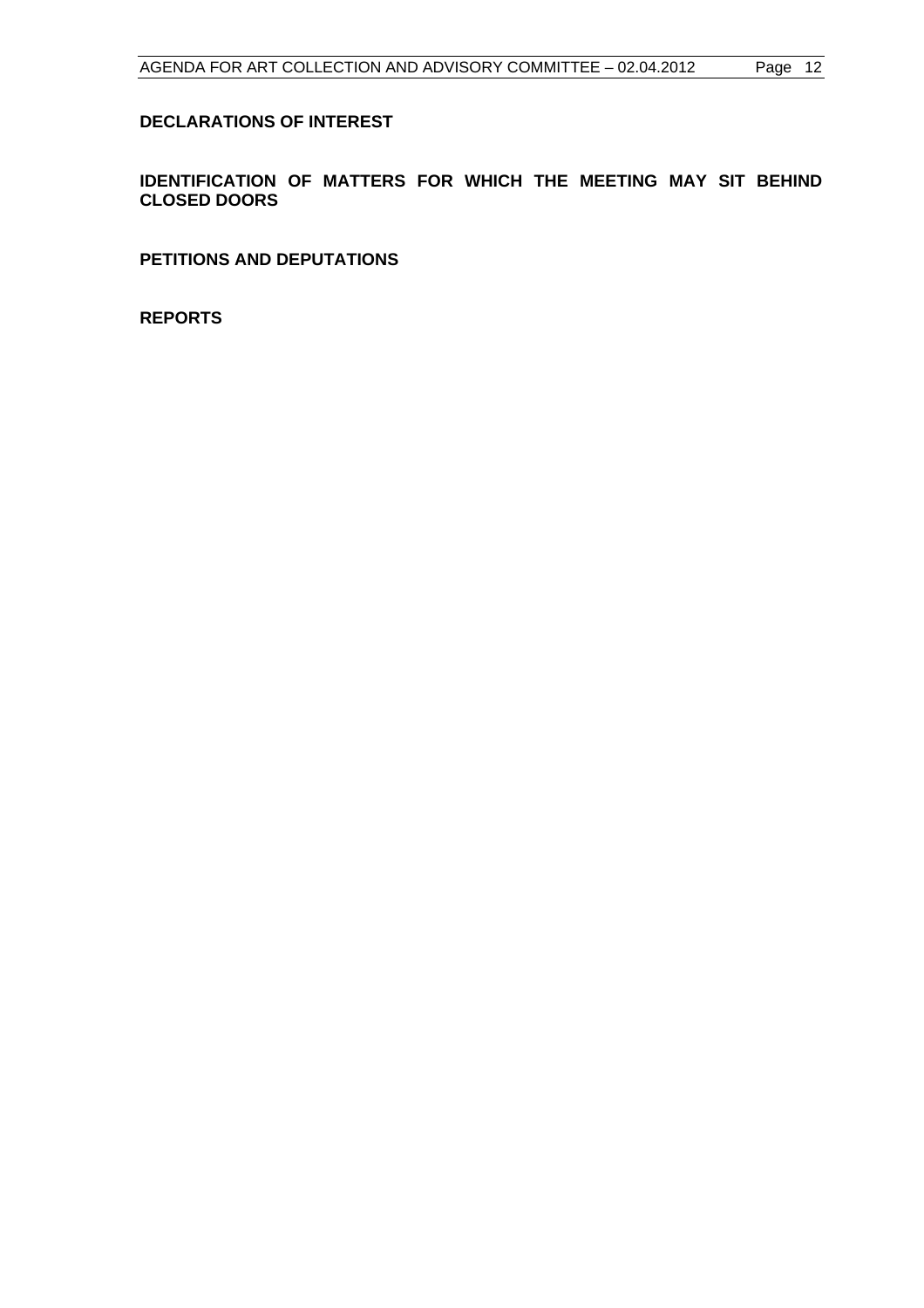## DECLARATIONS OF INTEREST

## IDENTIFICATION OF MATTERS FOR WHICH THE MEETING MAY SIT BEHIND CLOSED DOORS

## PETITIONS AND DEPUTATIONS

## REPORTS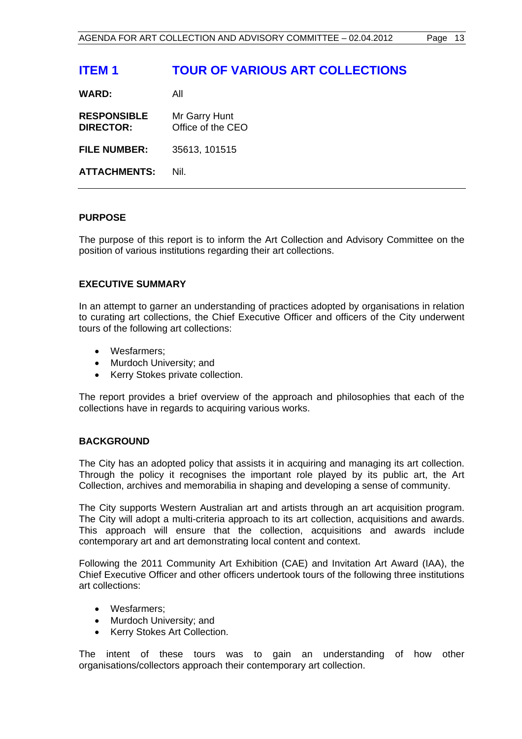# ITEM 1 TOUR OF VARIOUS ART COLLECTIONS

| | |
|---|---|
| **WARD:** | All |
| **RESPONSIBLE DIRECTOR:** | Mr Garry Hunt<br>Office of the CEO |
| **FILE NUMBER:** | 35613, 101515 |
| **ATTACHMENTS:** | Nil. |

## PURPOSE

The purpose of this report is to inform the Art Collection and Advisory Committee on the position of various institutions regarding their art collections.

## EXECUTIVE SUMMARY

In an attempt to garner an understanding of practices adopted by organisations in relation to curating art collections, the Chief Executive Officer and officers of the City underwent tours of the following art collections:

- Wesfarmers;
- Murdoch University; and
- Kerry Stokes private collection.

The report provides a brief overview of the approach and philosophies that each of the collections have in regards to acquiring various works.

## BACKGROUND

The City has an adopted policy that assists it in acquiring and managing its art collection. Through the policy it recognises the important role played by its public art, the Art Collection, archives and memorabilia in shaping and developing a sense of community.

The City supports Western Australian art and artists through an art acquisition program. The City will adopt a multi-criteria approach to its art collection, acquisitions and awards. This approach will ensure that the collection, acquisitions and awards include contemporary art and art demonstrating local content and context.

Following the 2011 Community Art Exhibition (CAE) and Invitation Art Award (IAA), the Chief Executive Officer and other officers undertook tours of the following three institutions art collections:

- Wesfarmers;
- Murdoch University; and
- Kerry Stokes Art Collection.

The intent of these tours was to gain an understanding of how other organisations/collectors approach their contemporary art collection.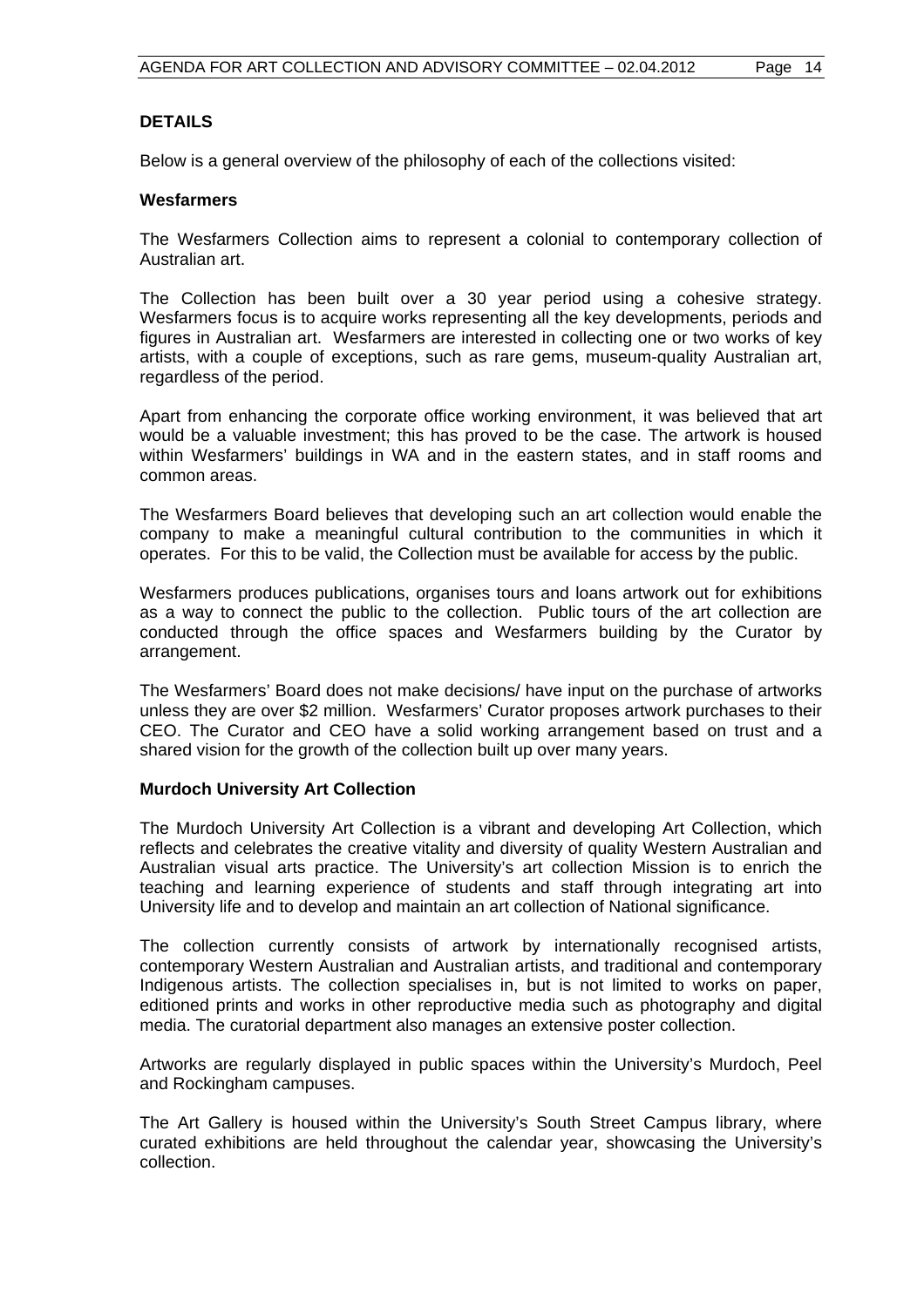## DETAILS

Below is a general overview of the philosophy of each of the collections visited:

### Wesfarmers

The Wesfarmers Collection aims to represent a colonial to contemporary collection of Australian art.

The Collection has been built over a 30 year period using a cohesive strategy. Wesfarmers focus is to acquire works representing all the key developments, periods and figures in Australian art. Wesfarmers are interested in collecting one or two works of key artists, with a couple of exceptions, such as rare gems, museum-quality Australian art, regardless of the period.

Apart from enhancing the corporate office working environment, it was believed that art would be a valuable investment; this has proved to be the case. The artwork is housed within Wesfarmers' buildings in WA and in the eastern states, and in staff rooms and common areas.

The Wesfarmers Board believes that developing such an art collection would enable the company to make a meaningful cultural contribution to the communities in which it operates. For this to be valid, the Collection must be available for access by the public.

Wesfarmers produces publications, organises tours and loans artwork out for exhibitions as a way to connect the public to the collection. Public tours of the art collection are conducted through the office spaces and Wesfarmers building by the Curator by arrangement.

The Wesfarmers' Board does not make decisions/ have input on the purchase of artworks unless they are over $2 million. Wesfarmers' Curator proposes artwork purchases to their CEO. The Curator and CEO have a solid working arrangement based on trust and a shared vision for the growth of the collection built up over many years.

### Murdoch University Art Collection

The Murdoch University Art Collection is a vibrant and developing Art Collection, which reflects and celebrates the creative vitality and diversity of quality Western Australian and Australian visual arts practice. The University's art collection Mission is to enrich the teaching and learning experience of students and staff through integrating art into University life and to develop and maintain an art collection of National significance.

The collection currently consists of artwork by internationally recognised artists, contemporary Western Australian and Australian artists, and traditional and contemporary Indigenous artists. The collection specialises in, but is not limited to works on paper, editioned prints and works in other reproductive media such as photography and digital media. The curatorial department also manages an extensive poster collection.

Artworks are regularly displayed in public spaces within the University's Murdoch, Peel and Rockingham campuses.

The Art Gallery is housed within the University's South Street Campus library, where curated exhibitions are held throughout the calendar year, showcasing the University's collection.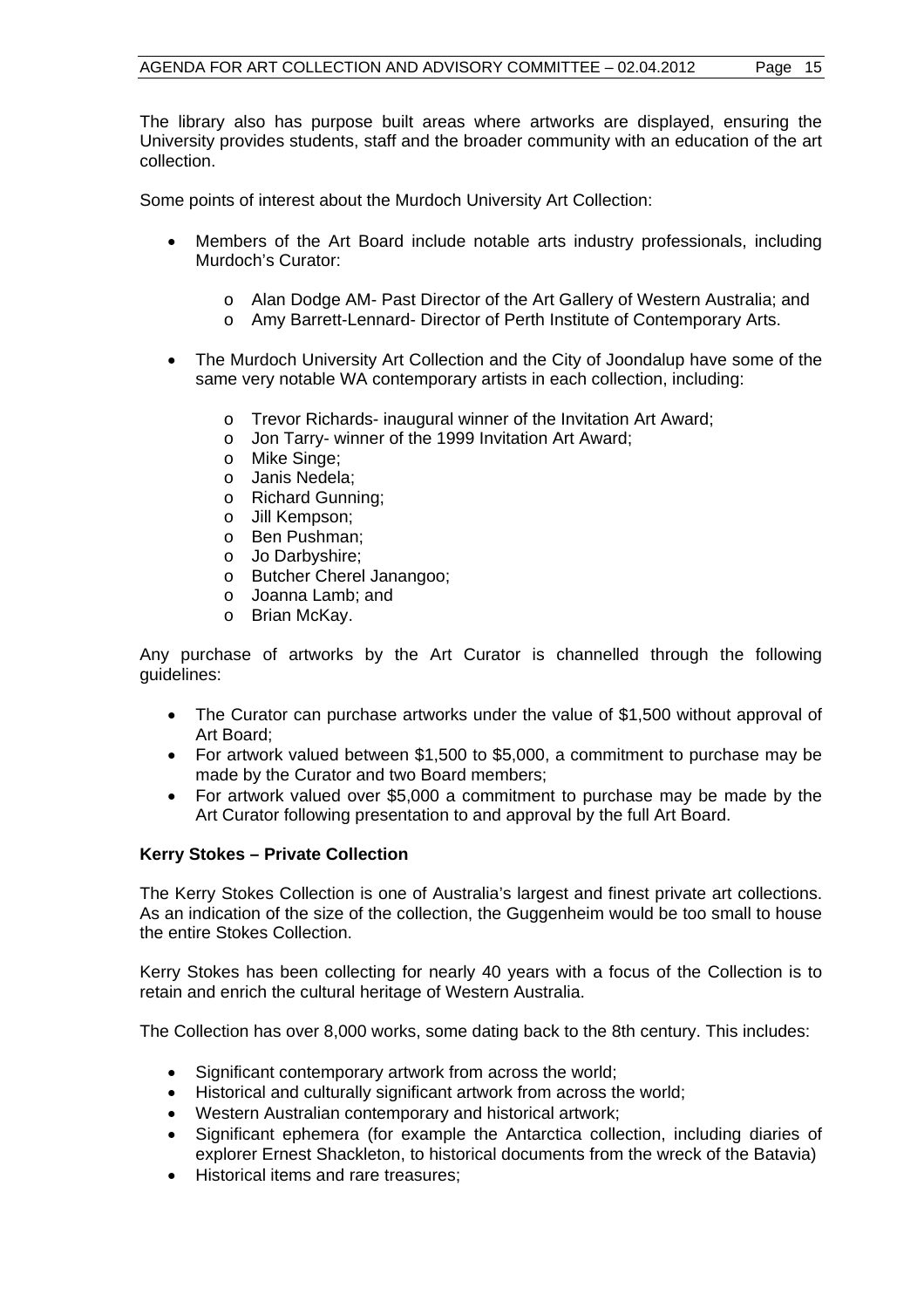The library also has purpose built areas where artworks are displayed, ensuring the University provides students, staff and the broader community with an education of the art collection.

Some points of interest about the Murdoch University Art Collection:

- Members of the Art Board include notable arts industry professionals, including Murdoch's Curator:
    - Alan Dodge AM- Past Director of the Art Gallery of Western Australia; and
    - Amy Barrett-Lennard- Director of Perth Institute of Contemporary Arts.
- The Murdoch University Art Collection and the City of Joondalup have some of the same very notable WA contemporary artists in each collection, including:
    - Trevor Richards- inaugural winner of the Invitation Art Award;
    - Jon Tarry- winner of the 1999 Invitation Art Award;
    - Mike Singe;
    - Janis Nedela;
    - Richard Gunning;
    - Jill Kempson;
    - Ben Pushman;
    - Jo Darbyshire;
    - Butcher Cherel Janangoo;
    - Joanna Lamb; and
    - Brian McKay.

Any purchase of artworks by the Art Curator is channelled through the following guidelines:

- The Curator can purchase artworks under the value of $1,500 without approval of Art Board;
- For artwork valued between $1,500 to $5,000, a commitment to purchase may be made by the Curator and two Board members;
- For artwork valued over $5,000 a commitment to purchase may be made by the Art Curator following presentation to and approval by the full Art Board.

**Kerry Stokes – Private Collection**

The Kerry Stokes Collection is one of Australia's largest and finest private art collections. As an indication of the size of the collection, the Guggenheim would be too small to house the entire Stokes Collection.

Kerry Stokes has been collecting for nearly 40 years with a focus of the Collection is to retain and enrich the cultural heritage of Western Australia.

The Collection has over 8,000 works, some dating back to the 8th century. This includes:

- Significant contemporary artwork from across the world;
- Historical and culturally significant artwork from across the world;
- Western Australian contemporary and historical artwork;
- Significant ephemera (for example the Antarctica collection, including diaries of explorer Ernest Shackleton, to historical documents from the wreck of the Batavia)
- Historical items and rare treasures;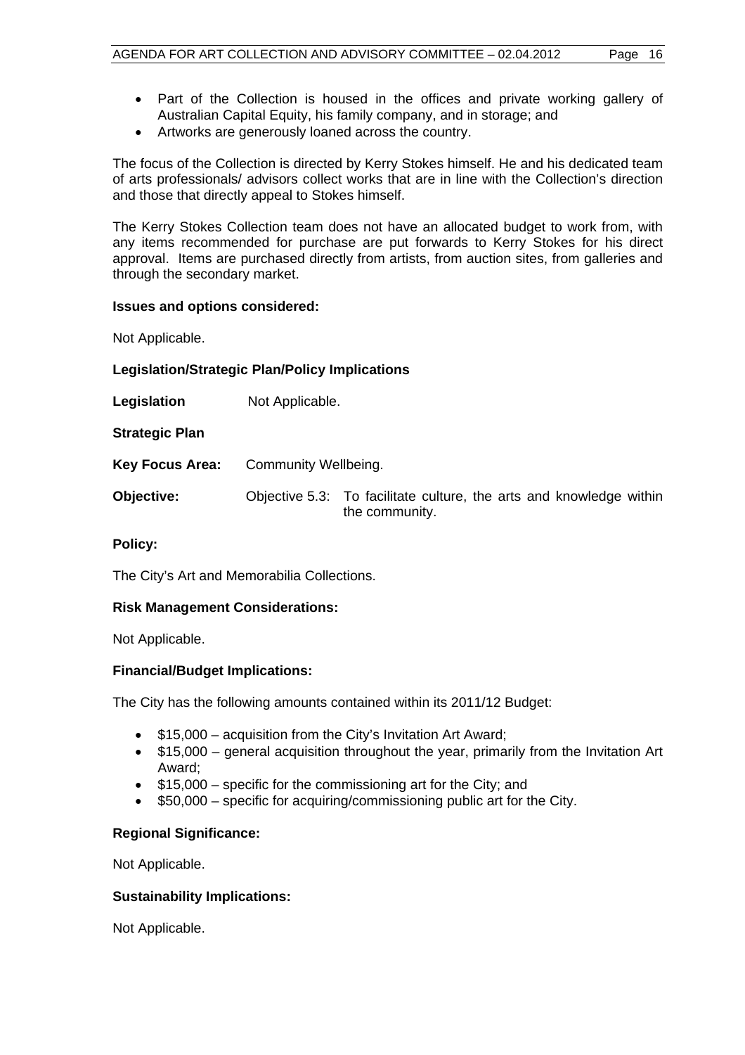- Part of the Collection is housed in the offices and private working gallery of Australian Capital Equity, his family company, and in storage; and
- Artworks are generously loaned across the country.

The focus of the Collection is directed by Kerry Stokes himself. He and his dedicated team of arts professionals/ advisors collect works that are in line with the Collection's direction and those that directly appeal to Stokes himself.

The Kerry Stokes Collection team does not have an allocated budget to work from, with any items recommended for purchase are put forwards to Kerry Stokes for his direct approval. Items are purchased directly from artists, from auction sites, from galleries and through the secondary market.

**Issues and options considered:**

Not Applicable.

**Legislation/Strategic Plan/Policy Implications**

**Legislation** Not Applicable.

**Strategic Plan**

**Key Focus Area:** Community Wellbeing.

**Objective:** Objective 5.3: To facilitate culture, the arts and knowledge within the community.

**Policy:**

The City's Art and Memorabilia Collections.

**Risk Management Considerations:**

Not Applicable.

**Financial/Budget Implications:**

The City has the following amounts contained within its 2011/12 Budget:

- $15,000 – acquisition from the City's Invitation Art Award;
- $15,000 – general acquisition throughout the year, primarily from the Invitation Art Award;
- $15,000 – specific for the commissioning art for the City; and
- $50,000 – specific for acquiring/commissioning public art for the City.

**Regional Significance:**

Not Applicable.

**Sustainability Implications:**

Not Applicable.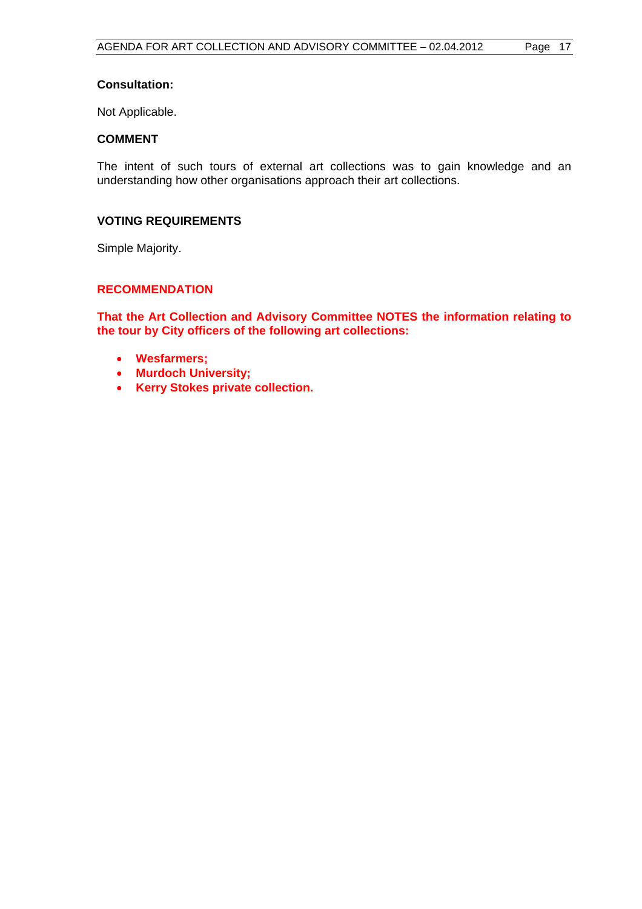**Consultation:**

Not Applicable.

**COMMENT**

The intent of such tours of external art collections was to gain knowledge and an understanding how other organisations approach their art collections.

**VOTING REQUIREMENTS**

Simple Majority.

**RECOMMENDATION**

**That the Art Collection and Advisory Committee NOTES the information relating to the tour by City officers of the following art collections:**

- **Wesfarmers;**
- **Murdoch University;**
- **Kerry Stokes private collection.**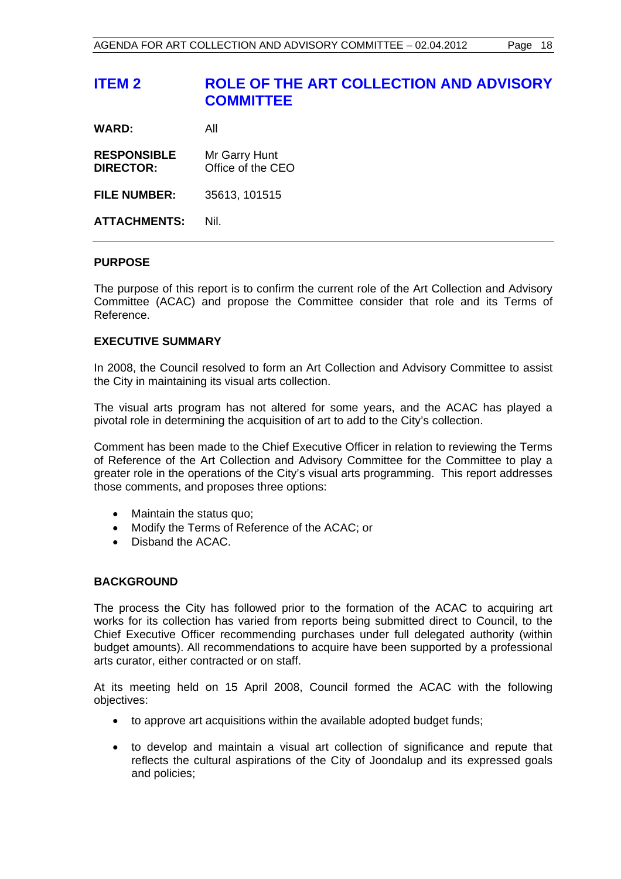# ITEM 2 ROLE OF THE ART COLLECTION AND ADVISORY COMMITTEE

**WARD:** All

**RESPONSIBLE DIRECTOR:** Mr Garry Hunt
Office of the CEO

**FILE NUMBER:** 35613, 101515

**ATTACHMENTS:** Nil.

---

## PURPOSE

The purpose of this report is to confirm the current role of the Art Collection and Advisory Committee (ACAC) and propose the Committee consider that role and its Terms of Reference.

## EXECUTIVE SUMMARY

In 2008, the Council resolved to form an Art Collection and Advisory Committee to assist the City in maintaining its visual arts collection.

The visual arts program has not altered for some years, and the ACAC has played a pivotal role in determining the acquisition of art to add to the City's collection.

Comment has been made to the Chief Executive Officer in relation to reviewing the Terms of Reference of the Art Collection and Advisory Committee for the Committee to play a greater role in the operations of the City's visual arts programming. This report addresses those comments, and proposes three options:

- Maintain the status quo;
- Modify the Terms of Reference of the ACAC; or
- Disband the ACAC.

## BACKGROUND

The process the City has followed prior to the formation of the ACAC to acquiring art works for its collection has varied from reports being submitted direct to Council, to the Chief Executive Officer recommending purchases under full delegated authority (within budget amounts). All recommendations to acquire have been supported by a professional arts curator, either contracted or on staff.

At its meeting held on 15 April 2008, Council formed the ACAC with the following objectives:

- to approve art acquisitions within the available adopted budget funds;
- to develop and maintain a visual art collection of significance and repute that reflects the cultural aspirations of the City of Joondalup and its expressed goals and policies;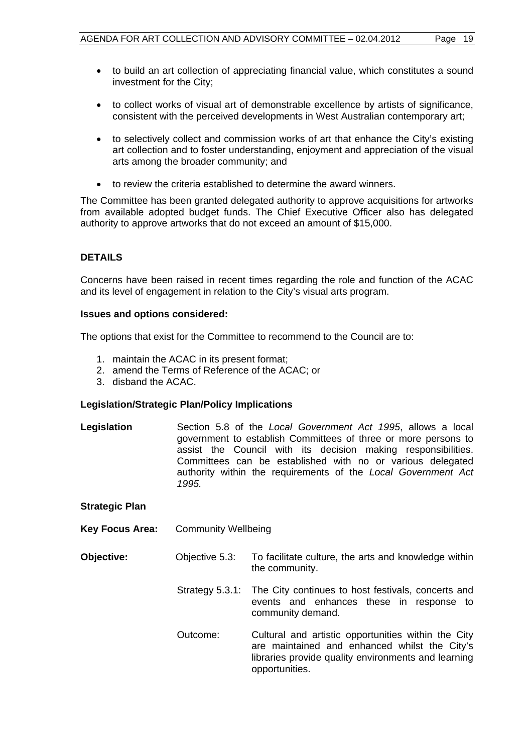- to build an art collection of appreciating financial value, which constitutes a sound investment for the City;
- to collect works of visual art of demonstrable excellence by artists of significance, consistent with the perceived developments in West Australian contemporary art;
- to selectively collect and commission works of art that enhance the City's existing art collection and to foster understanding, enjoyment and appreciation of the visual arts among the broader community; and
- to review the criteria established to determine the award winners.

The Committee has been granted delegated authority to approve acquisitions for artworks from available adopted budget funds. The Chief Executive Officer also has delegated authority to approve artworks that do not exceed an amount of $15,000.

## DETAILS

Concerns have been raised in recent times regarding the role and function of the ACAC and its level of engagement in relation to the City's visual arts program.

**Issues and options considered:**

The options that exist for the Committee to recommend to the Council are to:

1. maintain the ACAC in its present format;
2. amend the Terms of Reference of the ACAC; or
3. disband the ACAC.

**Legislation/Strategic Plan/Policy Implications**

**Legislation** Section 5.8 of the *Local Government Act 1995*, allows a local government to establish Committees of three or more persons to assist the Council with its decision making responsibilities. Committees can be established with no or various delegated authority within the requirements of the *Local Government Act 1995.*

**Strategic Plan**

**Key Focus Area:** Community Wellbeing

**Objective:** Objective 5.3: To facilitate culture, the arts and knowledge within the community.

Strategy 5.3.1: The City continues to host festivals, concerts and events and enhances these in response to community demand.

Outcome: Cultural and artistic opportunities within the City are maintained and enhanced whilst the City's libraries provide quality environments and learning opportunities.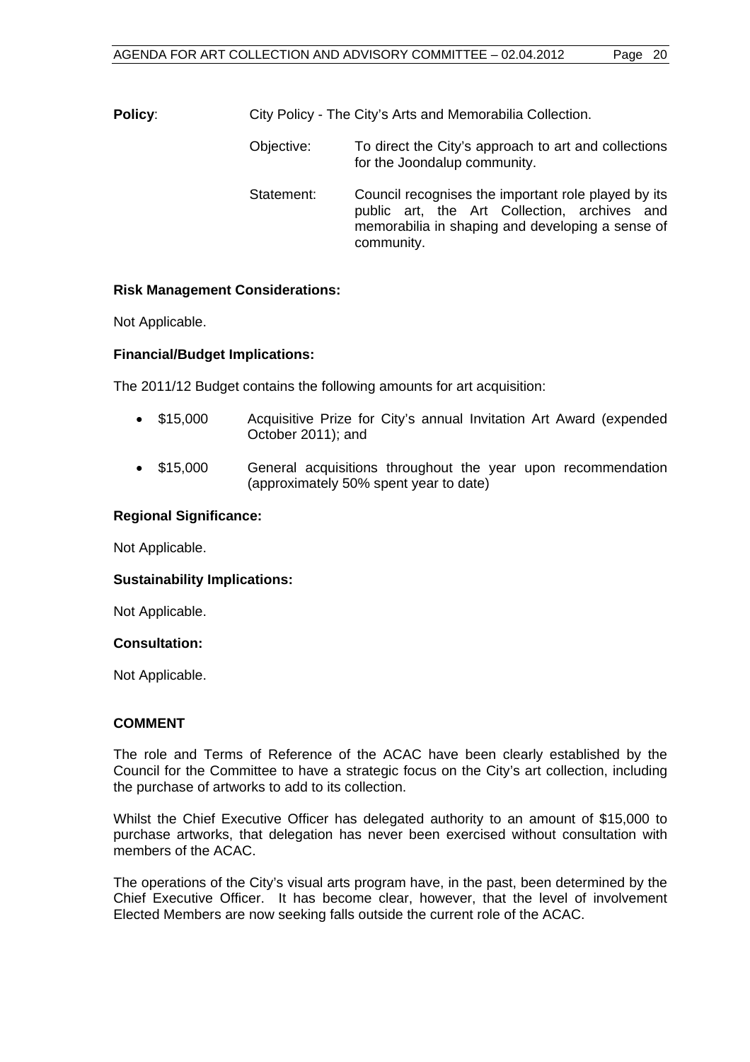**Policy**: City Policy - The City's Arts and Memorabilia Collection.

Objective: To direct the City's approach to art and collections for the Joondalup community.

Statement: Council recognises the important role played by its public art, the Art Collection, archives and memorabilia in shaping and developing a sense of community.

**Risk Management Considerations:**

Not Applicable.

**Financial/Budget Implications:**

The 2011/12 Budget contains the following amounts for art acquisition:

- \$15,000 Acquisitive Prize for City's annual Invitation Art Award (expended October 2011); and
- \$15,000 General acquisitions throughout the year upon recommendation (approximately 50% spent year to date)

**Regional Significance:**

Not Applicable.

**Sustainability Implications:**

Not Applicable.

**Consultation:**

Not Applicable.

**COMMENT**

The role and Terms of Reference of the ACAC have been clearly established by the Council for the Committee to have a strategic focus on the City's art collection, including the purchase of artworks to add to its collection.

Whilst the Chief Executive Officer has delegated authority to an amount of \$15,000 to purchase artworks, that delegation has never been exercised without consultation with members of the ACAC.

The operations of the City's visual arts program have, in the past, been determined by the Chief Executive Officer. It has become clear, however, that the level of involvement Elected Members are now seeking falls outside the current role of the ACAC.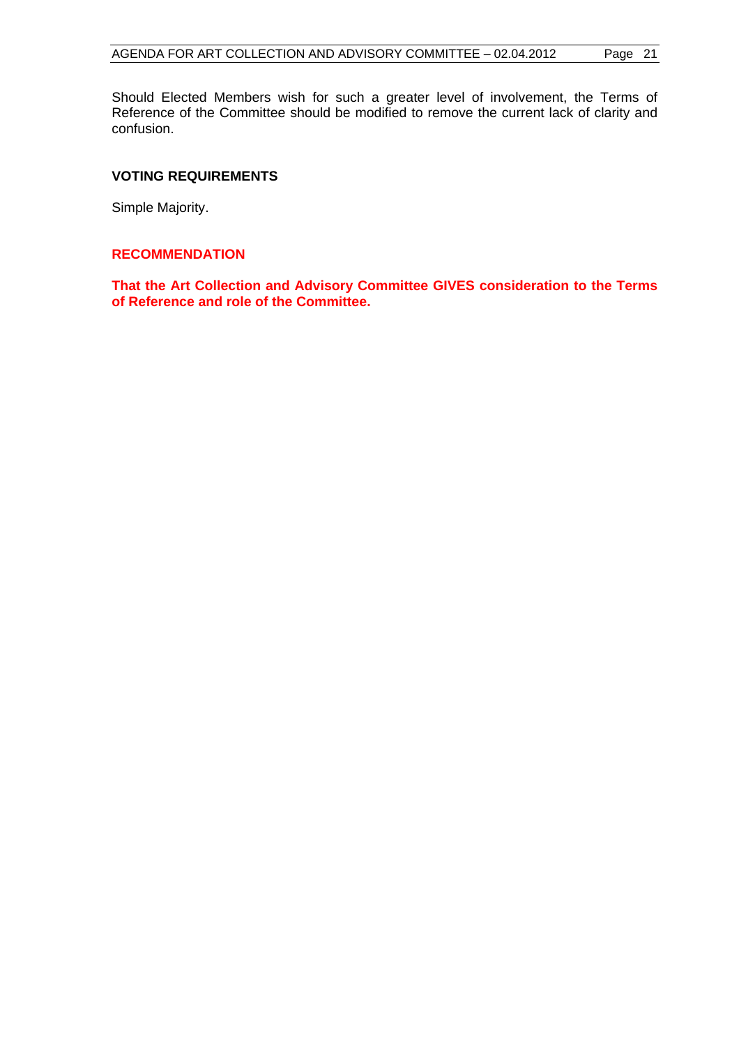Should Elected Members wish for such a greater level of involvement, the Terms of Reference of the Committee should be modified to remove the current lack of clarity and confusion.

**VOTING REQUIREMENTS**

Simple Majority.

**RECOMMENDATION**

**That the Art Collection and Advisory Committee GIVES consideration to the Terms of Reference and role of the Committee.**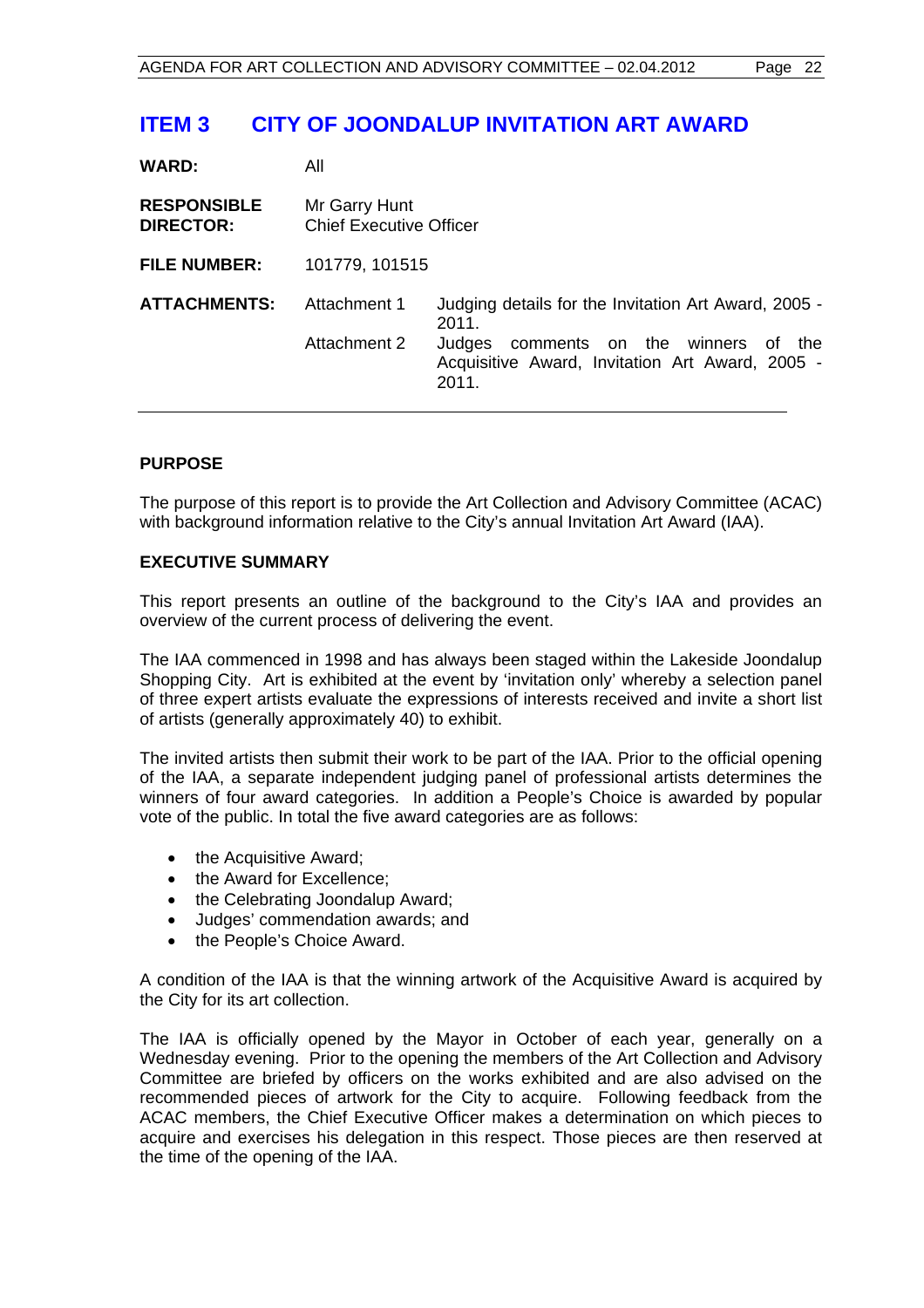# ITEM 3 CITY OF JOONDALUP INVITATION ART AWARD

| | | |
|---|---|---|
| **WARD:** | All | |
| **RESPONSIBLE DIRECTOR:** | Mr Garry Hunt<br>Chief Executive Officer | |
| **FILE NUMBER:** | 101779, 101515 | |
| **ATTACHMENTS:** | Attachment 1 | Judging details for the Invitation Art Award, 2005 - 2011. |
| | Attachment 2 | Judges comments on the winners of the Acquisitive Award, Invitation Art Award, 2005 - 2011. |

## PURPOSE

The purpose of this report is to provide the Art Collection and Advisory Committee (ACAC) with background information relative to the City's annual Invitation Art Award (IAA).

## EXECUTIVE SUMMARY

This report presents an outline of the background to the City's IAA and provides an overview of the current process of delivering the event.

The IAA commenced in 1998 and has always been staged within the Lakeside Joondalup Shopping City. Art is exhibited at the event by 'invitation only' whereby a selection panel of three expert artists evaluate the expressions of interests received and invite a short list of artists (generally approximately 40) to exhibit.

The invited artists then submit their work to be part of the IAA. Prior to the official opening of the IAA, a separate independent judging panel of professional artists determines the winners of four award categories. In addition a People's Choice is awarded by popular vote of the public. In total the five award categories are as follows:

- the Acquisitive Award;
- the Award for Excellence;
- the Celebrating Joondalup Award;
- Judges' commendation awards; and
- the People's Choice Award.

A condition of the IAA is that the winning artwork of the Acquisitive Award is acquired by the City for its art collection.

The IAA is officially opened by the Mayor in October of each year, generally on a Wednesday evening. Prior to the opening the members of the Art Collection and Advisory Committee are briefed by officers on the works exhibited and are also advised on the recommended pieces of artwork for the City to acquire. Following feedback from the ACAC members, the Chief Executive Officer makes a determination on which pieces to acquire and exercises his delegation in this respect. Those pieces are then reserved at the time of the opening of the IAA.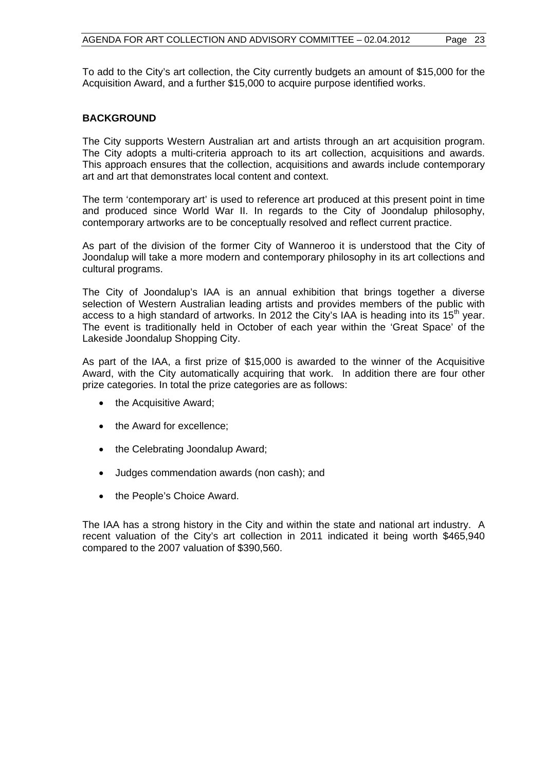To add to the City's art collection, the City currently budgets an amount of $15,000 for the Acquisition Award, and a further $15,000 to acquire purpose identified works.

## BACKGROUND

The City supports Western Australian art and artists through an art acquisition program. The City adopts a multi-criteria approach to its art collection, acquisitions and awards. This approach ensures that the collection, acquisitions and awards include contemporary art and art that demonstrates local content and context.

The term 'contemporary art' is used to reference art produced at this present point in time and produced since World War II. In regards to the City of Joondalup philosophy, contemporary artworks are to be conceptually resolved and reflect current practice.

As part of the division of the former City of Wanneroo it is understood that the City of Joondalup will take a more modern and contemporary philosophy in its art collections and cultural programs.

The City of Joondalup's IAA is an annual exhibition that brings together a diverse selection of Western Australian leading artists and provides members of the public with access to a high standard of artworks. In 2012 the City's IAA is heading into its 15th year. The event is traditionally held in October of each year within the 'Great Space' of the Lakeside Joondalup Shopping City.

As part of the IAA, a first prize of $15,000 is awarded to the winner of the Acquisitive Award, with the City automatically acquiring that work. In addition there are four other prize categories. In total the prize categories are as follows:

- the Acquisitive Award;
- the Award for excellence;
- the Celebrating Joondalup Award;
- Judges commendation awards (non cash); and
- the People's Choice Award.

The IAA has a strong history in the City and within the state and national art industry. A recent valuation of the City's art collection in 2011 indicated it being worth $465,940 compared to the 2007 valuation of $390,560.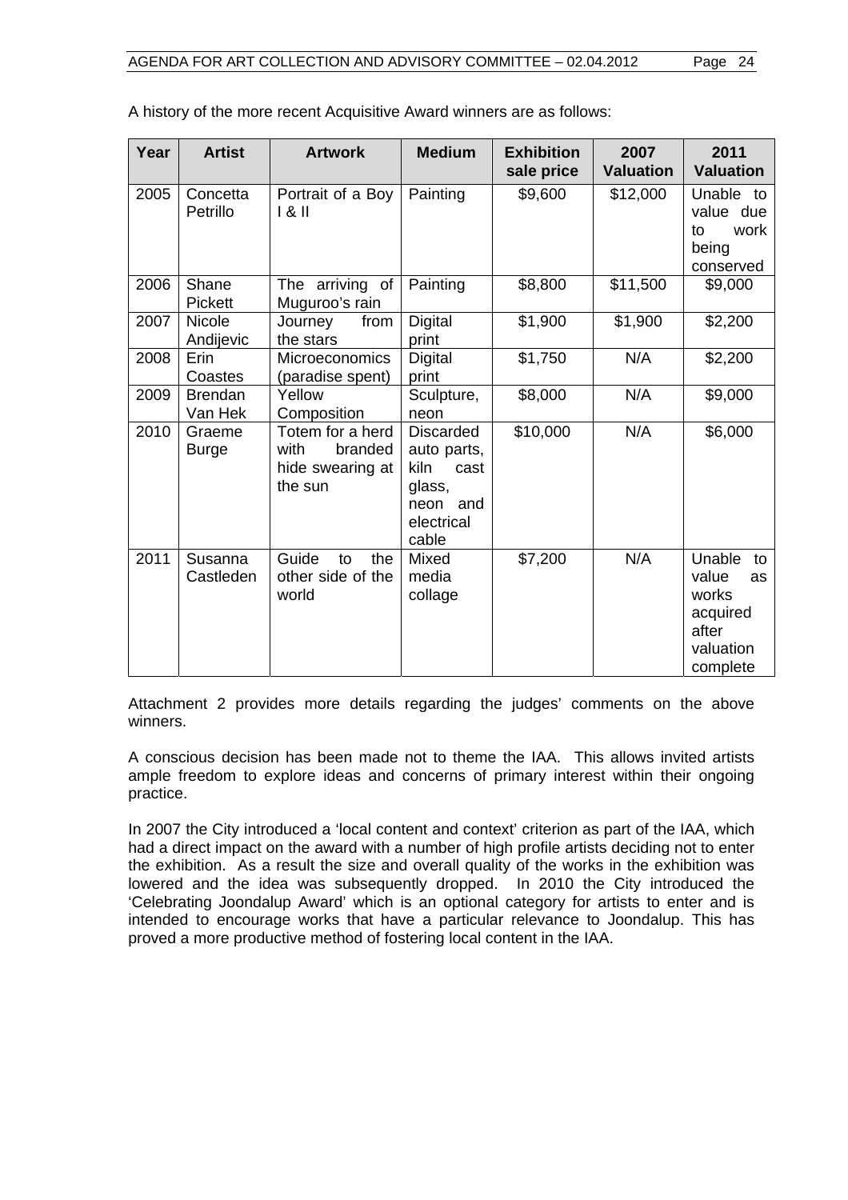A history of the more recent Acquisitive Award winners are as follows:

| Year | Artist | Artwork | Medium | Exhibition sale price | 2007 Valuation | 2011 Valuation |
|---|---|---|---|---|---|---|
| 2005 | Concetta Petrillo | Portrait of a Boy I & II | Painting | $9,600 | $12,000 | Unable to value due to work being conserved |
| 2006 | Shane Pickett | The arriving of Muguroo's rain | Painting | $8,800 | $11,500 | $9,000 |
| 2007 | Nicole Andijevic | Journey from the stars | Digital print | $1,900 | $1,900 | $2,200 |
| 2008 | Erin Coastes | Microeconomics (paradise spent) | Digital print | $1,750 | N/A | $2,200 |
| 2009 | Brendan Van Hek | Yellow Composition | Sculpture, neon | $8,000 | N/A | $9,000 |
| 2010 | Graeme Burge | Totem for a herd with branded hide swearing at the sun | Discarded auto parts, kiln cast glass, neon and electrical cable | $10,000 | N/A | $6,000 |
| 2011 | Susanna Castleden | Guide to the other side of the world | Mixed media collage | $7,200 | N/A | Unable to value as works acquired after valuation complete |

Attachment 2 provides more details regarding the judges' comments on the above winners.

A conscious decision has been made not to theme the IAA. This allows invited artists ample freedom to explore ideas and concerns of primary interest within their ongoing practice.

In 2007 the City introduced a 'local content and context' criterion as part of the IAA, which had a direct impact on the award with a number of high profile artists deciding not to enter the exhibition. As a result the size and overall quality of the works in the exhibition was lowered and the idea was subsequently dropped. In 2010 the City introduced the 'Celebrating Joondalup Award' which is an optional category for artists to enter and is intended to encourage works that have a particular relevance to Joondalup. This has proved a more productive method of fostering local content in the IAA.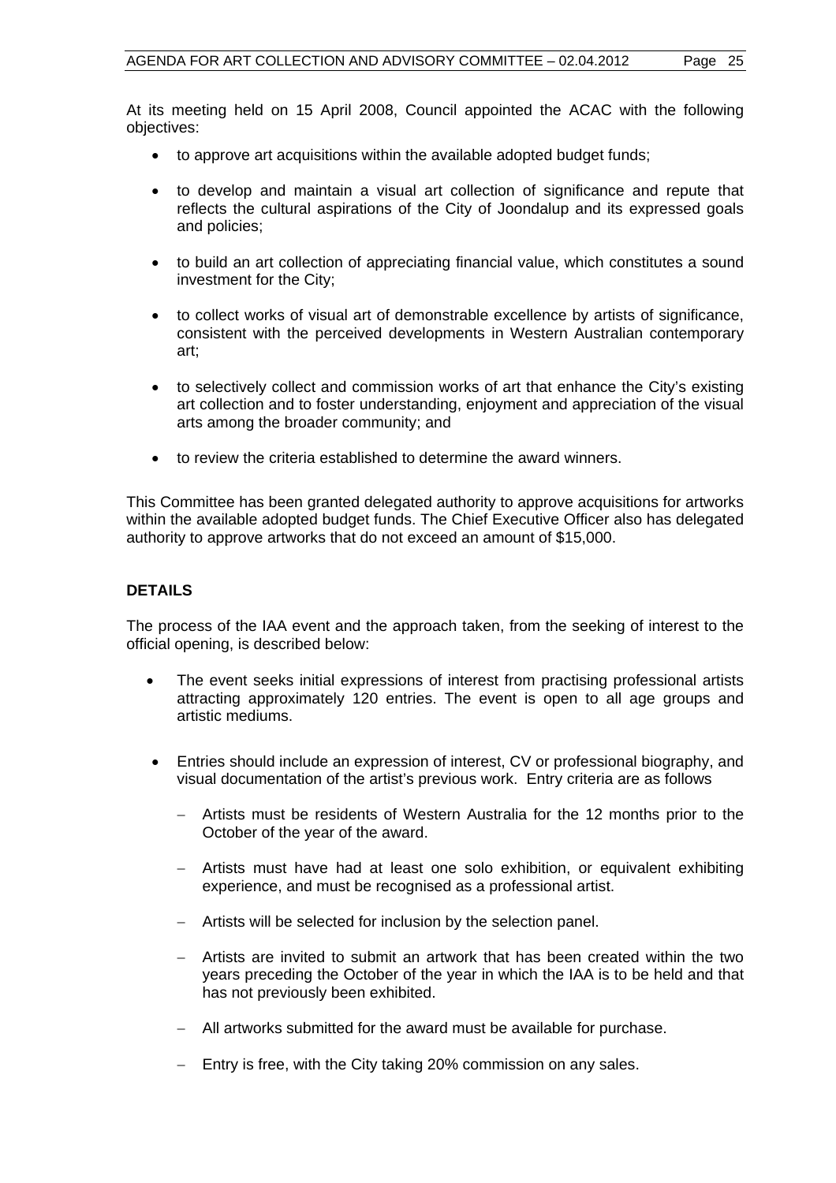At its meeting held on 15 April 2008, Council appointed the ACAC with the following objectives:

- to approve art acquisitions within the available adopted budget funds;
- to develop and maintain a visual art collection of significance and repute that reflects the cultural aspirations of the City of Joondalup and its expressed goals and policies;
- to build an art collection of appreciating financial value, which constitutes a sound investment for the City;
- to collect works of visual art of demonstrable excellence by artists of significance, consistent with the perceived developments in Western Australian contemporary art;
- to selectively collect and commission works of art that enhance the City's existing art collection and to foster understanding, enjoyment and appreciation of the visual arts among the broader community; and
- to review the criteria established to determine the award winners.

This Committee has been granted delegated authority to approve acquisitions for artworks within the available adopted budget funds. The Chief Executive Officer also has delegated authority to approve artworks that do not exceed an amount of $15,000.

**DETAILS**

The process of the IAA event and the approach taken, from the seeking of interest to the official opening, is described below:

- The event seeks initial expressions of interest from practising professional artists attracting approximately 120 entries. The event is open to all age groups and artistic mediums.
- Entries should include an expression of interest, CV or professional biography, and visual documentation of the artist's previous work. Entry criteria are as follows
  - Artists must be residents of Western Australia for the 12 months prior to the October of the year of the award.
  - Artists must have had at least one solo exhibition, or equivalent exhibiting experience, and must be recognised as a professional artist.
  - Artists will be selected for inclusion by the selection panel.
  - Artists are invited to submit an artwork that has been created within the two years preceding the October of the year in which the IAA is to be held and that has not previously been exhibited.
  - All artworks submitted for the award must be available for purchase.
  - Entry is free, with the City taking 20% commission on any sales.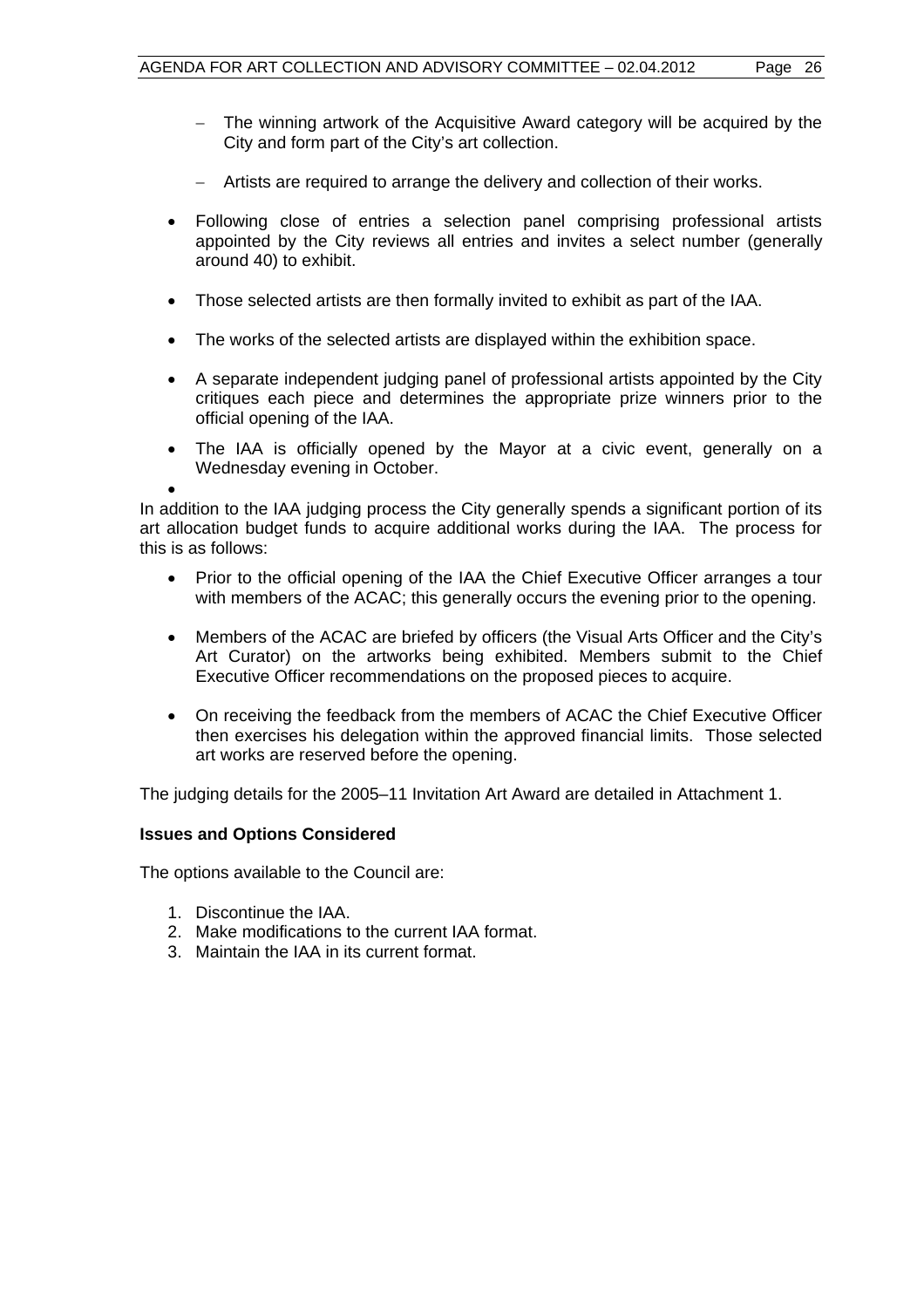- The winning artwork of the Acquisitive Award category will be acquired by the City and form part of the City's art collection.

  - Artists are required to arrange the delivery and collection of their works.

- Following close of entries a selection panel comprising professional artists appointed by the City reviews all entries and invites a select number (generally around 40) to exhibit.

- Those selected artists are then formally invited to exhibit as part of the IAA.

- The works of the selected artists are displayed within the exhibition space.

- A separate independent judging panel of professional artists appointed by the City critiques each piece and determines the appropriate prize winners prior to the official opening of the IAA.

- The IAA is officially opened by the Mayor at a civic event, generally on a Wednesday evening in October.

In addition to the IAA judging process the City generally spends a significant portion of its art allocation budget funds to acquire additional works during the IAA. The process for this is as follows:

- Prior to the official opening of the IAA the Chief Executive Officer arranges a tour with members of the ACAC; this generally occurs the evening prior to the opening.

- Members of the ACAC are briefed by officers (the Visual Arts Officer and the City's Art Curator) on the artworks being exhibited. Members submit to the Chief Executive Officer recommendations on the proposed pieces to acquire.

- On receiving the feedback from the members of ACAC the Chief Executive Officer then exercises his delegation within the approved financial limits. Those selected art works are reserved before the opening.

The judging details for the 2005–11 Invitation Art Award are detailed in Attachment 1.

**Issues and Options Considered**

The options available to the Council are:

1. Discontinue the IAA.
2. Make modifications to the current IAA format.
3. Maintain the IAA in its current format.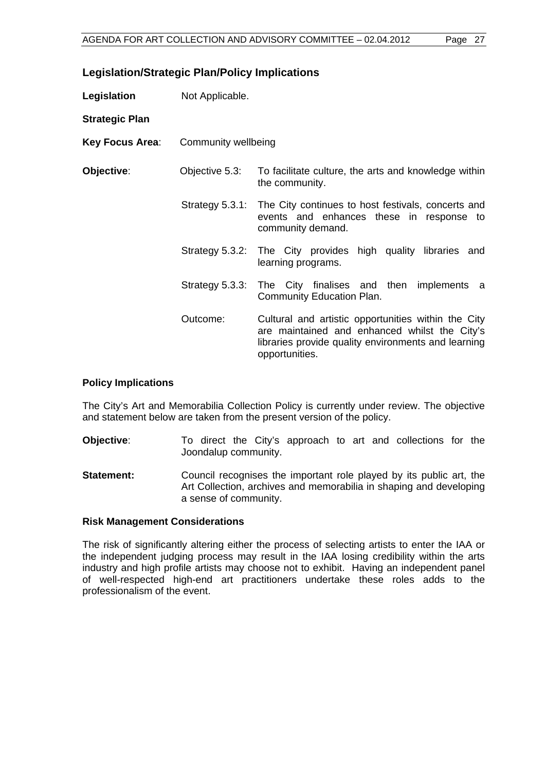## Legislation/Strategic Plan/Policy Implications

**Legislation** Not Applicable.

**Strategic Plan**

**Key Focus Area**: Community wellbeing

**Objective**: Objective 5.3: To facilitate culture, the arts and knowledge within the community.

Strategy 5.3.1: The City continues to host festivals, concerts and events and enhances these in response to community demand.

Strategy 5.3.2: The City provides high quality libraries and learning programs.

Strategy 5.3.3: The City finalises and then implements a Community Education Plan.

Outcome: Cultural and artistic opportunities within the City are maintained and enhanced whilst the City's libraries provide quality environments and learning opportunities.

### Policy Implications

The City's Art and Memorabilia Collection Policy is currently under review. The objective and statement below are taken from the present version of the policy.

**Objective**: To direct the City's approach to art and collections for the Joondalup community.

**Statement:** Council recognises the important role played by its public art, the Art Collection, archives and memorabilia in shaping and developing a sense of community.

### Risk Management Considerations

The risk of significantly altering either the process of selecting artists to enter the IAA or the independent judging process may result in the IAA losing credibility within the arts industry and high profile artists may choose not to exhibit. Having an independent panel of well-respected high-end art practitioners undertake these roles adds to the professionalism of the event.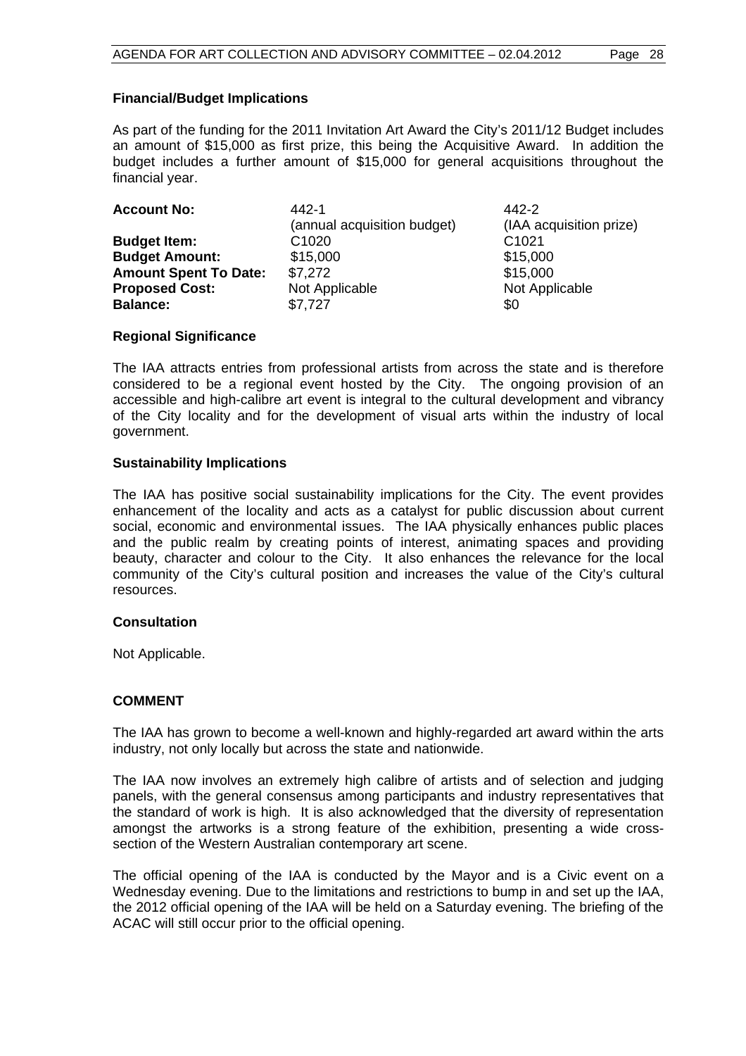**Financial/Budget Implications**

As part of the funding for the 2011 Invitation Art Award the City's 2011/12 Budget includes an amount of $15,000 as first prize, this being the Acquisitive Award. In addition the budget includes a further amount of $15,000 for general acquisitions throughout the financial year.

| | | |
|---|---|---|
| **Account No:** | 442-1<br>(annual acquisition budget) | 442-2<br>(IAA acquisition prize) |
| **Budget Item:** | C1020 | C1021 |
| **Budget Amount:** | $15,000 | $15,000 |
| **Amount Spent To Date:** | $7,272 | $15,000 |
| **Proposed Cost:** | Not Applicable | Not Applicable |
| **Balance:** | $7,727 | $0 |

**Regional Significance**

The IAA attracts entries from professional artists from across the state and is therefore considered to be a regional event hosted by the City. The ongoing provision of an accessible and high-calibre art event is integral to the cultural development and vibrancy of the City locality and for the development of visual arts within the industry of local government.

**Sustainability Implications**

The IAA has positive social sustainability implications for the City. The event provides enhancement of the locality and acts as a catalyst for public discussion about current social, economic and environmental issues. The IAA physically enhances public places and the public realm by creating points of interest, animating spaces and providing beauty, character and colour to the City. It also enhances the relevance for the local community of the City's cultural position and increases the value of the City's cultural resources.

**Consultation**

Not Applicable.

**COMMENT**

The IAA has grown to become a well-known and highly-regarded art award within the arts industry, not only locally but across the state and nationwide.

The IAA now involves an extremely high calibre of artists and of selection and judging panels, with the general consensus among participants and industry representatives that the standard of work is high. It is also acknowledged that the diversity of representation amongst the artworks is a strong feature of the exhibition, presenting a wide cross-section of the Western Australian contemporary art scene.

The official opening of the IAA is conducted by the Mayor and is a Civic event on a Wednesday evening. Due to the limitations and restrictions to bump in and set up the IAA, the 2012 official opening of the IAA will be held on a Saturday evening. The briefing of the ACAC will still occur prior to the official opening.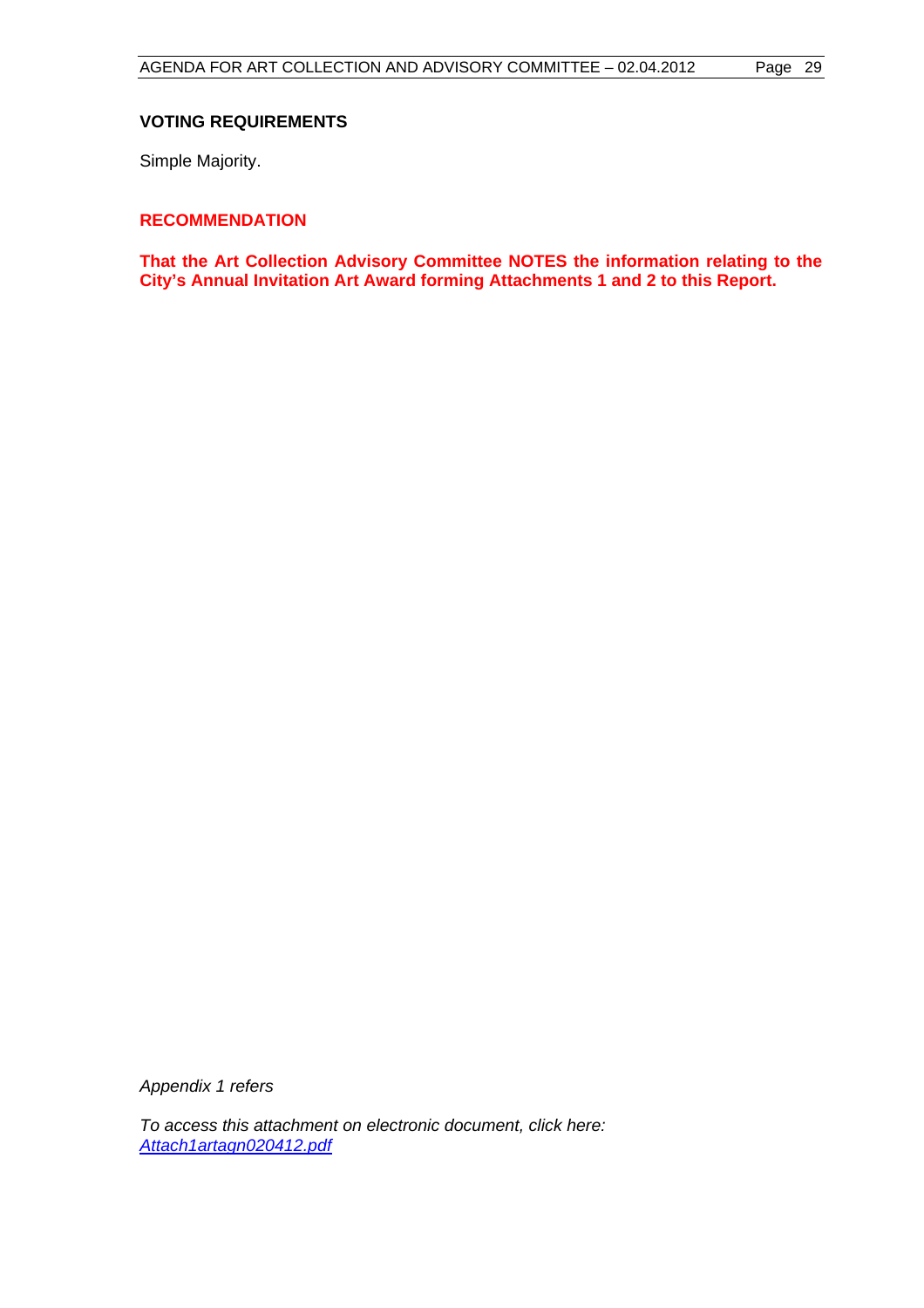**VOTING REQUIREMENTS**

Simple Majority.

**RECOMMENDATION**

**That the Art Collection Advisory Committee NOTES the information relating to the City's Annual Invitation Art Award forming Attachments 1 and 2 to this Report.**

*Appendix 1 refers*

*To access this attachment on electronic document, click here:* *Attach1artagn020412.pdf*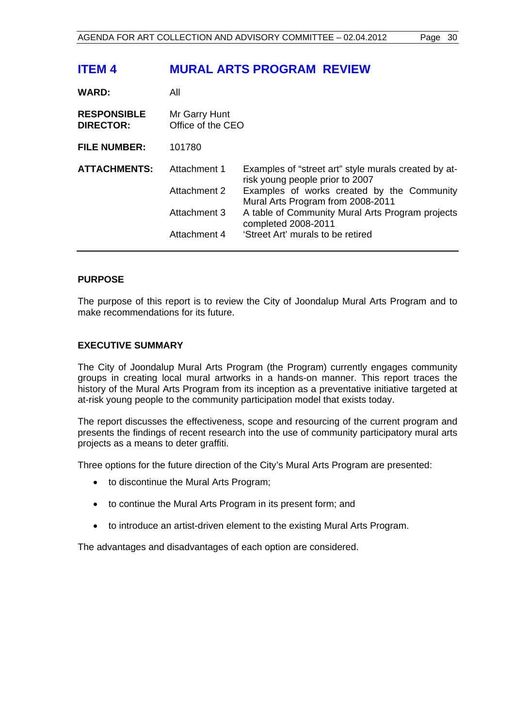# ITEM 4 MURAL ARTS PROGRAM REVIEW

| | | |
|---|---|---|
| **WARD:** | All | |
| **RESPONSIBLE DIRECTOR:** | Mr Garry Hunt<br>Office of the CEO | |
| **FILE NUMBER:** | 101780 | |
| **ATTACHMENTS:** | Attachment 1 | Examples of "street art" style murals created by at-risk young people prior to 2007 |
| | Attachment 2 | Examples of works created by the Community Mural Arts Program from 2008-2011 |
| | Attachment 3 | A table of Community Mural Arts Program projects completed 2008-2011 |
| | Attachment 4 | 'Street Art' murals to be retired |

## PURPOSE

The purpose of this report is to review the City of Joondalup Mural Arts Program and to make recommendations for its future.

## EXECUTIVE SUMMARY

The City of Joondalup Mural Arts Program (the Program) currently engages community groups in creating local mural artworks in a hands-on manner. This report traces the history of the Mural Arts Program from its inception as a preventative initiative targeted at at-risk young people to the community participation model that exists today.

The report discusses the effectiveness, scope and resourcing of the current program and presents the findings of recent research into the use of community participatory mural arts projects as a means to deter graffiti.

Three options for the future direction of the City's Mural Arts Program are presented:

- to discontinue the Mural Arts Program;
- to continue the Mural Arts Program in its present form; and
- to introduce an artist-driven element to the existing Mural Arts Program.

The advantages and disadvantages of each option are considered.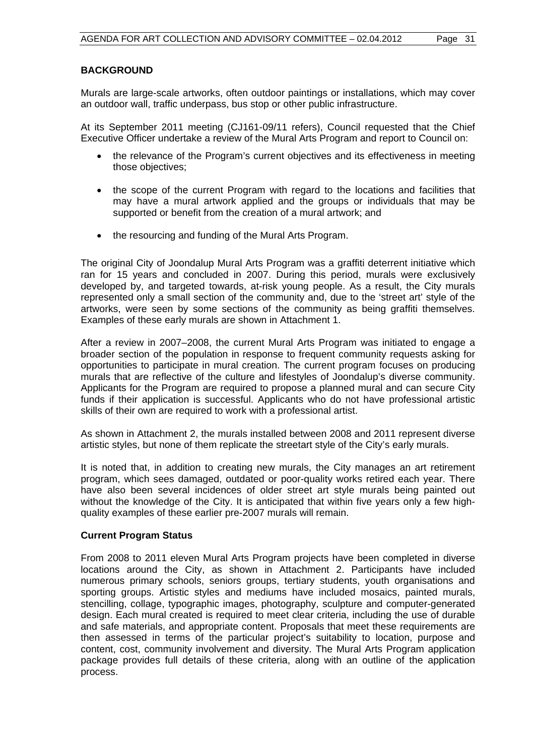## BACKGROUND

Murals are large-scale artworks, often outdoor paintings or installations, which may cover an outdoor wall, traffic underpass, bus stop or other public infrastructure.

At its September 2011 meeting (CJ161-09/11 refers), Council requested that the Chief Executive Officer undertake a review of the Mural Arts Program and report to Council on:

- the relevance of the Program's current objectives and its effectiveness in meeting those objectives;
- the scope of the current Program with regard to the locations and facilities that may have a mural artwork applied and the groups or individuals that may be supported or benefit from the creation of a mural artwork; and
- the resourcing and funding of the Mural Arts Program.

The original City of Joondalup Mural Arts Program was a graffiti deterrent initiative which ran for 15 years and concluded in 2007. During this period, murals were exclusively developed by, and targeted towards, at-risk young people. As a result, the City murals represented only a small section of the community and, due to the 'street art' style of the artworks, were seen by some sections of the community as being graffiti themselves. Examples of these early murals are shown in Attachment 1.

After a review in 2007–2008, the current Mural Arts Program was initiated to engage a broader section of the population in response to frequent community requests asking for opportunities to participate in mural creation. The current program focuses on producing murals that are reflective of the culture and lifestyles of Joondalup's diverse community. Applicants for the Program are required to propose a planned mural and can secure City funds if their application is successful. Applicants who do not have professional artistic skills of their own are required to work with a professional artist.

As shown in Attachment 2, the murals installed between 2008 and 2011 represent diverse artistic styles, but none of them replicate the streetart style of the City's early murals.

It is noted that, in addition to creating new murals, the City manages an art retirement program, which sees damaged, outdated or poor-quality works retired each year. There have also been several incidences of older street art style murals being painted out without the knowledge of the City. It is anticipated that within five years only a few high-quality examples of these earlier pre-2007 murals will remain.

### Current Program Status

From 2008 to 2011 eleven Mural Arts Program projects have been completed in diverse locations around the City, as shown in Attachment 2. Participants have included numerous primary schools, seniors groups, tertiary students, youth organisations and sporting groups. Artistic styles and mediums have included mosaics, painted murals, stencilling, collage, typographic images, photography, sculpture and computer-generated design. Each mural created is required to meet clear criteria, including the use of durable and safe materials, and appropriate content. Proposals that meet these requirements are then assessed in terms of the particular project's suitability to location, purpose and content, cost, community involvement and diversity. The Mural Arts Program application package provides full details of these criteria, along with an outline of the application process.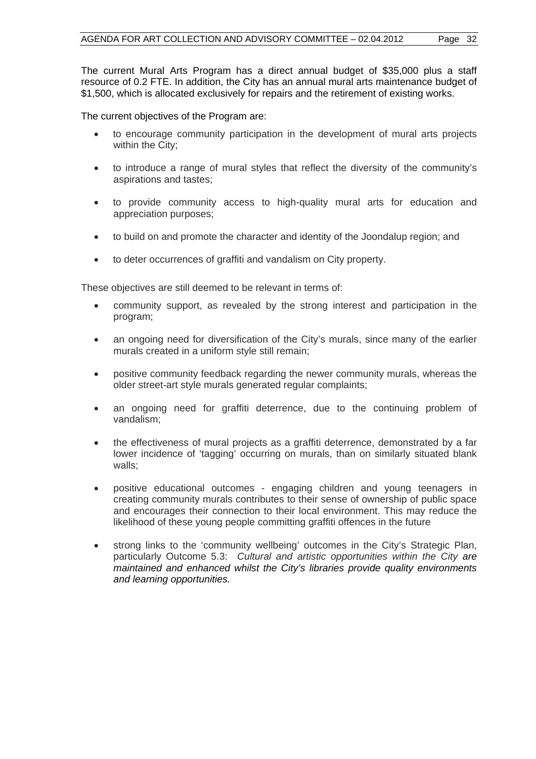The current Mural Arts Program has a direct annual budget of $35,000 plus a staff resource of 0.2 FTE. In addition, the City has an annual mural arts maintenance budget of $1,500, which is allocated exclusively for repairs and the retirement of existing works.

The current objectives of the Program are:

- to encourage community participation in the development of mural arts projects within the City;
- to introduce a range of mural styles that reflect the diversity of the community's aspirations and tastes;
- to provide community access to high-quality mural arts for education and appreciation purposes;
- to build on and promote the character and identity of the Joondalup region; and
- to deter occurrences of graffiti and vandalism on City property.

These objectives are still deemed to be relevant in terms of:

- community support, as revealed by the strong interest and participation in the program;
- an ongoing need for diversification of the City's murals, since many of the earlier murals created in a uniform style still remain;
- positive community feedback regarding the newer community murals, whereas the older street-art style murals generated regular complaints;
- an ongoing need for graffiti deterrence, due to the continuing problem of vandalism;
- the effectiveness of mural projects as a graffiti deterrence, demonstrated by a far lower incidence of 'tagging' occurring on murals, than on similarly situated blank walls;
- positive educational outcomes - engaging children and young teenagers in creating community murals contributes to their sense of ownership of public space and encourages their connection to their local environment. This may reduce the likelihood of these young people committing graffiti offences in the future
- strong links to the 'community wellbeing' outcomes in the City's Strategic Plan, particularly Outcome 5.3: *Cultural and artistic opportunities within the City are maintained and enhanced whilst the City's libraries provide quality environments and learning opportunities.*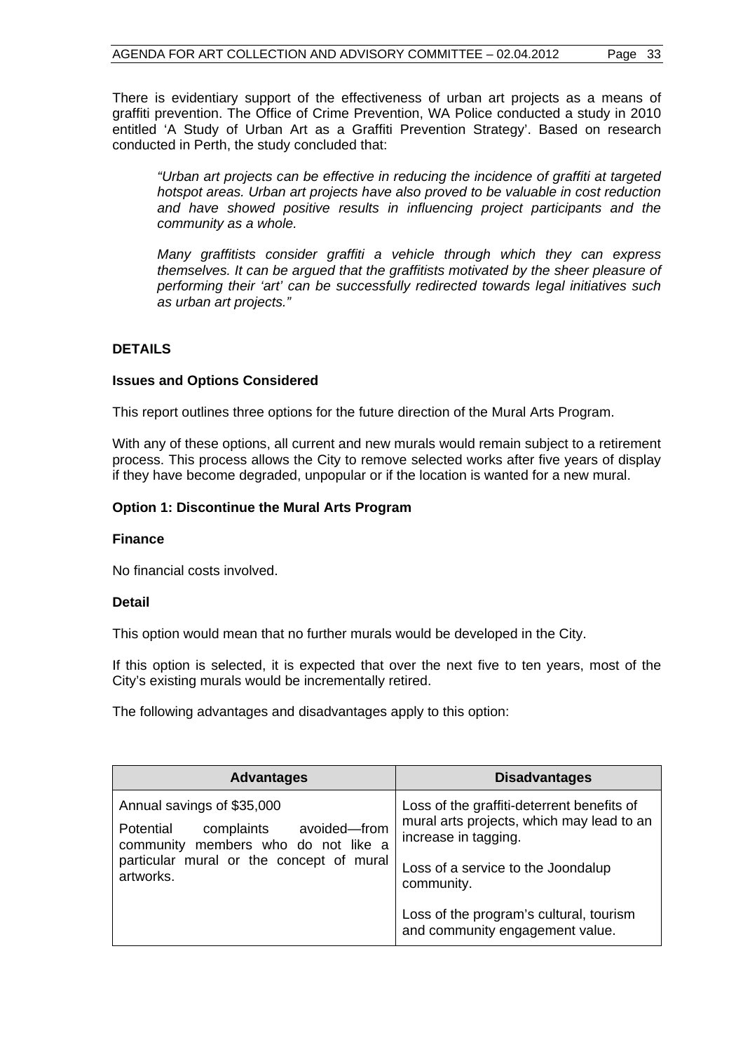There is evidentiary support of the effectiveness of urban art projects as a means of graffiti prevention. The Office of Crime Prevention, WA Police conducted a study in 2010 entitled 'A Study of Urban Art as a Graffiti Prevention Strategy'. Based on research conducted in Perth, the study concluded that:

> *"Urban art projects can be effective in reducing the incidence of graffiti at targeted hotspot areas. Urban art projects have also proved to be valuable in cost reduction and have showed positive results in influencing project participants and the community as a whole.*
>
> *Many graffitists consider graffiti a vehicle through which they can express themselves. It can be argued that the graffitists motivated by the sheer pleasure of performing their 'art' can be successfully redirected towards legal initiatives such as urban art projects."*

## DETAILS

### Issues and Options Considered

This report outlines three options for the future direction of the Mural Arts Program.

With any of these options, all current and new murals would remain subject to a retirement process. This process allows the City to remove selected works after five years of display if they have become degraded, unpopular or if the location is wanted for a new mural.

### Option 1: Discontinue the Mural Arts Program

**Finance**

No financial costs involved.

**Detail**

This option would mean that no further murals would be developed in the City.

If this option is selected, it is expected that over the next five to ten years, most of the City's existing murals would be incrementally retired.

The following advantages and disadvantages apply to this option:

| Advantages | Disadvantages |
|---|---|
| Annual savings of $35,000<br><br>Potential complaints avoided—from community members who do not like a particular mural or the concept of mural artworks. | Loss of the graffiti-deterrent benefits of mural arts projects, which may lead to an increase in tagging.<br><br>Loss of a service to the Joondalup community.<br><br>Loss of the program's cultural, tourism and community engagement value. |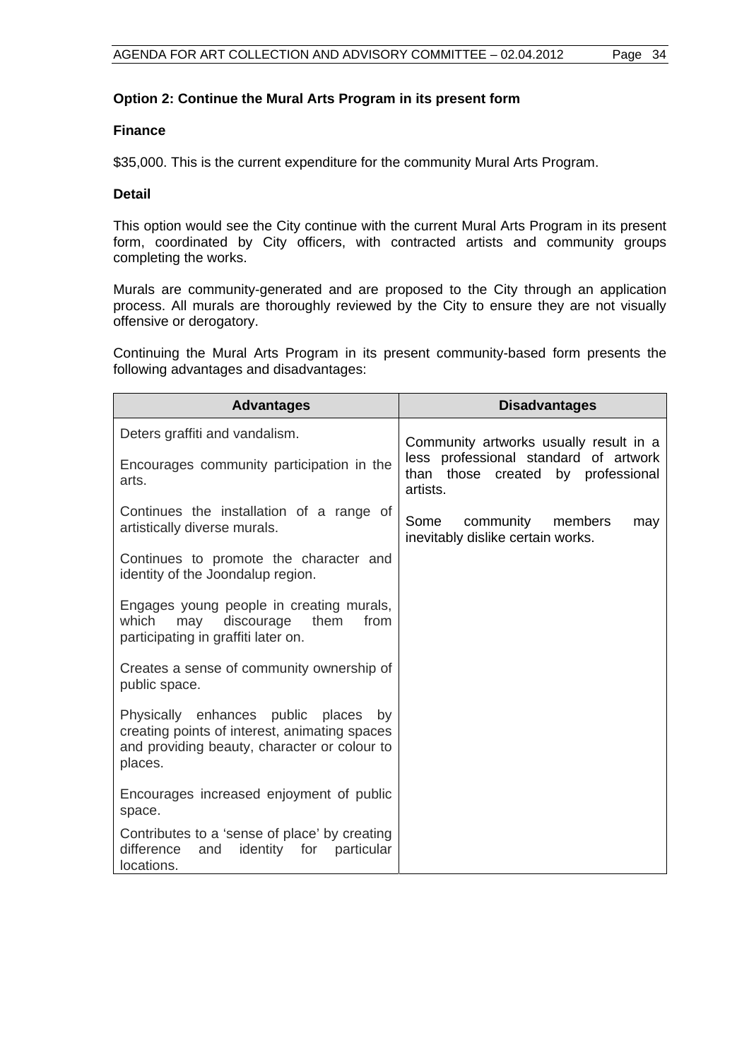**Option 2: Continue the Mural Arts Program in its present form**

**Finance**

$35,000. This is the current expenditure for the community Mural Arts Program.

**Detail**

This option would see the City continue with the current Mural Arts Program in its present form, coordinated by City officers, with contracted artists and community groups completing the works.

Murals are community-generated and are proposed to the City through an application process. All murals are thoroughly reviewed by the City to ensure they are not visually offensive or derogatory.

Continuing the Mural Arts Program in its present community-based form presents the following advantages and disadvantages:

| Advantages | Disadvantages |
|---|---|
| Deters graffiti and vandalism. | Community artworks usually result in a less professional standard of artwork than those created by professional artists. |
| Encourages community participation in the arts. | Some community members may inevitably dislike certain works. |
| Continues the installation of a range of artistically diverse murals. | |
| Continues to promote the character and identity of the Joondalup region. | |
| Engages young people in creating murals, which may discourage them from participating in graffiti later on. | |
| Creates a sense of community ownership of public space. | |
| Physically enhances public places by creating points of interest, animating spaces and providing beauty, character or colour to places. | |
| Encourages increased enjoyment of public space. | |
| Contributes to a 'sense of place' by creating difference and identity for particular locations. | |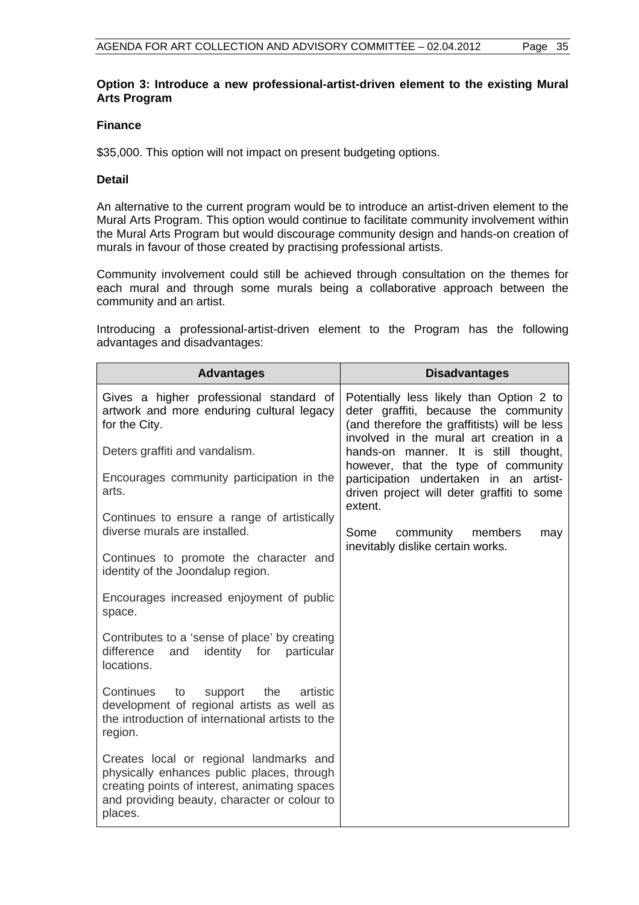**Option 3: Introduce a new professional-artist-driven element to the existing Mural Arts Program**

**Finance**

$35,000. This option will not impact on present budgeting options.

**Detail**

An alternative to the current program would be to introduce an artist-driven element to the Mural Arts Program. This option would continue to facilitate community involvement within the Mural Arts Program but would discourage community design and hands-on creation of murals in favour of those created by practising professional artists.

Community involvement could still be achieved through consultation on the themes for each mural and through some murals being a collaborative approach between the community and an artist.

Introducing a professional-artist-driven element to the Program has the following advantages and disadvantages:

| Advantages | Disadvantages |
|---|---|
| Gives a higher professional standard of artwork and more enduring cultural legacy for the City.<br><br>Deters graffiti and vandalism.<br><br>Encourages community participation in the arts.<br><br>Continues to ensure a range of artistically diverse murals are installed.<br><br>Continues to promote the character and identity of the Joondalup region.<br><br>Encourages increased enjoyment of public space.<br><br>Contributes to a 'sense of place' by creating difference and identity for particular locations.<br><br>Continues to support the artistic development of regional artists as well as the introduction of international artists to the region.<br><br>Creates local or regional landmarks and physically enhances public places, through creating points of interest, animating spaces and providing beauty, character or colour to places. | Potentially less likely than Option 2 to deter graffiti, because the community (and therefore the graffitists) will be less involved in the mural art creation in a hands-on manner. It is still thought, however, that the type of community participation undertaken in an artist-driven project will deter graffiti to some extent.<br><br>Some community members may inevitably dislike certain works. |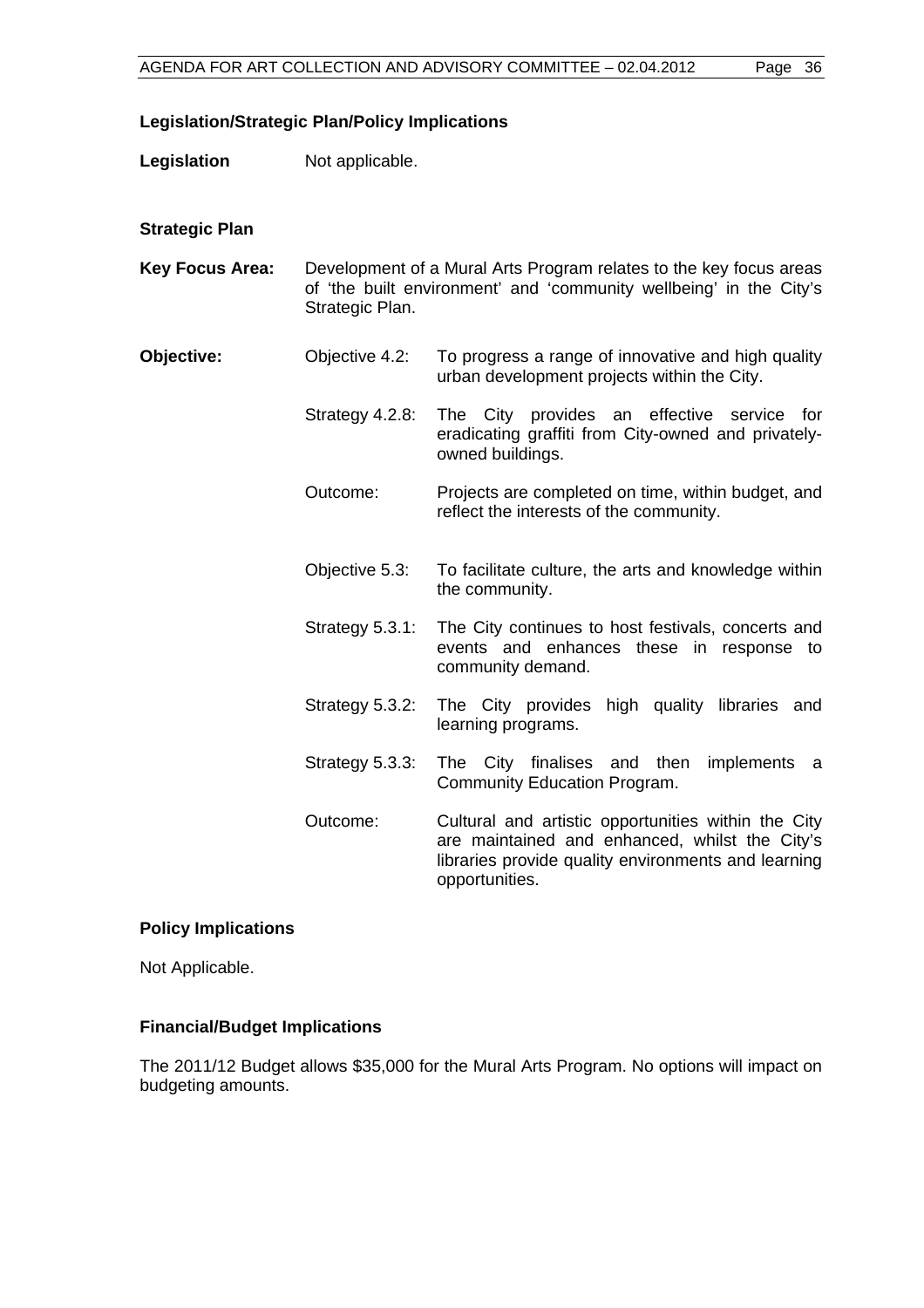## Legislation/Strategic Plan/Policy Implications

**Legislation** Not applicable.

### Strategic Plan

**Key Focus Area:** Development of a Mural Arts Program relates to the key focus areas of 'the built environment' and 'community wellbeing' in the City's Strategic Plan.

**Objective:**

Objective 4.2: To progress a range of innovative and high quality urban development projects within the City.

Strategy 4.2.8: The City provides an effective service for eradicating graffiti from City-owned and privately-owned buildings.

Outcome: Projects are completed on time, within budget, and reflect the interests of the community.

Objective 5.3: To facilitate culture, the arts and knowledge within the community.

Strategy 5.3.1: The City continues to host festivals, concerts and events and enhances these in response to community demand.

Strategy 5.3.2: The City provides high quality libraries and learning programs.

Strategy 5.3.3: The City finalises and then implements a Community Education Program.

Outcome: Cultural and artistic opportunities within the City are maintained and enhanced, whilst the City's libraries provide quality environments and learning opportunities.

### Policy Implications

Not Applicable.

### Financial/Budget Implications

The 2011/12 Budget allows $35,000 for the Mural Arts Program. No options will impact on budgeting amounts.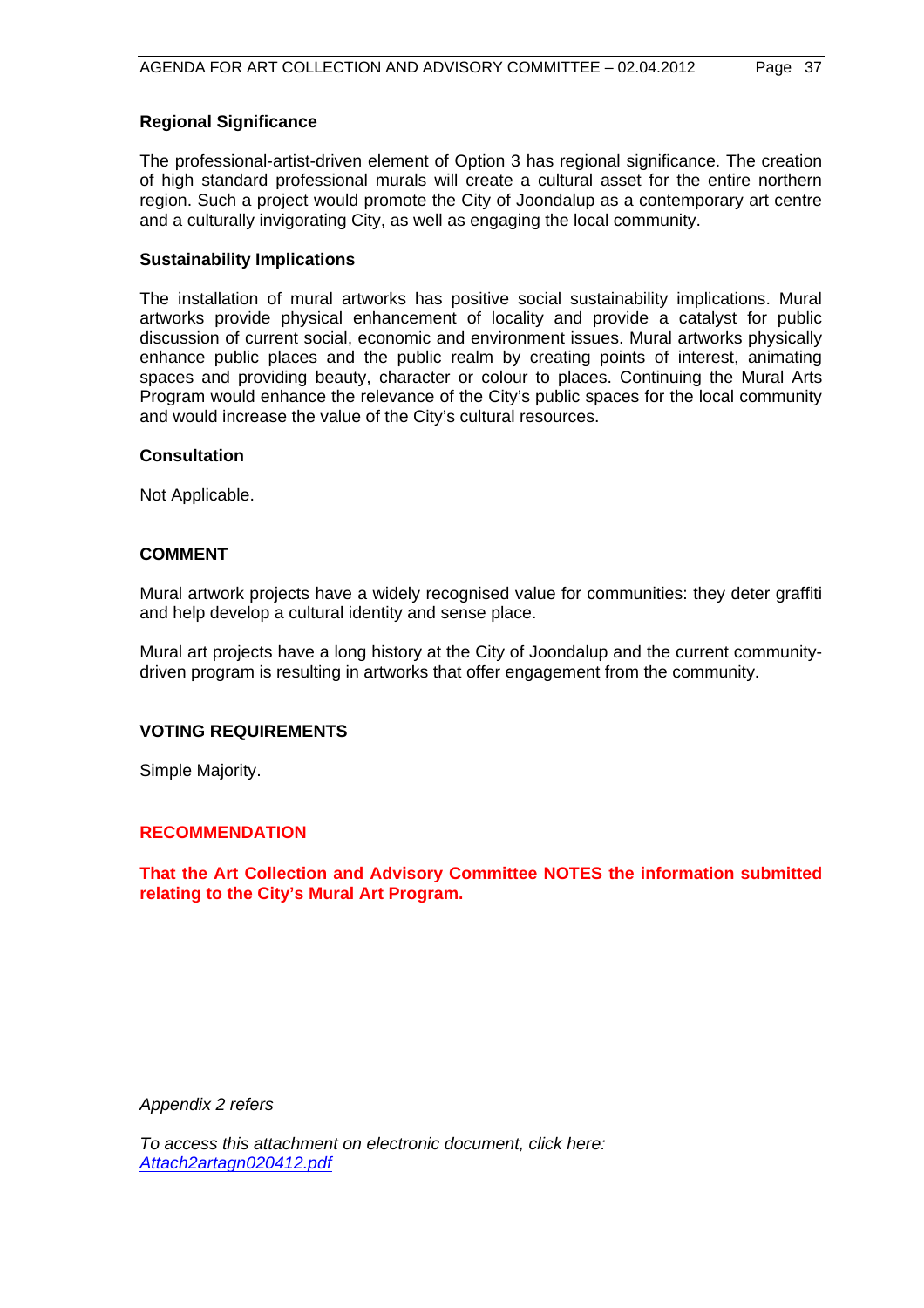**Regional Significance**

The professional-artist-driven element of Option 3 has regional significance. The creation of high standard professional murals will create a cultural asset for the entire northern region. Such a project would promote the City of Joondalup as a contemporary art centre and a culturally invigorating City, as well as engaging the local community.

**Sustainability Implications**

The installation of mural artworks has positive social sustainability implications. Mural artworks provide physical enhancement of locality and provide a catalyst for public discussion of current social, economic and environment issues. Mural artworks physically enhance public places and the public realm by creating points of interest, animating spaces and providing beauty, character or colour to places. Continuing the Mural Arts Program would enhance the relevance of the City's public spaces for the local community and would increase the value of the City's cultural resources.

**Consultation**

Not Applicable.

## COMMENT

Mural artwork projects have a widely recognised value for communities: they deter graffiti and help develop a cultural identity and sense place.

Mural art projects have a long history at the City of Joondalup and the current community-driven program is resulting in artworks that offer engagement from the community.

## VOTING REQUIREMENTS

Simple Majority.

## RECOMMENDATION

**That the Art Collection and Advisory Committee NOTES the information submitted relating to the City's Mural Art Program.**

*Appendix 2 refers*

*To access this attachment on electronic document, click here:* *Attach2artagn020412.pdf*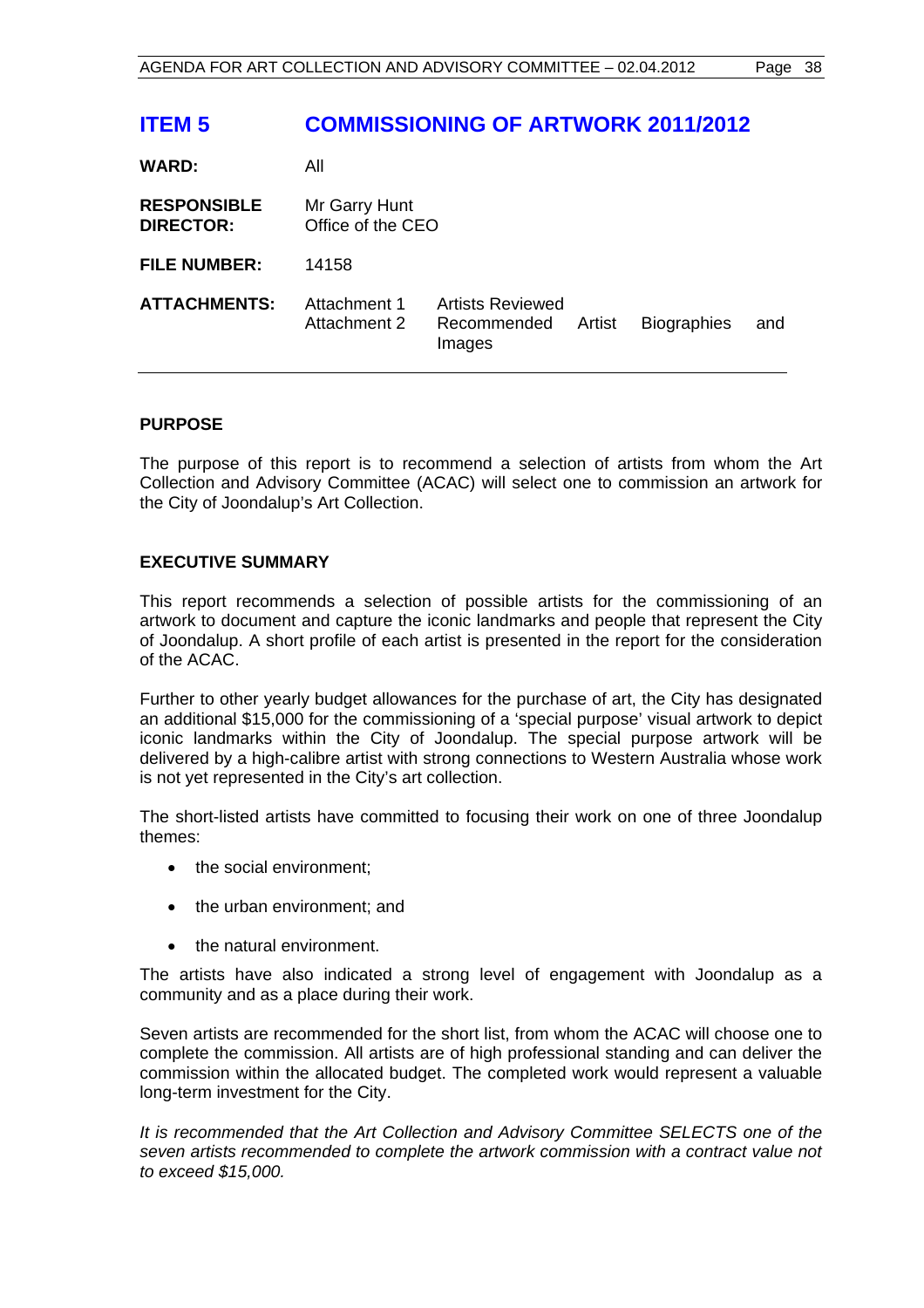# ITEM 5 COMMISSIONING OF ARTWORK 2011/2012

| | | |
|---|---|---|
| **WARD:** | All | |
| **RESPONSIBLE DIRECTOR:** | Mr Garry Hunt<br>Office of the CEO | |
| **FILE NUMBER:** | 14158 | |
| **ATTACHMENTS:** | Attachment 1<br>Attachment 2 | Artists Reviewed<br>Recommended Artist Biographies and Images |

## PURPOSE

The purpose of this report is to recommend a selection of artists from whom the Art Collection and Advisory Committee (ACAC) will select one to commission an artwork for the City of Joondalup's Art Collection.

## EXECUTIVE SUMMARY

This report recommends a selection of possible artists for the commissioning of an artwork to document and capture the iconic landmarks and people that represent the City of Joondalup. A short profile of each artist is presented in the report for the consideration of the ACAC.

Further to other yearly budget allowances for the purchase of art, the City has designated an additional $15,000 for the commissioning of a 'special purpose' visual artwork to depict iconic landmarks within the City of Joondalup. The special purpose artwork will be delivered by a high-calibre artist with strong connections to Western Australia whose work is not yet represented in the City's art collection.

The short-listed artists have committed to focusing their work on one of three Joondalup themes:

- the social environment;
- the urban environment; and
- the natural environment.

The artists have also indicated a strong level of engagement with Joondalup as a community and as a place during their work.

Seven artists are recommended for the short list, from whom the ACAC will choose one to complete the commission. All artists are of high professional standing and can deliver the commission within the allocated budget. The completed work would represent a valuable long-term investment for the City.

*It is recommended that the Art Collection and Advisory Committee SELECTS one of the seven artists recommended to complete the artwork commission with a contract value not to exceed $15,000.*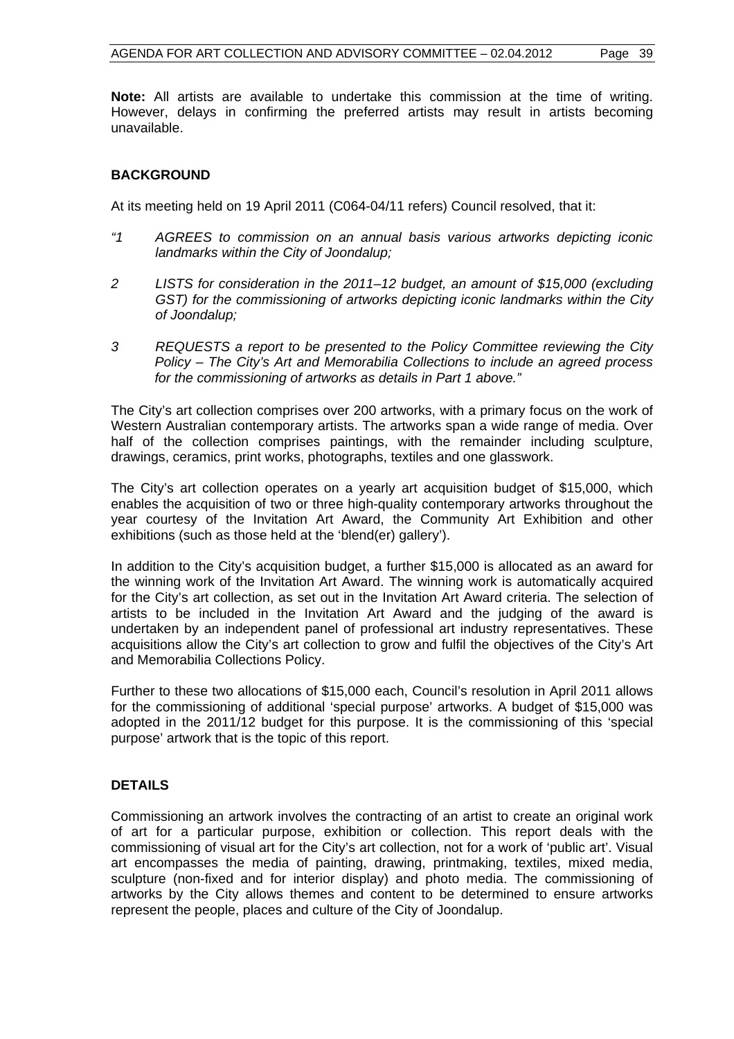**Note:** All artists are available to undertake this commission at the time of writing. However, delays in confirming the preferred artists may result in artists becoming unavailable.

## BACKGROUND

At its meeting held on 19 April 2011 (C064-04/11 refers) Council resolved, that it:

*"1 AGREES to commission on an annual basis various artworks depicting iconic landmarks within the City of Joondalup;*

*2 LISTS for consideration in the 2011–12 budget, an amount of $15,000 (excluding GST) for the commissioning of artworks depicting iconic landmarks within the City of Joondalup;*

*3 REQUESTS a report to be presented to the Policy Committee reviewing the City Policy – The City's Art and Memorabilia Collections to include an agreed process for the commissioning of artworks as details in Part 1 above."*

The City's art collection comprises over 200 artworks, with a primary focus on the work of Western Australian contemporary artists. The artworks span a wide range of media. Over half of the collection comprises paintings, with the remainder including sculpture, drawings, ceramics, print works, photographs, textiles and one glasswork.

The City's art collection operates on a yearly art acquisition budget of $15,000, which enables the acquisition of two or three high-quality contemporary artworks throughout the year courtesy of the Invitation Art Award, the Community Art Exhibition and other exhibitions (such as those held at the 'blend(er) gallery').

In addition to the City's acquisition budget, a further $15,000 is allocated as an award for the winning work of the Invitation Art Award. The winning work is automatically acquired for the City's art collection, as set out in the Invitation Art Award criteria. The selection of artists to be included in the Invitation Art Award and the judging of the award is undertaken by an independent panel of professional art industry representatives. These acquisitions allow the City's art collection to grow and fulfil the objectives of the City's Art and Memorabilia Collections Policy.

Further to these two allocations of $15,000 each, Council's resolution in April 2011 allows for the commissioning of additional 'special purpose' artworks. A budget of $15,000 was adopted in the 2011/12 budget for this purpose. It is the commissioning of this 'special purpose' artwork that is the topic of this report.

## DETAILS

Commissioning an artwork involves the contracting of an artist to create an original work of art for a particular purpose, exhibition or collection. This report deals with the commissioning of visual art for the City's art collection, not for a work of 'public art'. Visual art encompasses the media of painting, drawing, printmaking, textiles, mixed media, sculpture (non-fixed and for interior display) and photo media. The commissioning of artworks by the City allows themes and content to be determined to ensure artworks represent the people, places and culture of the City of Joondalup.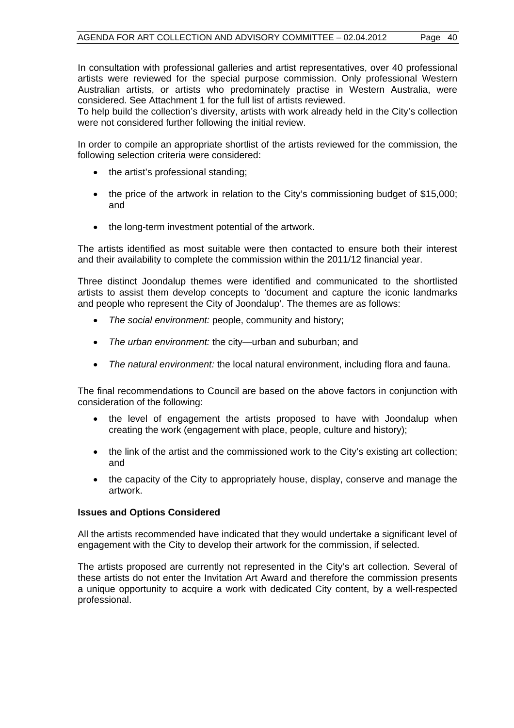In consultation with professional galleries and artist representatives, over 40 professional artists were reviewed for the special purpose commission. Only professional Western Australian artists, or artists who predominately practise in Western Australia, were considered. See Attachment 1 for the full list of artists reviewed.
To help build the collection's diversity, artists with work already held in the City's collection were not considered further following the initial review.

In order to compile an appropriate shortlist of the artists reviewed for the commission, the following selection criteria were considered:

- the artist's professional standing;
- the price of the artwork in relation to the City's commissioning budget of $15,000; and
- the long-term investment potential of the artwork.

The artists identified as most suitable were then contacted to ensure both their interest and their availability to complete the commission within the 2011/12 financial year.

Three distinct Joondalup themes were identified and communicated to the shortlisted artists to assist them develop concepts to 'document and capture the iconic landmarks and people who represent the City of Joondalup'. The themes are as follows:

- *The social environment:* people, community and history;
- *The urban environment:* the city—urban and suburban; and
- *The natural environment:* the local natural environment, including flora and fauna.

The final recommendations to Council are based on the above factors in conjunction with consideration of the following:

- the level of engagement the artists proposed to have with Joondalup when creating the work (engagement with place, people, culture and history);
- the link of the artist and the commissioned work to the City's existing art collection; and
- the capacity of the City to appropriately house, display, conserve and manage the artwork.

**Issues and Options Considered**

All the artists recommended have indicated that they would undertake a significant level of engagement with the City to develop their artwork for the commission, if selected.

The artists proposed are currently not represented in the City's art collection. Several of these artists do not enter the Invitation Art Award and therefore the commission presents a unique opportunity to acquire a work with dedicated City content, by a well-respected professional.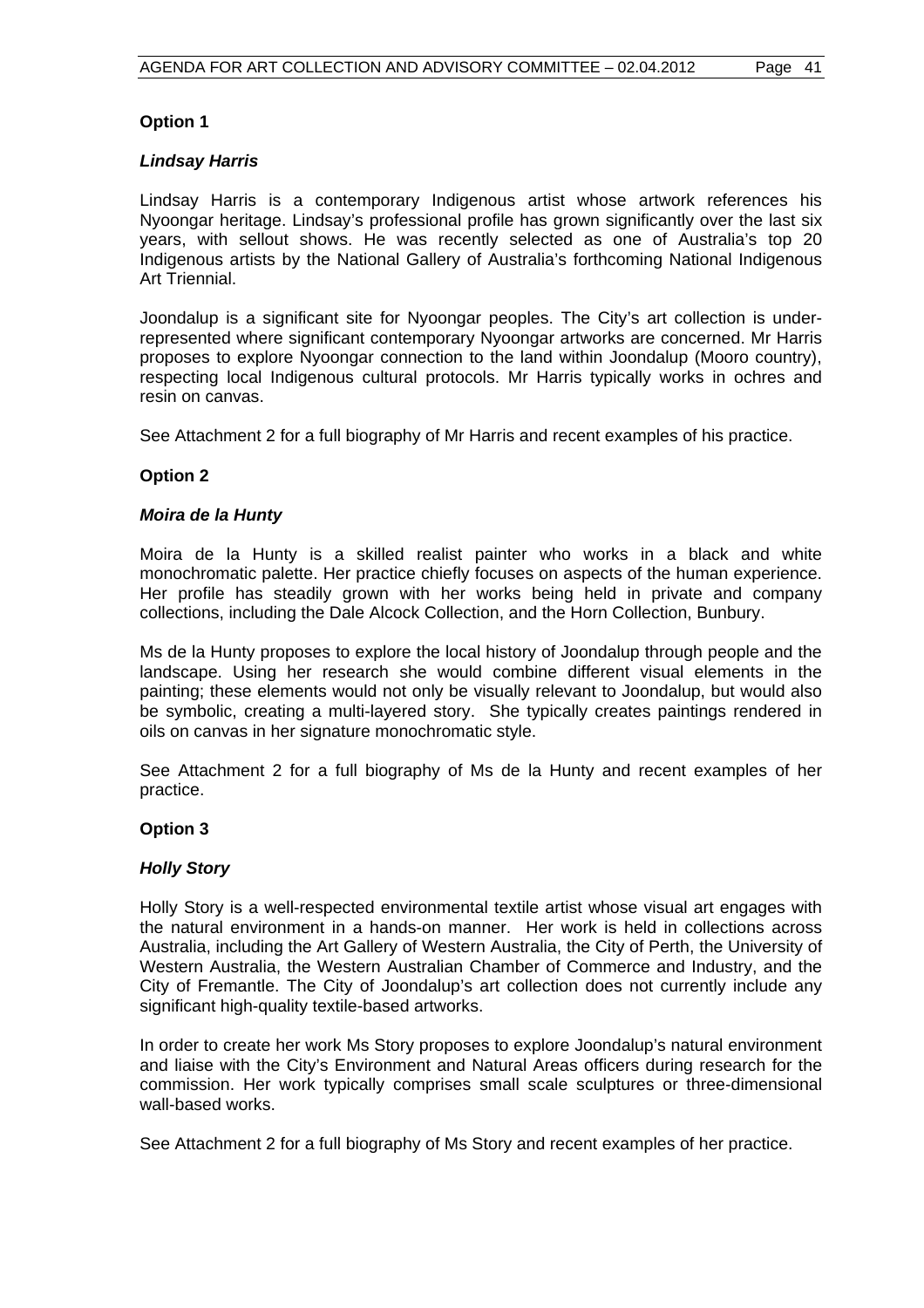**Option 1**

***Lindsay Harris***

Lindsay Harris is a contemporary Indigenous artist whose artwork references his Nyoongar heritage. Lindsay's professional profile has grown significantly over the last six years, with sellout shows. He was recently selected as one of Australia's top 20 Indigenous artists by the National Gallery of Australia's forthcoming National Indigenous Art Triennial.

Joondalup is a significant site for Nyoongar peoples. The City's art collection is under-represented where significant contemporary Nyoongar artworks are concerned. Mr Harris proposes to explore Nyoongar connection to the land within Joondalup (Mooro country), respecting local Indigenous cultural protocols. Mr Harris typically works in ochres and resin on canvas.

See Attachment 2 for a full biography of Mr Harris and recent examples of his practice.

**Option 2**

***Moira de la Hunty***

Moira de la Hunty is a skilled realist painter who works in a black and white monochromatic palette. Her practice chiefly focuses on aspects of the human experience. Her profile has steadily grown with her works being held in private and company collections, including the Dale Alcock Collection, and the Horn Collection, Bunbury.

Ms de la Hunty proposes to explore the local history of Joondalup through people and the landscape. Using her research she would combine different visual elements in the painting; these elements would not only be visually relevant to Joondalup, but would also be symbolic, creating a multi-layered story. She typically creates paintings rendered in oils on canvas in her signature monochromatic style.

See Attachment 2 for a full biography of Ms de la Hunty and recent examples of her practice.

**Option 3**

***Holly Story***

Holly Story is a well-respected environmental textile artist whose visual art engages with the natural environment in a hands-on manner. Her work is held in collections across Australia, including the Art Gallery of Western Australia, the City of Perth, the University of Western Australia, the Western Australian Chamber of Commerce and Industry, and the City of Fremantle. The City of Joondalup's art collection does not currently include any significant high-quality textile-based artworks.

In order to create her work Ms Story proposes to explore Joondalup's natural environment and liaise with the City's Environment and Natural Areas officers during research for the commission. Her work typically comprises small scale sculptures or three-dimensional wall-based works.

See Attachment 2 for a full biography of Ms Story and recent examples of her practice.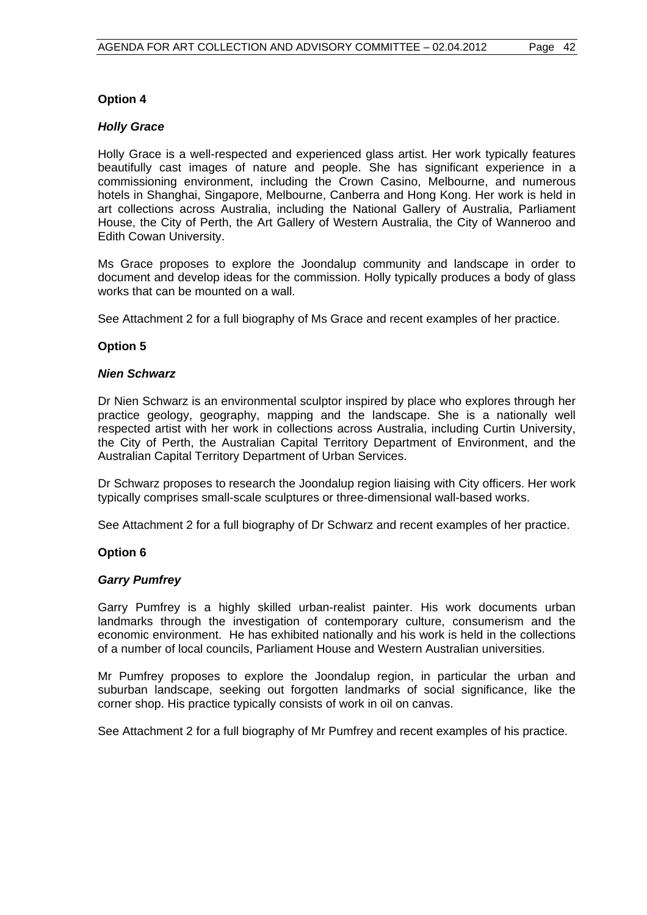**Option 4**

***Holly Grace***

Holly Grace is a well-respected and experienced glass artist. Her work typically features beautifully cast images of nature and people. She has significant experience in a commissioning environment, including the Crown Casino, Melbourne, and numerous hotels in Shanghai, Singapore, Melbourne, Canberra and Hong Kong. Her work is held in art collections across Australia, including the National Gallery of Australia, Parliament House, the City of Perth, the Art Gallery of Western Australia, the City of Wanneroo and Edith Cowan University.

Ms Grace proposes to explore the Joondalup community and landscape in order to document and develop ideas for the commission. Holly typically produces a body of glass works that can be mounted on a wall.

See Attachment 2 for a full biography of Ms Grace and recent examples of her practice.

**Option 5**

***Nien Schwarz***

Dr Nien Schwarz is an environmental sculptor inspired by place who explores through her practice geology, geography, mapping and the landscape. She is a nationally well respected artist with her work in collections across Australia, including Curtin University, the City of Perth, the Australian Capital Territory Department of Environment, and the Australian Capital Territory Department of Urban Services.

Dr Schwarz proposes to research the Joondalup region liaising with City officers. Her work typically comprises small-scale sculptures or three-dimensional wall-based works.

See Attachment 2 for a full biography of Dr Schwarz and recent examples of her practice.

**Option 6**

***Garry Pumfrey***

Garry Pumfrey is a highly skilled urban-realist painter. His work documents urban landmarks through the investigation of contemporary culture, consumerism and the economic environment. He has exhibited nationally and his work is held in the collections of a number of local councils, Parliament House and Western Australian universities.

Mr Pumfrey proposes to explore the Joondalup region, in particular the urban and suburban landscape, seeking out forgotten landmarks of social significance, like the corner shop. His practice typically consists of work in oil on canvas.

See Attachment 2 for a full biography of Mr Pumfrey and recent examples of his practice.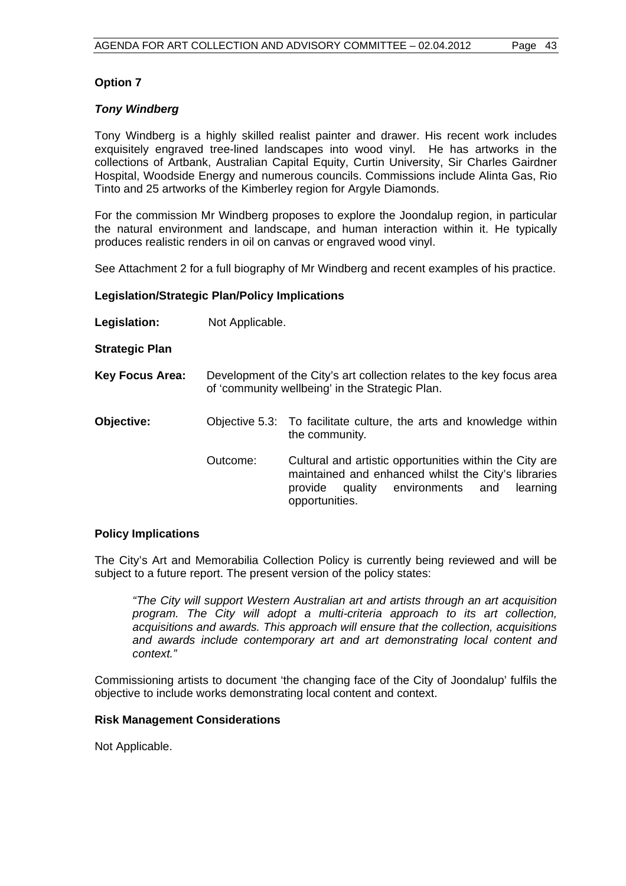**Option 7**

***Tony Windberg***

Tony Windberg is a highly skilled realist painter and drawer. His recent work includes exquisitely engraved tree-lined landscapes into wood vinyl. He has artworks in the collections of Artbank, Australian Capital Equity, Curtin University, Sir Charles Gairdner Hospital, Woodside Energy and numerous councils. Commissions include Alinta Gas, Rio Tinto and 25 artworks of the Kimberley region for Argyle Diamonds.

For the commission Mr Windberg proposes to explore the Joondalup region, in particular the natural environment and landscape, and human interaction within it. He typically produces realistic renders in oil on canvas or engraved wood vinyl.

See Attachment 2 for a full biography of Mr Windberg and recent examples of his practice.

**Legislation/Strategic Plan/Policy Implications**

**Legislation:** Not Applicable.

**Strategic Plan**

**Key Focus Area:** Development of the City's art collection relates to the key focus area of 'community wellbeing' in the Strategic Plan.

**Objective:** Objective 5.3: To facilitate culture, the arts and knowledge within the community.

Outcome: Cultural and artistic opportunities within the City are maintained and enhanced whilst the City's libraries provide quality environments and learning opportunities.

**Policy Implications**

The City's Art and Memorabilia Collection Policy is currently being reviewed and will be subject to a future report. The present version of the policy states:

> *"The City will support Western Australian art and artists through an art acquisition program. The City will adopt a multi-criteria approach to its art collection, acquisitions and awards. This approach will ensure that the collection, acquisitions and awards include contemporary art and art demonstrating local content and context."*

Commissioning artists to document 'the changing face of the City of Joondalup' fulfils the objective to include works demonstrating local content and context.

**Risk Management Considerations**

Not Applicable.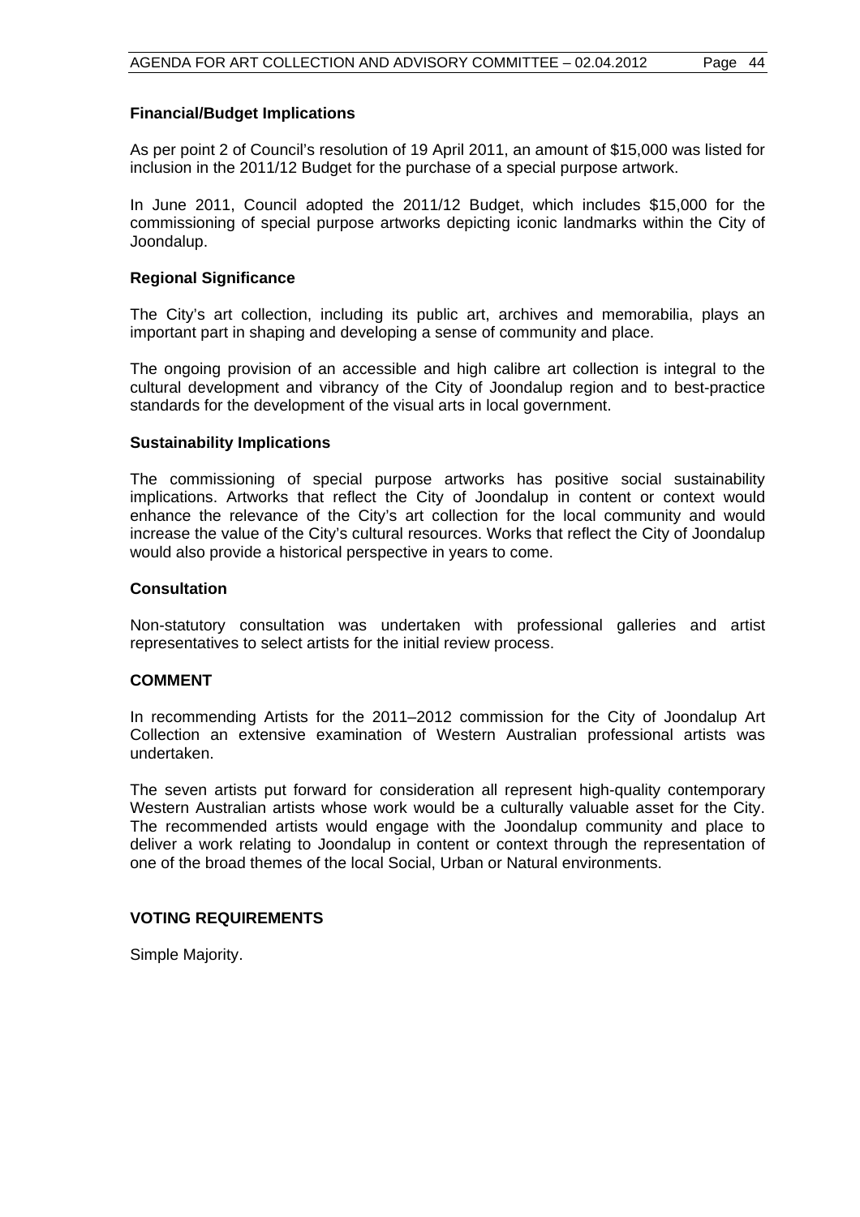**Financial/Budget Implications**

As per point 2 of Council's resolution of 19 April 2011, an amount of $15,000 was listed for inclusion in the 2011/12 Budget for the purchase of a special purpose artwork.

In June 2011, Council adopted the 2011/12 Budget, which includes $15,000 for the commissioning of special purpose artworks depicting iconic landmarks within the City of Joondalup.

**Regional Significance**

The City's art collection, including its public art, archives and memorabilia, plays an important part in shaping and developing a sense of community and place.

The ongoing provision of an accessible and high calibre art collection is integral to the cultural development and vibrancy of the City of Joondalup region and to best-practice standards for the development of the visual arts in local government.

**Sustainability Implications**

The commissioning of special purpose artworks has positive social sustainability implications. Artworks that reflect the City of Joondalup in content or context would enhance the relevance of the City's art collection for the local community and would increase the value of the City's cultural resources. Works that reflect the City of Joondalup would also provide a historical perspective in years to come.

**Consultation**

Non-statutory consultation was undertaken with professional galleries and artist representatives to select artists for the initial review process.

## COMMENT

In recommending Artists for the 2011–2012 commission for the City of Joondalup Art Collection an extensive examination of Western Australian professional artists was undertaken.

The seven artists put forward for consideration all represent high-quality contemporary Western Australian artists whose work would be a culturally valuable asset for the City. The recommended artists would engage with the Joondalup community and place to deliver a work relating to Joondalup in content or context through the representation of one of the broad themes of the local Social, Urban or Natural environments.

## VOTING REQUIREMENTS

Simple Majority.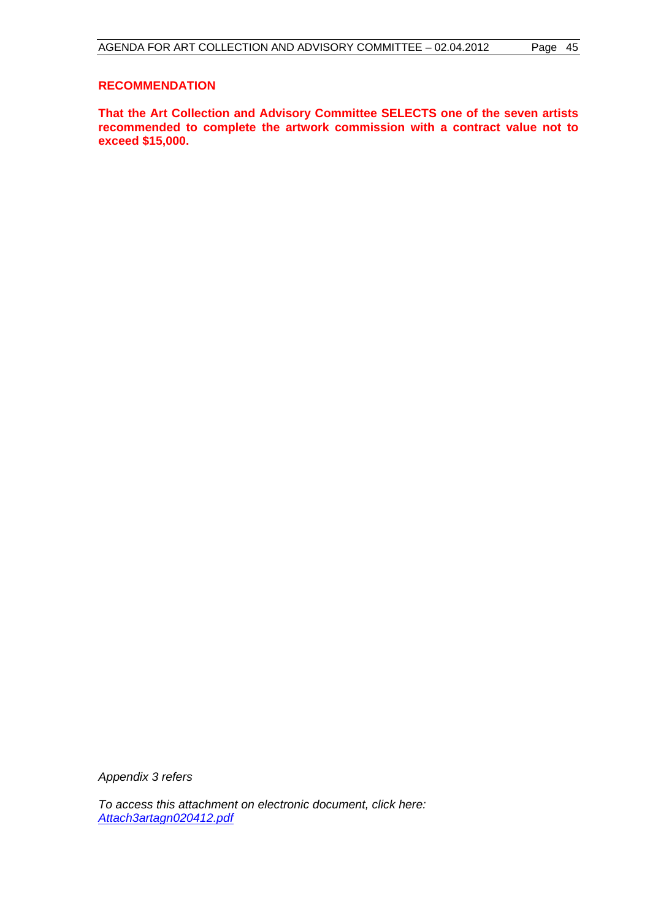**RECOMMENDATION**

**That the Art Collection and Advisory Committee SELECTS one of the seven artists recommended to complete the artwork commission with a contract value not to exceed $15,000.**

*Appendix 3 refers*

*To access this attachment on electronic document, click here:*
*Attach3artagn020412.pdf*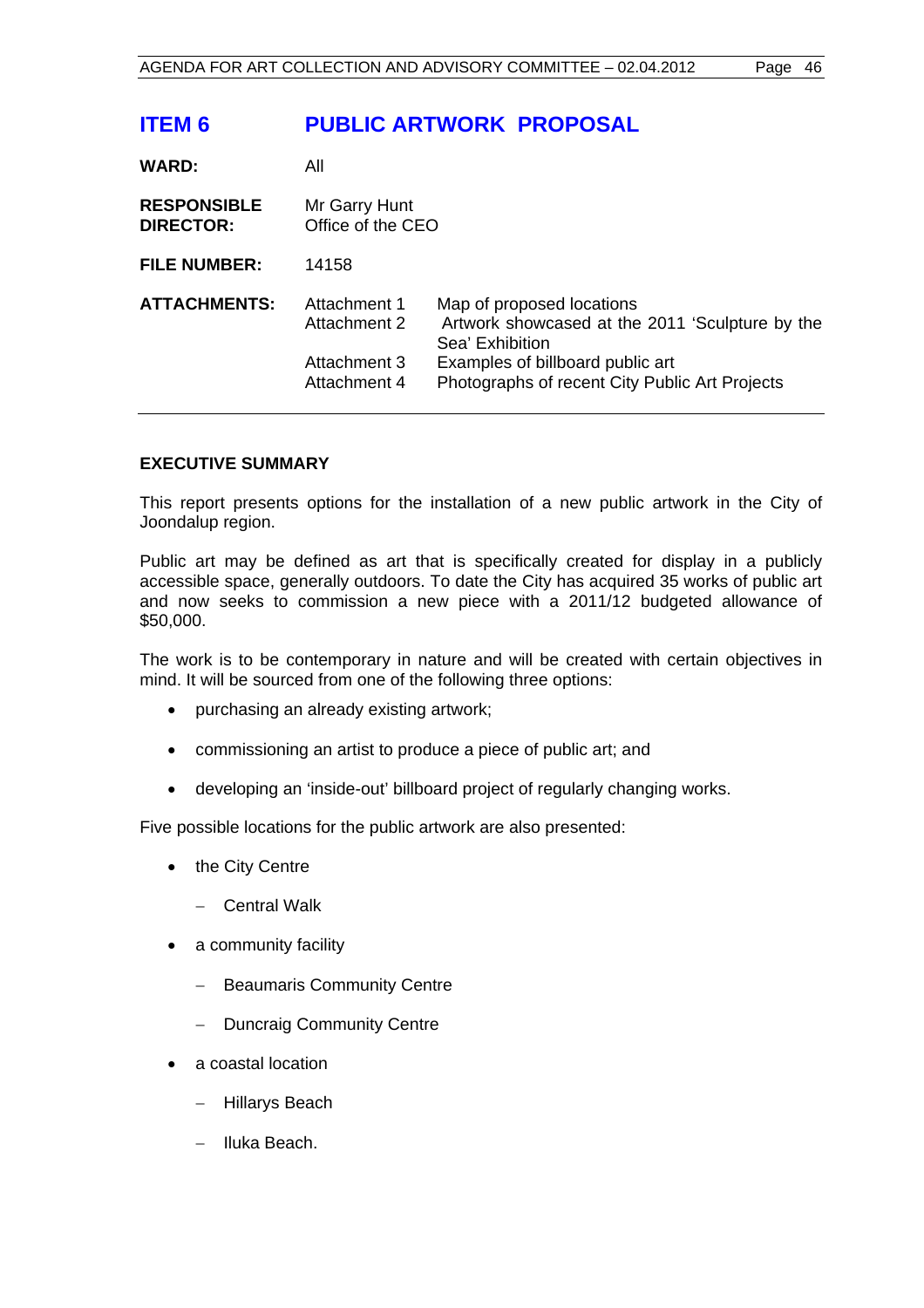# ITEM 6 PUBLIC ARTWORK PROPOSAL

| | | |
|---|---|---|
| **WARD:** | All | |
| **RESPONSIBLE DIRECTOR:** | Mr Garry Hunt<br>Office of the CEO | |
| **FILE NUMBER:** | 14158 | |
| **ATTACHMENTS:** | Attachment 1 | Map of proposed locations |
| | Attachment 2 | Artwork showcased at the 2011 'Sculpture by the Sea' Exhibition |
| | Attachment 3 | Examples of billboard public art |
| | Attachment 4 | Photographs of recent City Public Art Projects |

## EXECUTIVE SUMMARY

This report presents options for the installation of a new public artwork in the City of Joondalup region.

Public art may be defined as art that is specifically created for display in a publicly accessible space, generally outdoors. To date the City has acquired 35 works of public art and now seeks to commission a new piece with a 2011/12 budgeted allowance of $50,000.

The work is to be contemporary in nature and will be created with certain objectives in mind. It will be sourced from one of the following three options:

- purchasing an already existing artwork;
- commissioning an artist to produce a piece of public art; and
- developing an 'inside-out' billboard project of regularly changing works.

Five possible locations for the public artwork are also presented:

- the City Centre
  - Central Walk
- a community facility
  - Beaumaris Community Centre
  - Duncraig Community Centre
- a coastal location
  - Hillarys Beach
  - Iluka Beach.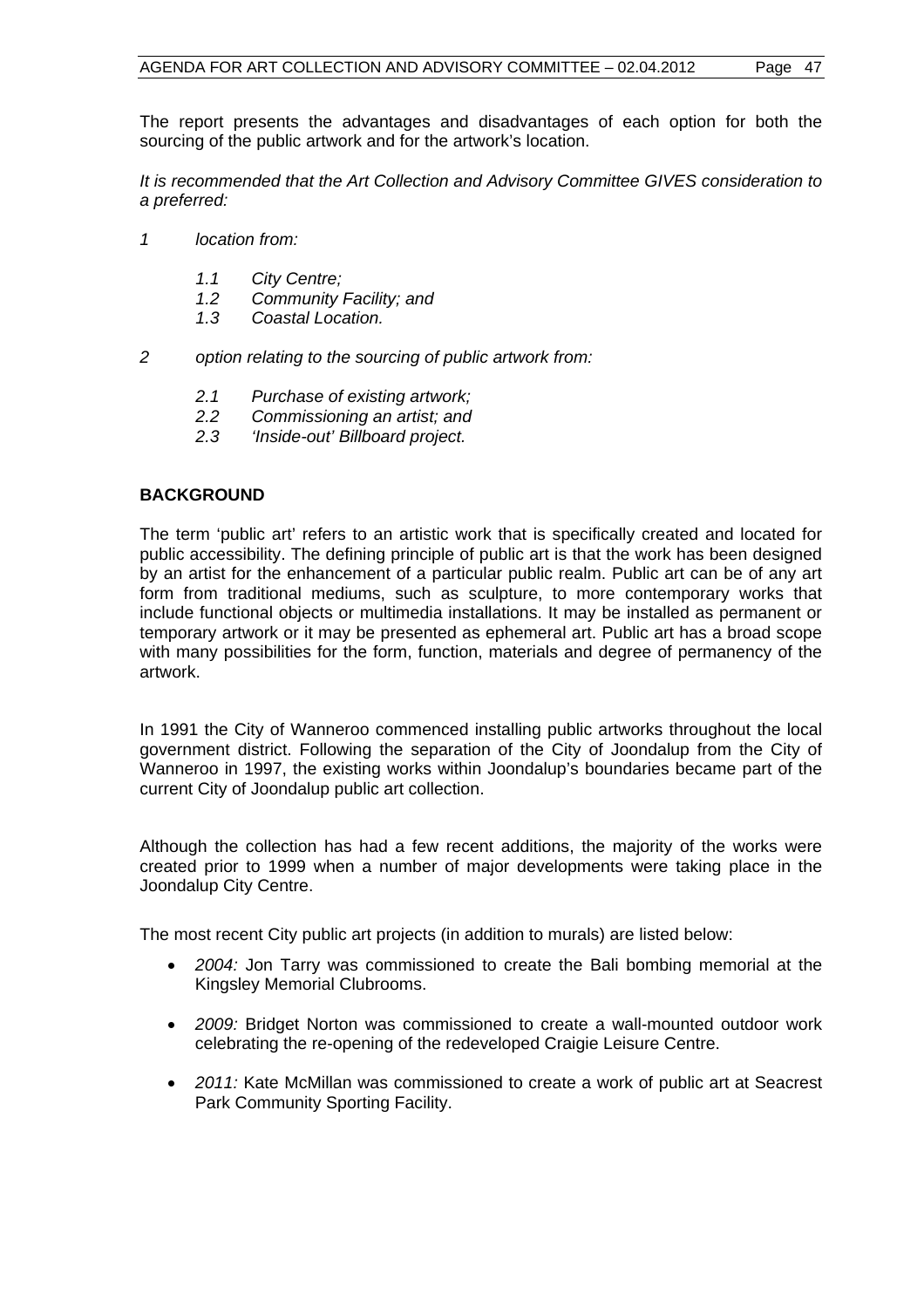The report presents the advantages and disadvantages of each option for both the sourcing of the public artwork and for the artwork's location.

*It is recommended that the Art Collection and Advisory Committee GIVES consideration to a preferred:*

*1 location from:*

- *1.1 City Centre;*
- *1.2 Community Facility; and*
- *1.3 Coastal Location.*

*2 option relating to the sourcing of public artwork from:*

- *2.1 Purchase of existing artwork;*
- *2.2 Commissioning an artist; and*
- *2.3 'Inside-out' Billboard project.*

## BACKGROUND

The term 'public art' refers to an artistic work that is specifically created and located for public accessibility. The defining principle of public art is that the work has been designed by an artist for the enhancement of a particular public realm. Public art can be of any art form from traditional mediums, such as sculpture, to more contemporary works that include functional objects or multimedia installations. It may be installed as permanent or temporary artwork or it may be presented as ephemeral art. Public art has a broad scope with many possibilities for the form, function, materials and degree of permanency of the artwork.

In 1991 the City of Wanneroo commenced installing public artworks throughout the local government district. Following the separation of the City of Joondalup from the City of Wanneroo in 1997, the existing works within Joondalup's boundaries became part of the current City of Joondalup public art collection.

Although the collection has had a few recent additions, the majority of the works were created prior to 1999 when a number of major developments were taking place in the Joondalup City Centre.

The most recent City public art projects (in addition to murals) are listed below:

- *2004:* Jon Tarry was commissioned to create the Bali bombing memorial at the Kingsley Memorial Clubrooms.
- *2009:* Bridget Norton was commissioned to create a wall-mounted outdoor work celebrating the re-opening of the redeveloped Craigie Leisure Centre.
- *2011:* Kate McMillan was commissioned to create a work of public art at Seacrest Park Community Sporting Facility.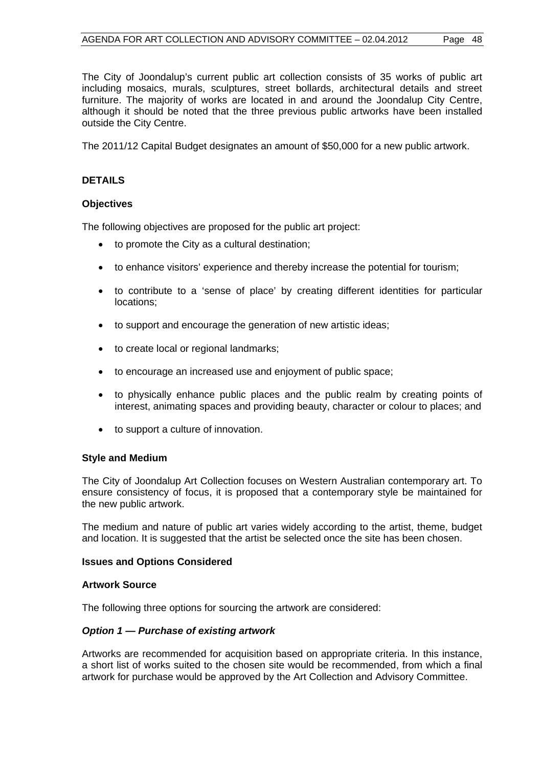The City of Joondalup's current public art collection consists of 35 works of public art including mosaics, murals, sculptures, street bollards, architectural details and street furniture. The majority of works are located in and around the Joondalup City Centre, although it should be noted that the three previous public artworks have been installed outside the City Centre.

The 2011/12 Capital Budget designates an amount of $50,000 for a new public artwork.

## DETAILS

### Objectives

The following objectives are proposed for the public art project:

- to promote the City as a cultural destination;
- to enhance visitors' experience and thereby increase the potential for tourism;
- to contribute to a 'sense of place' by creating different identities for particular locations;
- to support and encourage the generation of new artistic ideas;
- to create local or regional landmarks;
- to encourage an increased use and enjoyment of public space;
- to physically enhance public places and the public realm by creating points of interest, animating spaces and providing beauty, character or colour to places; and
- to support a culture of innovation.

### Style and Medium

The City of Joondalup Art Collection focuses on Western Australian contemporary art. To ensure consistency of focus, it is proposed that a contemporary style be maintained for the new public artwork.

The medium and nature of public art varies widely according to the artist, theme, budget and location. It is suggested that the artist be selected once the site has been chosen.

### Issues and Options Considered

### Artwork Source

The following three options for sourcing the artwork are considered:

#### *Option 1 — Purchase of existing artwork*

Artworks are recommended for acquisition based on appropriate criteria. In this instance, a short list of works suited to the chosen site would be recommended, from which a final artwork for purchase would be approved by the Art Collection and Advisory Committee.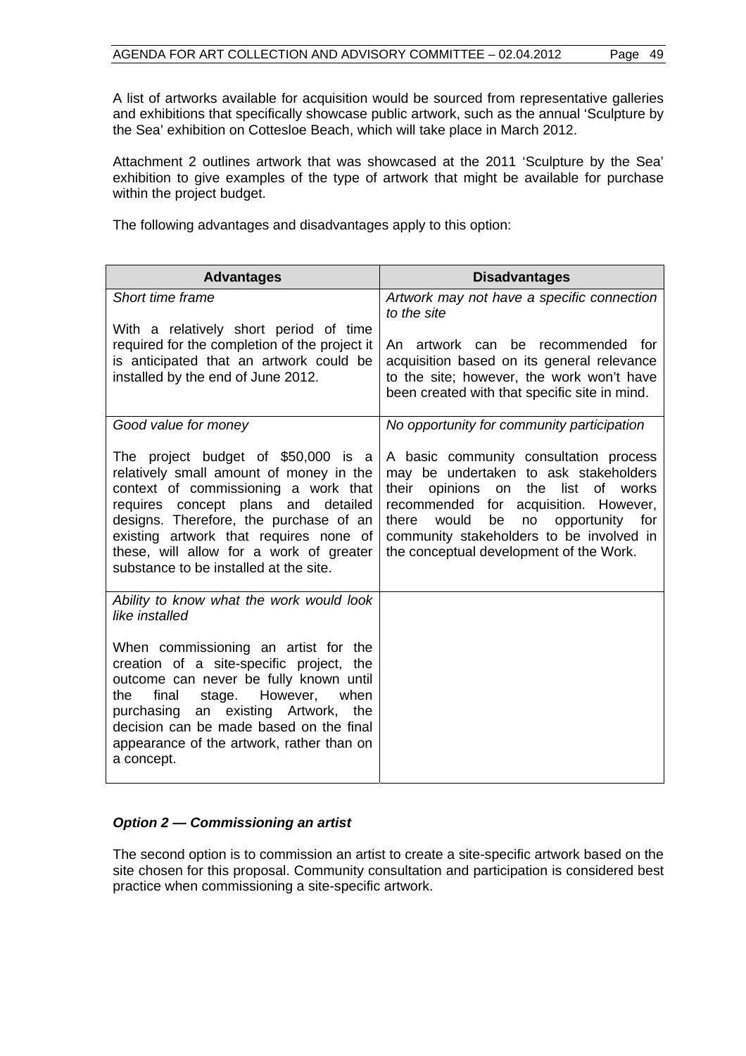A list of artworks available for acquisition would be sourced from representative galleries and exhibitions that specifically showcase public artwork, such as the annual 'Sculpture by the Sea' exhibition on Cottesloe Beach, which will take place in March 2012.

Attachment 2 outlines artwork that was showcased at the 2011 'Sculpture by the Sea' exhibition to give examples of the type of artwork that might be available for purchase within the project budget.

The following advantages and disadvantages apply to this option:

| Advantages | Disadvantages |
|---|---|
| *Short time frame*<br><br>With a relatively short period of time required for the completion of the project it is anticipated that an artwork could be installed by the end of June 2012. | *Artwork may not have a specific connection to the site*<br><br>An artwork can be recommended for acquisition based on its general relevance to the site; however, the work won't have been created with that specific site in mind. |
| *Good value for money*<br><br>The project budget of $50,000 is a relatively small amount of money in the context of commissioning a work that requires concept plans and detailed designs. Therefore, the purchase of an existing artwork that requires none of these, will allow for a work of greater substance to be installed at the site. | *No opportunity for community participation*<br><br>A basic community consultation process may be undertaken to ask stakeholders their opinions on the list of works recommended for acquisition. However, there would be no opportunity for community stakeholders to be involved in the conceptual development of the Work. |
| *Ability to know what the work would look like installed*<br><br>When commissioning an artist for the creation of a site-specific project, the outcome can never be fully known until the final stage. However, when purchasing an existing Artwork, the decision can be made based on the final appearance of the artwork, rather than on a concept. | |

### *Option 2 — Commissioning an artist*

The second option is to commission an artist to create a site-specific artwork based on the site chosen for this proposal. Community consultation and participation is considered best practice when commissioning a site-specific artwork.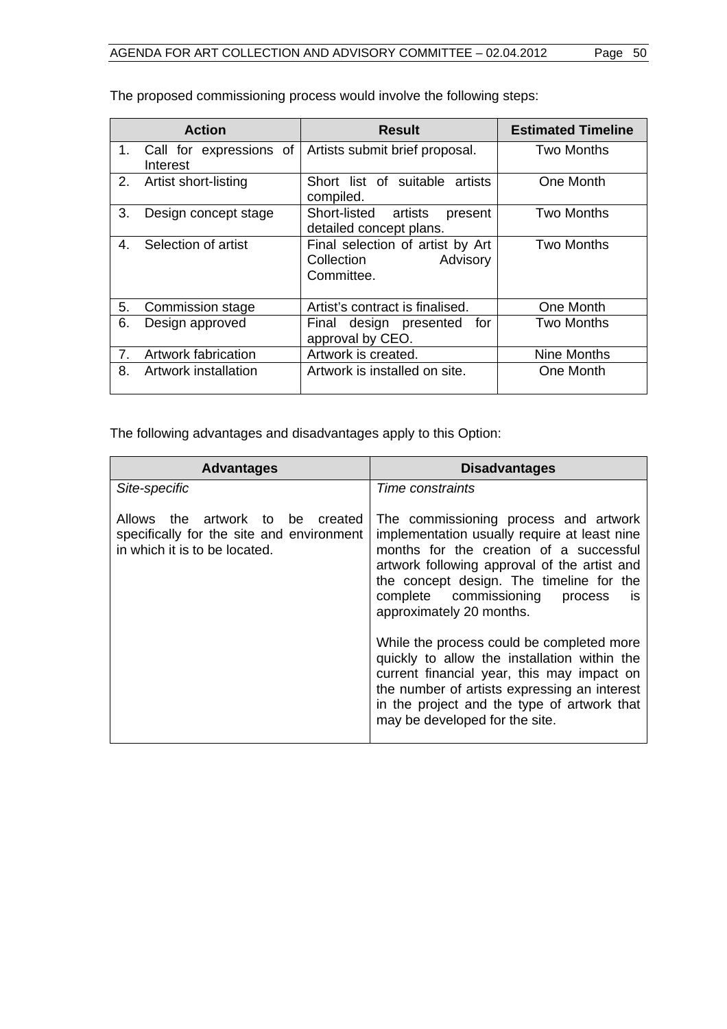The proposed commissioning process would involve the following steps:

| Action | Result | Estimated Timeline |
|---|---|---|
| 1. Call for expressions of Interest | Artists submit brief proposal. | Two Months |
| 2. Artist short-listing | Short list of suitable artists compiled. | One Month |
| 3. Design concept stage | Short-listed artists present detailed concept plans. | Two Months |
| 4. Selection of artist | Final selection of artist by Art Collection Advisory Committee. | Two Months |
| 5. Commission stage | Artist's contract is finalised. | One Month |
| 6. Design approved | Final design presented for approval by CEO. | Two Months |
| 7. Artwork fabrication | Artwork is created. | Nine Months |
| 8. Artwork installation | Artwork is installed on site. | One Month |

The following advantages and disadvantages apply to this Option:

| Advantages | Disadvantages |
|---|---|
| *Site-specific*<br><br>Allows the artwork to be created specifically for the site and environment in which it is to be located. | *Time constraints*<br><br>The commissioning process and artwork implementation usually require at least nine months for the creation of a successful artwork following approval of the artist and the concept design. The timeline for the complete commissioning process is approximately 20 months.<br><br>While the process could be completed more quickly to allow the installation within the current financial year, this may impact on the number of artists expressing an interest in the project and the type of artwork that may be developed for the site. |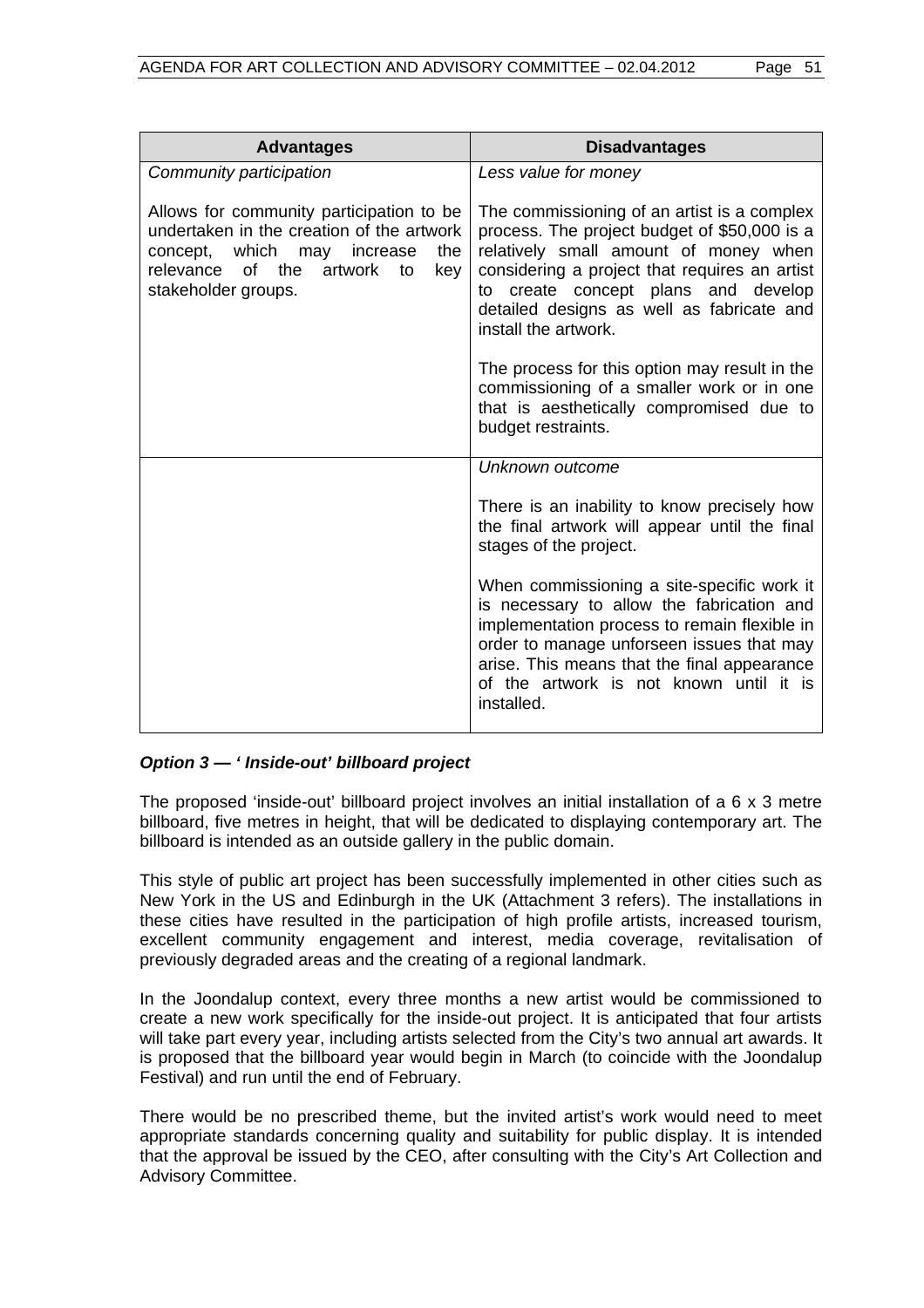| Advantages | Disadvantages |
| --- | --- |
| *Community participation*<br><br>Allows for community participation to be undertaken in the creation of the artwork concept, which may increase the relevance of the artwork to key stakeholder groups. | *Less value for money*<br><br>The commissioning of an artist is a complex process. The project budget of $50,000 is a relatively small amount of money when considering a project that requires an artist to create concept plans and develop detailed designs as well as fabricate and install the artwork.<br><br>The process for this option may result in the commissioning of a smaller work or in one that is aesthetically compromised due to budget restraints. |
| | *Unknown outcome*<br><br>There is an inability to know precisely how the final artwork will appear until the final stages of the project.<br><br>When commissioning a site-specific work it is necessary to allow the fabrication and implementation process to remain flexible in order to manage unforseen issues that may arise. This means that the final appearance of the artwork is not known until it is installed. |

***Option 3 — ' Inside-out' billboard project***

The proposed 'inside-out' billboard project involves an initial installation of a 6 x 3 metre billboard, five metres in height, that will be dedicated to displaying contemporary art. The billboard is intended as an outside gallery in the public domain.

This style of public art project has been successfully implemented in other cities such as New York in the US and Edinburgh in the UK (Attachment 3 refers). The installations in these cities have resulted in the participation of high profile artists, increased tourism, excellent community engagement and interest, media coverage, revitalisation of previously degraded areas and the creating of a regional landmark.

In the Joondalup context, every three months a new artist would be commissioned to create a new work specifically for the inside-out project. It is anticipated that four artists will take part every year, including artists selected from the City's two annual art awards. It is proposed that the billboard year would begin in March (to coincide with the Joondalup Festival) and run until the end of February.

There would be no prescribed theme, but the invited artist's work would need to meet appropriate standards concerning quality and suitability for public display. It is intended that the approval be issued by the CEO, after consulting with the City's Art Collection and Advisory Committee.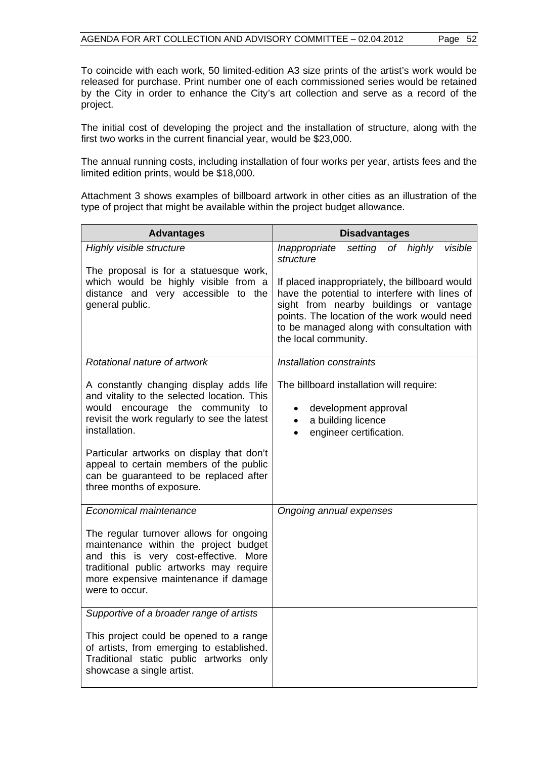To coincide with each work, 50 limited-edition A3 size prints of the artist's work would be released for purchase. Print number one of each commissioned series would be retained by the City in order to enhance the City's art collection and serve as a record of the project.

The initial cost of developing the project and the installation of structure, along with the first two works in the current financial year, would be $23,000.

The annual running costs, including installation of four works per year, artists fees and the limited edition prints, would be $18,000.

Attachment 3 shows examples of billboard artwork in other cities as an illustration of the type of project that might be available within the project budget allowance.

| Advantages | Disadvantages |
|---|---|
| *Highly visible structure*<br><br>The proposal is for a statuesque work, which would be highly visible from a distance and very accessible to the general public. | *Inappropriate setting of highly visible structure*<br><br>If placed inappropriately, the billboard would have the potential to interfere with lines of sight from nearby buildings or vantage points. The location of the work would need to be managed along with consultation with the local community. |
| *Rotational nature of artwork*<br><br>A constantly changing display adds life and vitality to the selected location. This would encourage the community to revisit the work regularly to see the latest installation.<br><br>Particular artworks on display that don't appeal to certain members of the public can be guaranteed to be replaced after three months of exposure. | *Installation constraints*<br><br>The billboard installation will require:<br>• development approval<br>• a building licence<br>• engineer certification. |
| *Economical maintenance*<br><br>The regular turnover allows for ongoing maintenance within the project budget and this is very cost-effective. More traditional public artworks may require more expensive maintenance if damage were to occur. | *Ongoing annual expenses* |
| *Supportive of a broader range of artists*<br><br>This project could be opened to a range of artists, from emerging to established. Traditional static public artworks only showcase a single artist. | |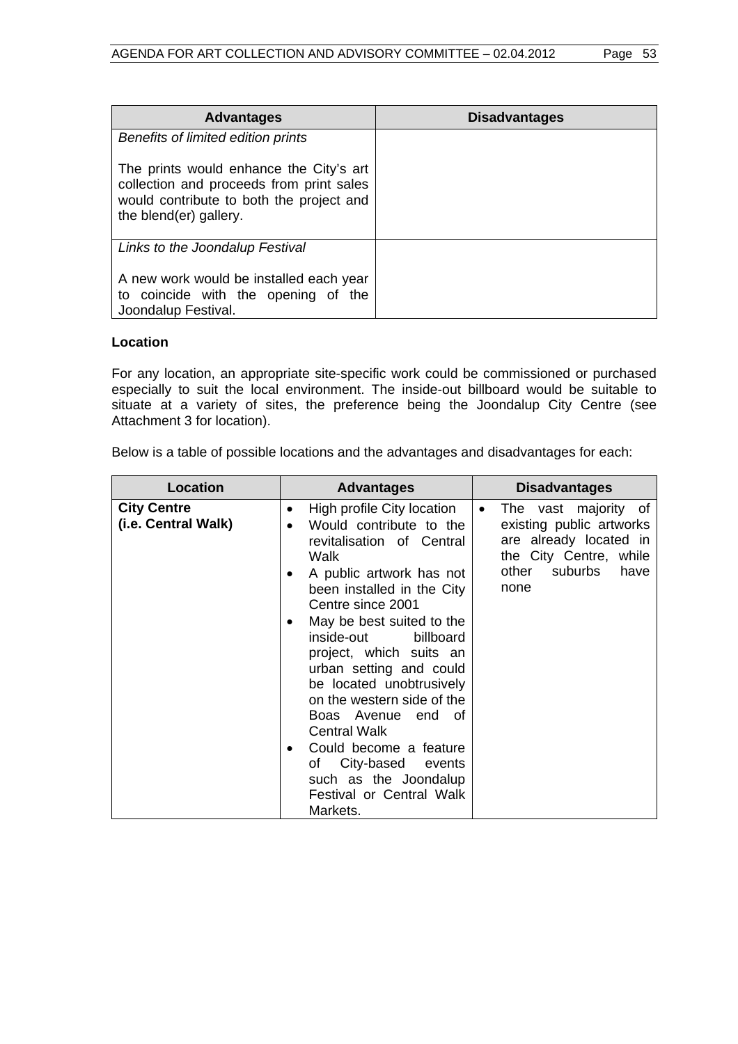| Advantages | Disadvantages |
|---|---|
| *Benefits of limited edition prints*<br><br>The prints would enhance the City's art collection and proceeds from print sales would contribute to both the project and the blend(er) gallery. | |
| *Links to the Joondalup Festival*<br><br>A new work would be installed each year to coincide with the opening of the Joondalup Festival. | |

**Location**

For any location, an appropriate site-specific work could be commissioned or purchased especially to suit the local environment. The inside-out billboard would be suitable to situate at a variety of sites, the preference being the Joondalup City Centre (see Attachment 3 for location).

Below is a table of possible locations and the advantages and disadvantages for each:

| Location | Advantages | Disadvantages |
|---|---|---|
| **City Centre (i.e. Central Walk)** | • High profile City location<br>• Would contribute to the revitalisation of Central Walk<br>• A public artwork has not been installed in the City Centre since 2001<br>• May be best suited to the inside-out billboard project, which suits an urban setting and could be located unobtrusively on the western side of the Boas Avenue end of Central Walk<br>• Could become a feature of City-based events such as the Joondalup Festival or Central Walk Markets. | • The vast majority of existing public artworks are already located in the City Centre, while other suburbs have none |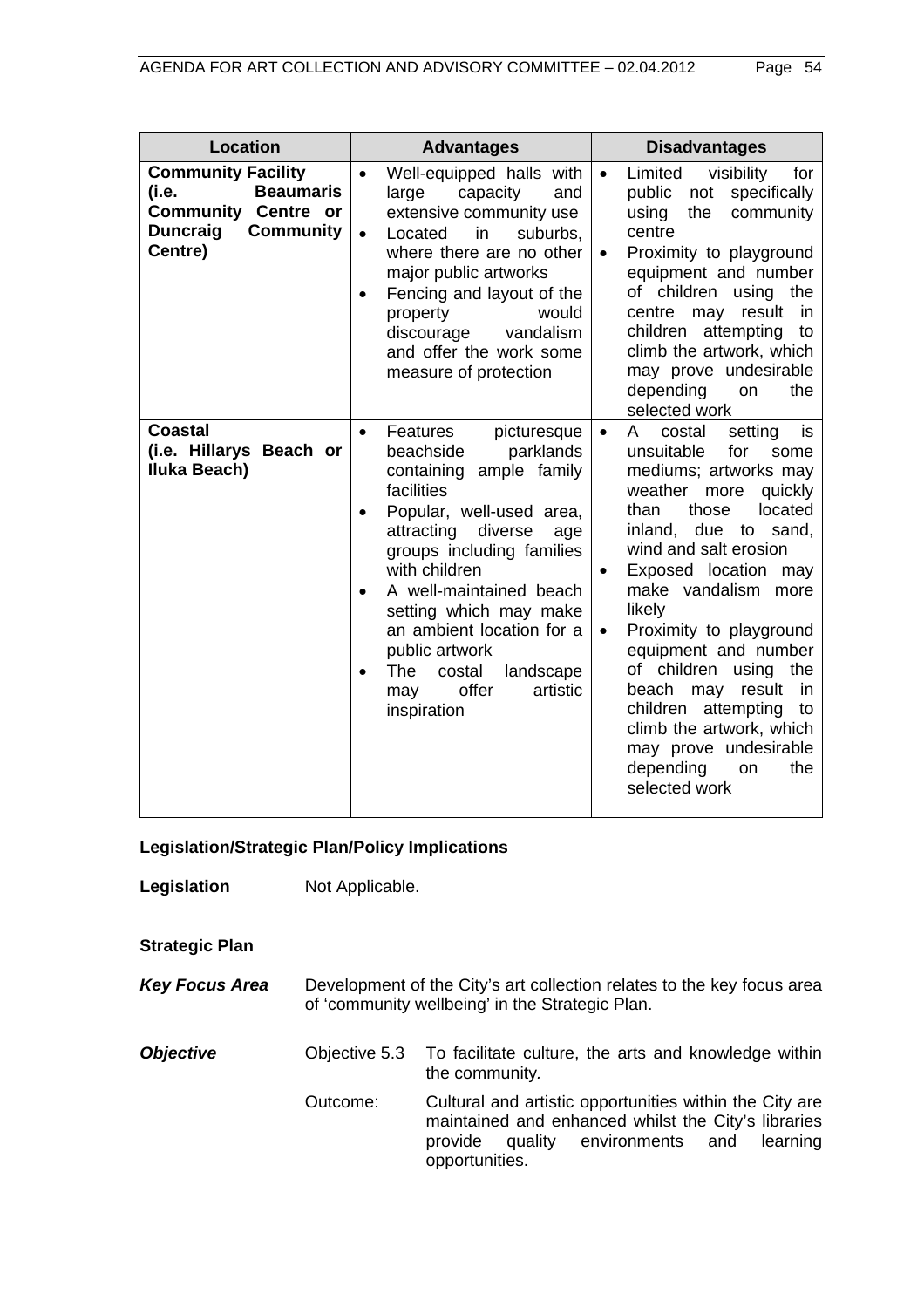| Location | Advantages | Disadvantages |
|---|---|---|
| **Community Facility (i.e. Beaumaris Community Centre or Duncraig Community Centre)** | • Well-equipped halls with large capacity and extensive community use<br>• Located in suburbs, where there are no other major public artworks<br>• Fencing and layout of the property would discourage vandalism and offer the work some measure of protection | • Limited visibility for public not specifically using the community centre<br>• Proximity to playground equipment and number of children using the centre may result in children attempting to climb the artwork, which may prove undesirable depending on the selected work |
| **Coastal (i.e. Hillarys Beach or Iluka Beach)** | • Features picturesque beachside parklands containing ample family facilities<br>• Popular, well-used area, attracting diverse age groups including families with children<br>• A well-maintained beach setting which may make an ambient location for a public artwork<br>• The costal landscape may offer artistic inspiration | • A costal setting is unsuitable for some mediums; artworks may weather more quickly than those located inland, due to sand, wind and salt erosion<br>• Exposed location may make vandalism more likely<br>• Proximity to playground equipment and number of children using the beach may result in children attempting to climb the artwork, which may prove undesirable depending on the selected work |

**Legislation/Strategic Plan/Policy Implications**

**Legislation** Not Applicable.

**Strategic Plan**

***Key Focus Area*** Development of the City's art collection relates to the key focus area of 'community wellbeing' in the Strategic Plan.

***Objective*** Objective 5.3 To facilitate culture, the arts and knowledge within the community.

Outcome: Cultural and artistic opportunities within the City are maintained and enhanced whilst the City's libraries provide quality environments and learning opportunities.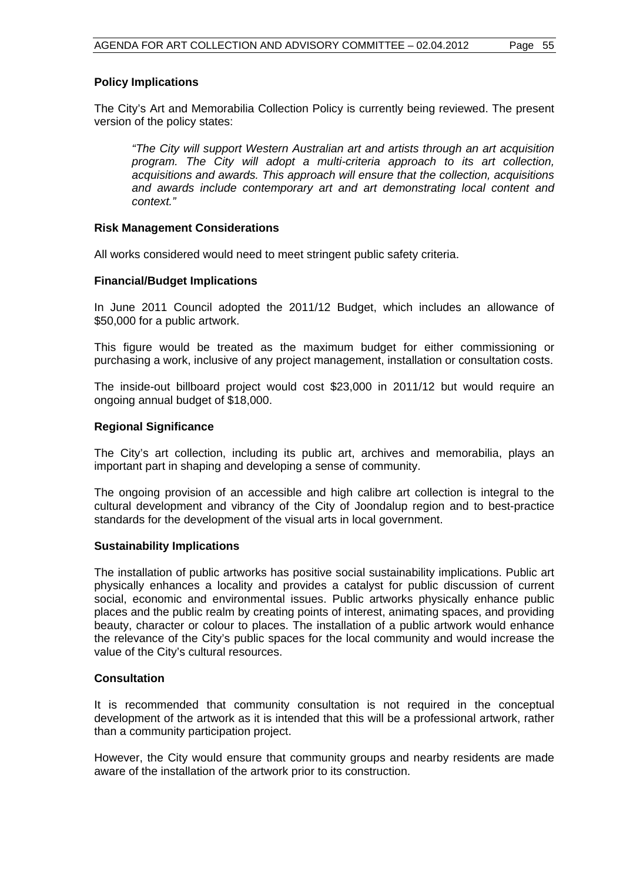**Policy Implications**

The City's Art and Memorabilia Collection Policy is currently being reviewed. The present version of the policy states:

> *"The City will support Western Australian art and artists through an art acquisition program. The City will adopt a multi-criteria approach to its art collection, acquisitions and awards. This approach will ensure that the collection, acquisitions and awards include contemporary art and art demonstrating local content and context."*

**Risk Management Considerations**

All works considered would need to meet stringent public safety criteria.

**Financial/Budget Implications**

In June 2011 Council adopted the 2011/12 Budget, which includes an allowance of $50,000 for a public artwork.

This figure would be treated as the maximum budget for either commissioning or purchasing a work, inclusive of any project management, installation or consultation costs.

The inside-out billboard project would cost $23,000 in 2011/12 but would require an ongoing annual budget of $18,000.

**Regional Significance**

The City's art collection, including its public art, archives and memorabilia, plays an important part in shaping and developing a sense of community.

The ongoing provision of an accessible and high calibre art collection is integral to the cultural development and vibrancy of the City of Joondalup region and to best-practice standards for the development of the visual arts in local government.

**Sustainability Implications**

The installation of public artworks has positive social sustainability implications. Public art physically enhances a locality and provides a catalyst for public discussion of current social, economic and environmental issues. Public artworks physically enhance public places and the public realm by creating points of interest, animating spaces, and providing beauty, character or colour to places. The installation of a public artwork would enhance the relevance of the City's public spaces for the local community and would increase the value of the City's cultural resources.

**Consultation**

It is recommended that community consultation is not required in the conceptual development of the artwork as it is intended that this will be a professional artwork, rather than a community participation project.

However, the City would ensure that community groups and nearby residents are made aware of the installation of the artwork prior to its construction.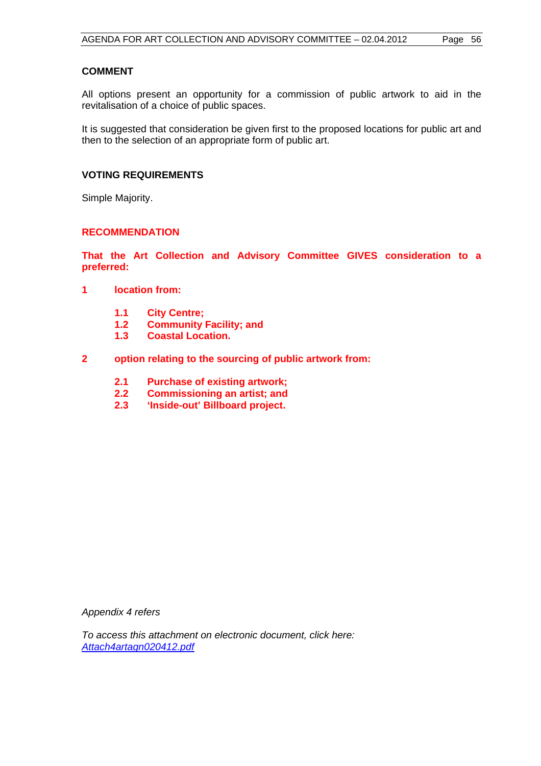## COMMENT

All options present an opportunity for a commission of public artwork to aid in the revitalisation of a choice of public spaces.

It is suggested that consideration be given first to the proposed locations for public art and then to the selection of an appropriate form of public art.

## VOTING REQUIREMENTS

Simple Majority.

## RECOMMENDATION

**That the Art Collection and Advisory Committee GIVES consideration to a preferred:**

**1 location from:**

- **1.1 City Centre;**
- **1.2 Community Facility; and**
- **1.3 Coastal Location.**

**2 option relating to the sourcing of public artwork from:**

- **2.1 Purchase of existing artwork;**
- **2.2 Commissioning an artist; and**
- **2.3 'Inside-out' Billboard project.**

*Appendix 4 refers*

*To access this attachment on electronic document, click here: Attach4artagn020412.pdf*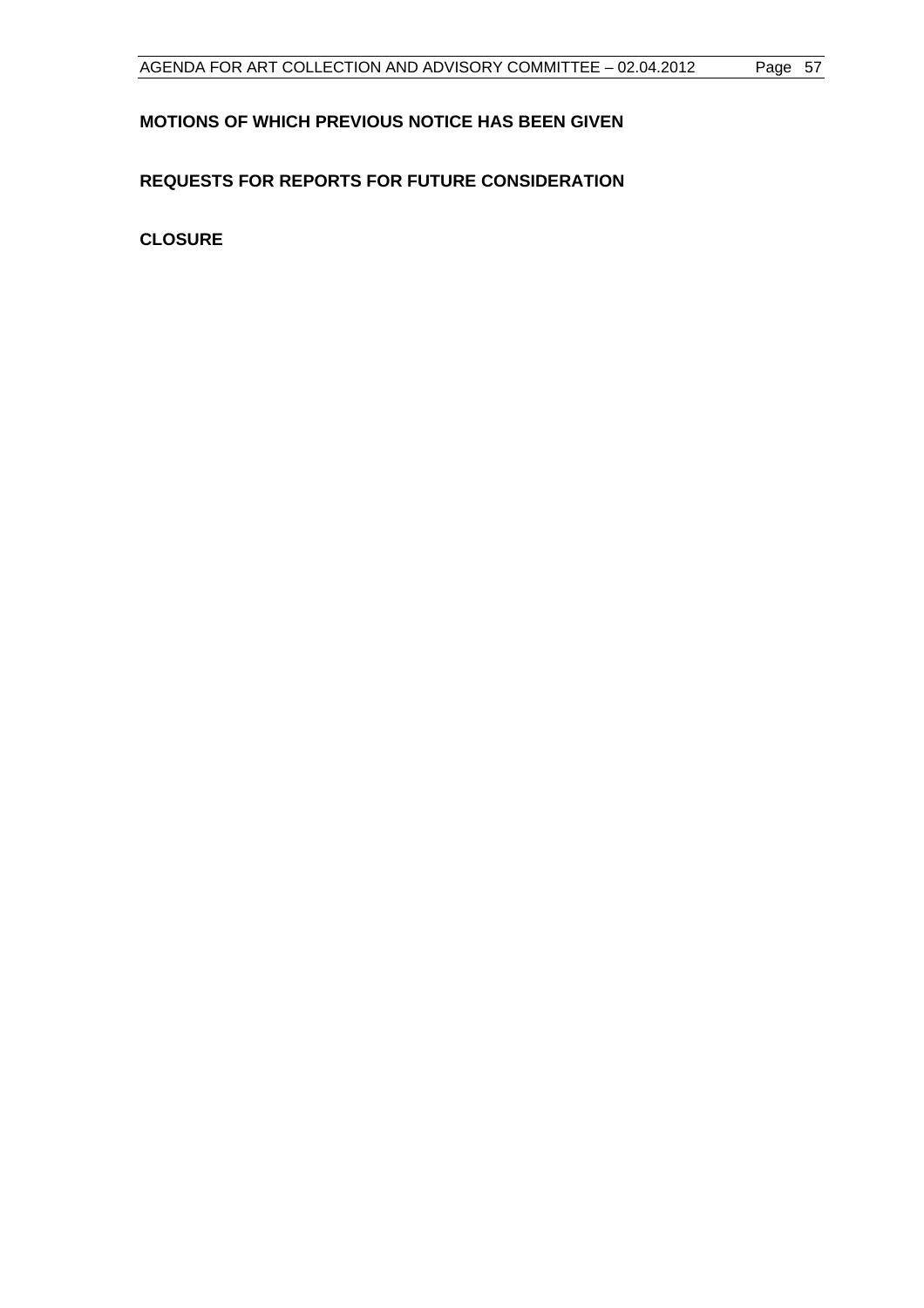**MOTIONS OF WHICH PREVIOUS NOTICE HAS BEEN GIVEN**

**REQUESTS FOR REPORTS FOR FUTURE CONSIDERATION**

**CLOSURE**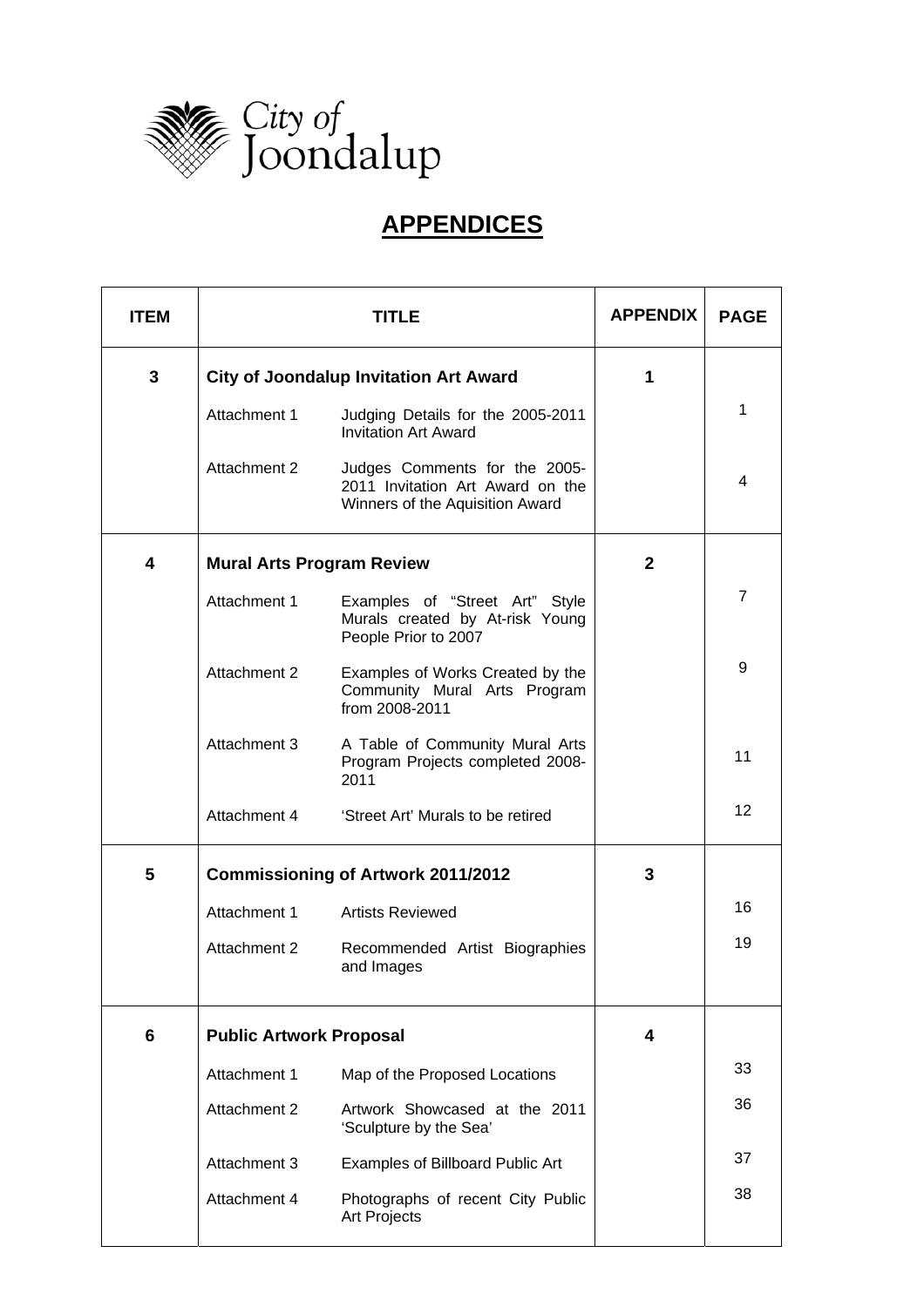City of Joondalup

# APPENDICES

| ITEM | TITLE | | APPENDIX | PAGE |
|---|---|---|---|---|
| 3 | **City of Joondalup Invitation Art Award** | | 1 | |
| | Attachment 1 | Judging Details for the 2005-2011 Invitation Art Award | | 1 |
| | Attachment 2 | Judges Comments for the 2005-2011 Invitation Art Award on the Winners of the Aquisition Award | | 4 |
| 4 | **Mural Arts Program Review** | | 2 | |
| | Attachment 1 | Examples of "Street Art" Style Murals created by At-risk Young People Prior to 2007 | | 7 |
| | Attachment 2 | Examples of Works Created by the Community Mural Arts Program from 2008-2011 | | 9 |
| | Attachment 3 | A Table of Community Mural Arts Program Projects completed 2008-2011 | | 11 |
| | Attachment 4 | 'Street Art' Murals to be retired | | 12 |
| 5 | **Commissioning of Artwork 2011/2012** | | 3 | |
| | Attachment 1 | Artists Reviewed | | 16 |
| | Attachment 2 | Recommended Artist Biographies and Images | | 19 |
| 6 | **Public Artwork Proposal** | | 4 | |
| | Attachment 1 | Map of the Proposed Locations | | 33 |
| | Attachment 2 | Artwork Showcased at the 2011 'Sculpture by the Sea' | | 36 |
| | Attachment 3 | Examples of Billboard Public Art | | 37 |
| | Attachment 4 | Photographs of recent City Public Art Projects | | 38 |